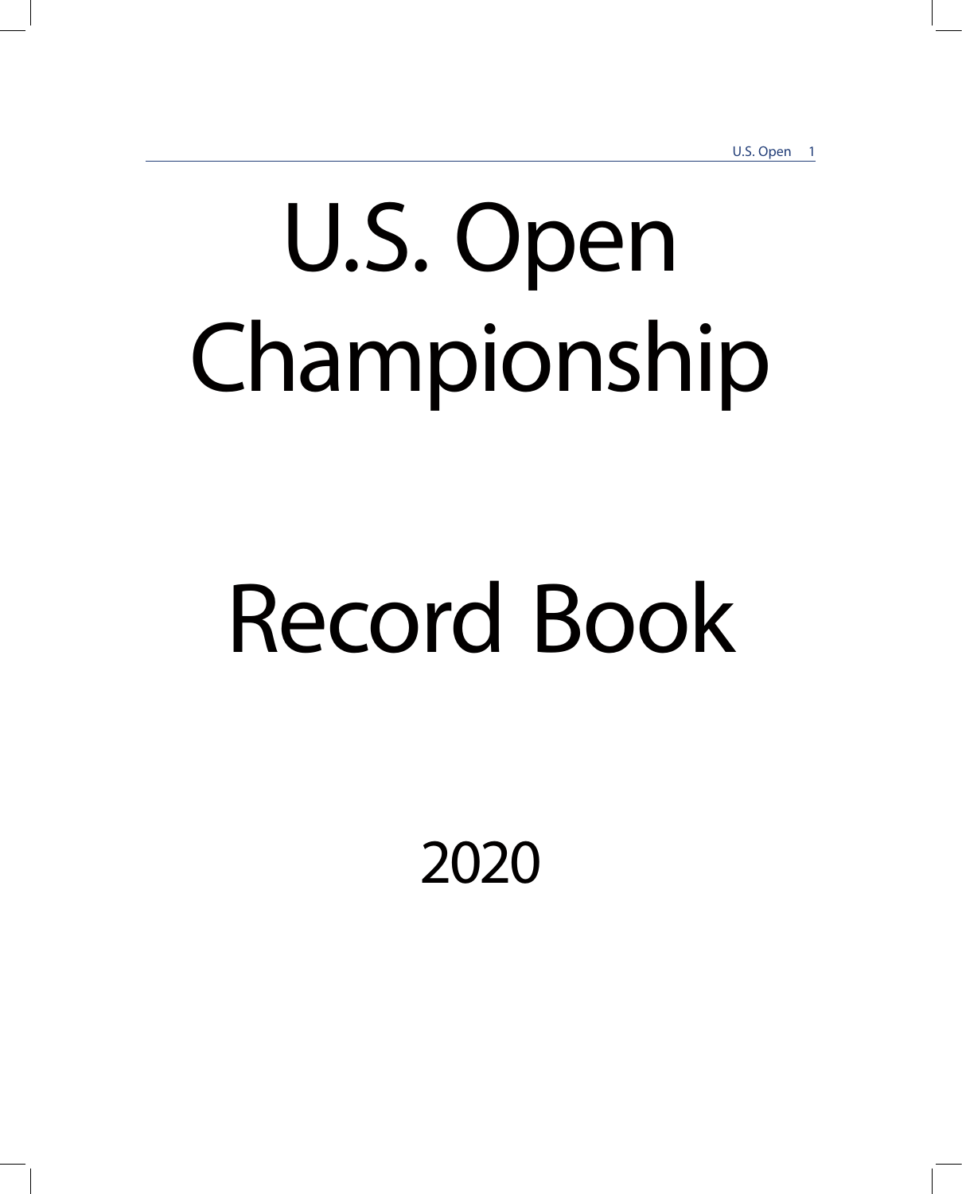# U.S. Open Championship

# Record Book

## 2020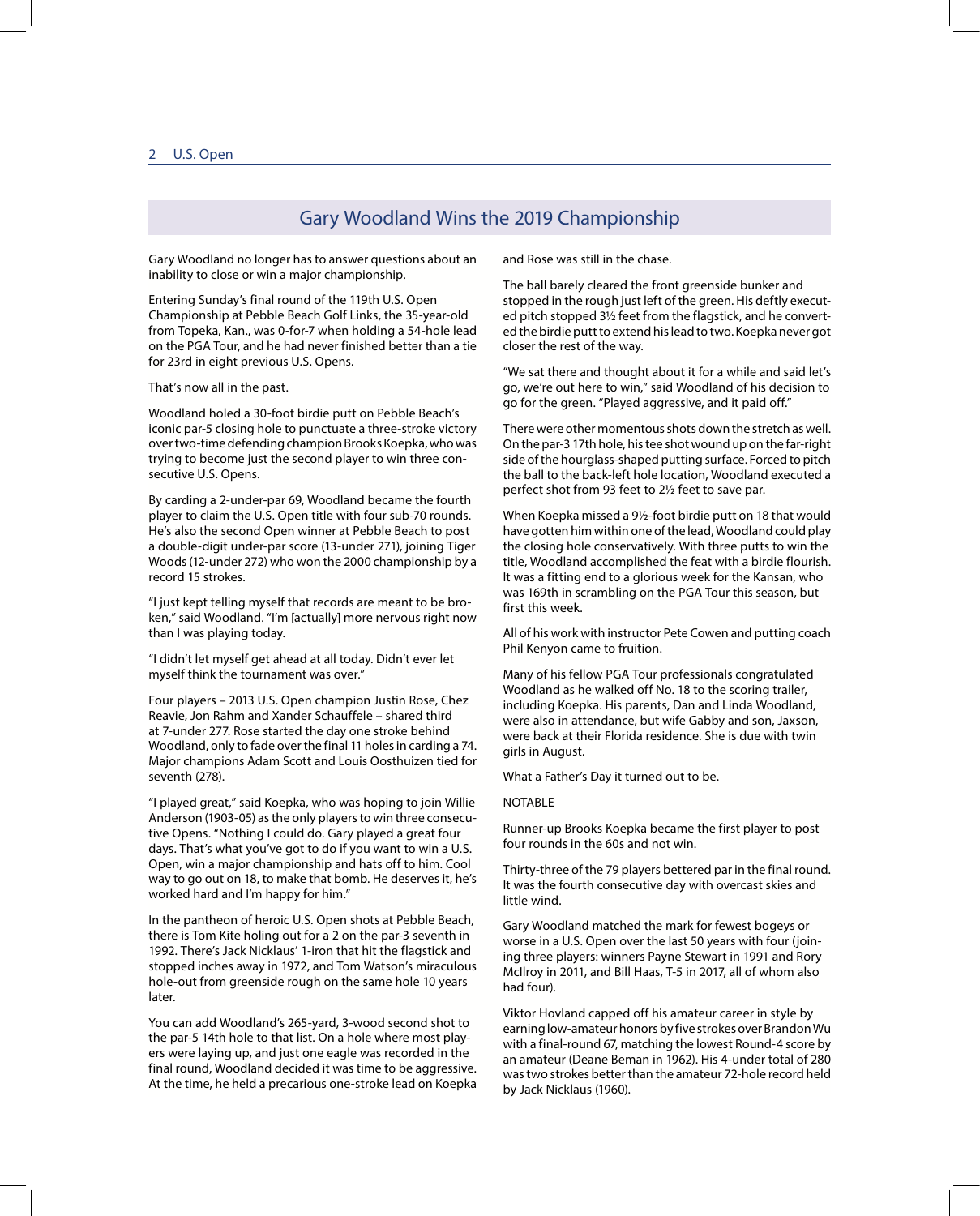## Gary Woodland Wins the 2019 Championship

Gary Woodland no longer has to answer questions about an inability to close or win a major championship.

Entering Sunday's final round of the 119th U.S. Open Championship at Pebble Beach Golf Links, the 35-year-old from Topeka, Kan., was 0-for-7 when holding a 54-hole lead on the PGA Tour, and he had never finished better than a tie for 23rd in eight previous U.S. Opens.

That's now all in the past.

Woodland holed a 30-foot birdie putt on Pebble Beach's iconic par-5 closing hole to punctuate a three-stroke victory over two-time defending champion Brooks Koepka, who was trying to become just the second player to win three consecutive U.S. Opens.

By carding a 2-under-par 69, Woodland became the fourth player to claim the U.S. Open title with four sub-70 rounds. He's also the second Open winner at Pebble Beach to post a double-digit under-par score (13-under 271), joining Tiger Woods (12-under 272) who won the 2000 championship by a record 15 strokes.

"I just kept telling myself that records are meant to be broken," said Woodland. "I'm [actually] more nervous right now than I was playing today.

"I didn't let myself get ahead at all today. Didn't ever let myself think the tournament was over."

Four players – 2013 U.S. Open champion Justin Rose, Chez Reavie, Jon Rahm and Xander Schauffele – shared third at 7-under 277. Rose started the day one stroke behind Woodland, only to fade over the final 11 holes in carding a 74. Major champions Adam Scott and Louis Oosthuizen tied for seventh (278).

"I played great," said Koepka, who was hoping to join Willie Anderson (1903-05) as the only players to win three consecutive Opens. "Nothing I could do. Gary played a great four days. That's what you've got to do if you want to win a U.S. Open, win a major championship and hats off to him. Cool way to go out on 18, to make that bomb. He deserves it, he's worked hard and I'm happy for him."

In the pantheon of heroic U.S. Open shots at Pebble Beach, there is Tom Kite holing out for a 2 on the par-3 seventh in 1992. There's Jack Nicklaus' 1-iron that hit the flagstick and stopped inches away in 1972, and Tom Watson's miraculous hole-out from greenside rough on the same hole 10 years later.

You can add Woodland's 265-yard, 3-wood second shot to the par-5 14th hole to that list. On a hole where most players were laying up, and just one eagle was recorded in the final round, Woodland decided it was time to be aggressive. At the time, he held a precarious one-stroke lead on Koepka and Rose was still in the chase.

The ball barely cleared the front greenside bunker and stopped in the rough just left of the green. His deftly executed pitch stopped 3½ feet from the flagstick, and he converted the birdie putt to extend his lead to two. Koepka never got closer the rest of the way.

"We sat there and thought about it for a while and said let's go, we're out here to win," said Woodland of his decision to go for the green. "Played aggressive, and it paid off."

There were other momentous shots down the stretch as well. On the par-3 17th hole, his tee shot wound up on the far-right side of the hourglass-shaped putting surface. Forced to pitch the ball to the back-left hole location, Woodland executed a perfect shot from 93 feet to 2½ feet to save par.

When Koepka missed a 9½-foot birdie putt on 18 that would have gotten him within one of the lead, Woodland could play the closing hole conservatively. With three putts to win the title, Woodland accomplished the feat with a birdie flourish. It was a fitting end to a glorious week for the Kansan, who was 169th in scrambling on the PGA Tour this season, but first this week.

All of his work with instructor Pete Cowen and putting coach Phil Kenyon came to fruition.

Many of his fellow PGA Tour professionals congratulated Woodland as he walked off No. 18 to the scoring trailer, including Koepka. His parents, Dan and Linda Woodland, were also in attendance, but wife Gabby and son, Jaxson, were back at their Florida residence. She is due with twin girls in August.

What a Father's Day it turned out to be.

NOTABLE

Runner-up Brooks Koepka became the first player to post four rounds in the 60s and not win.

Thirty-three of the 79 players bettered par in the final round. It was the fourth consecutive day with overcast skies and little wind.

Gary Woodland matched the mark for fewest bogeys or worse in a U.S. Open over the last 50 years with four (joining three players: winners Payne Stewart in 1991 and Rory McIlroy in 2011, and Bill Haas, T-5 in 2017, all of whom also had four).

Viktor Hovland capped off his amateur career in style by earning low-amateur honors by five strokes over Brandon Wu with a final-round 67, matching the lowest Round-4 score by an amateur (Deane Beman in 1962). His 4-under total of 280 was two strokes better than the amateur 72-hole record held by Jack Nicklaus (1960).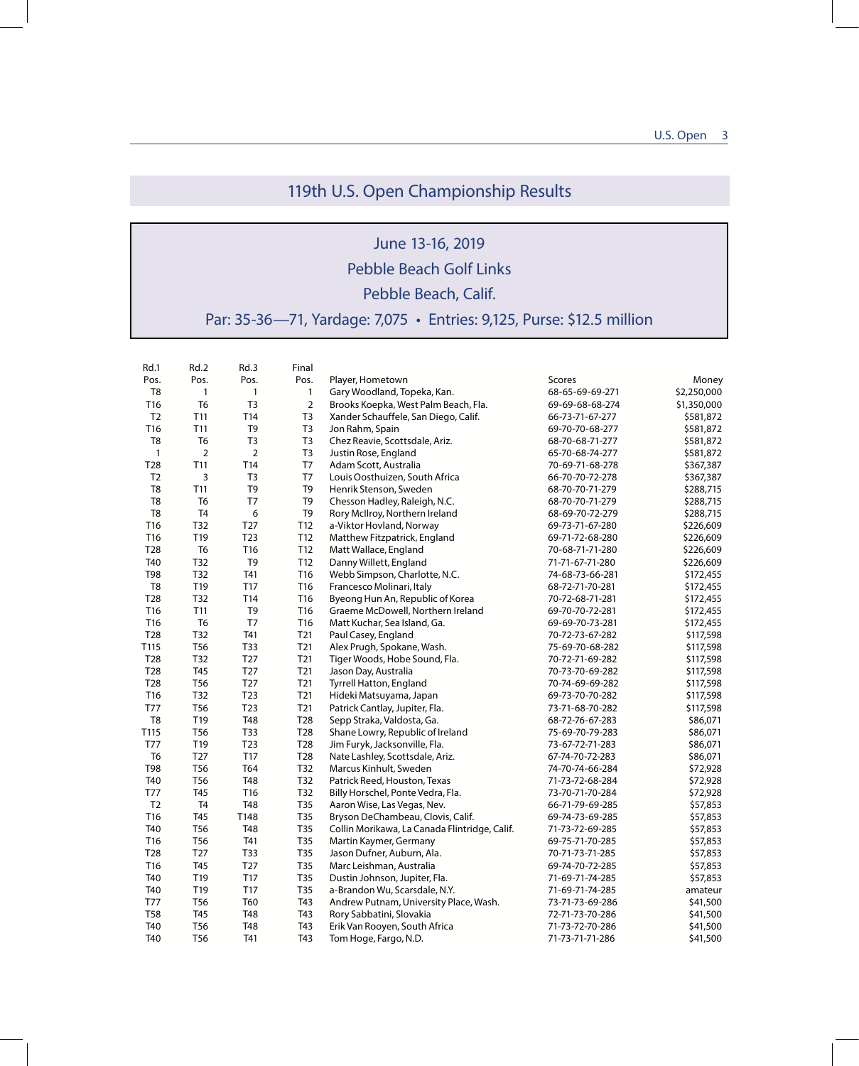# 119th U.S. Open Championship Results

June 13-16, 2019

Pebble Beach Golf Links

Pebble Beach, Calif.

Par: 35-36—71, Yardage: 7,075 • Entries: 9,125, Purse: $12.5 million

| Rd.1 Pos. | Rd.2 Pos. | Rd.3 Pos. | Final Pos. | Player, Hometown | Scores | Money |
|---|---|---|---|---|---|---|
| T8 | 1 | 1 | 1 | Gary Woodland, Topeka, Kan. | 68-65-69-69-271 | $2,250,000 |
| T16 | T6 | T3 | 2 | Brooks Koepka, West Palm Beach, Fla. | 69-69-68-68-274 | $1,350,000 |
| T2 | T11 | T14 | T3 | Xander Schauffele, San Diego, Calif. | 66-73-71-67-277 | $581,872 |
| T16 | T11 | T9 | T3 | Jon Rahm, Spain | 69-70-70-68-277 | $581,872 |
| T8 | T6 | T3 | T3 | Chez Reavie, Scottsdale, Ariz. | 68-70-68-71-277 | $581,872 |
| 1 | 2 | 2 | T3 | Justin Rose, England | 65-70-68-74-277 | $581,872 |
| T28 | T11 | T14 | T7 | Adam Scott, Australia | 70-69-71-68-278 | $367,387 |
| T2 | 3 | T3 | T7 | Louis Oosthuizen, South Africa | 66-70-70-72-278 | $367,387 |
| T8 | T11 | T9 | T9 | Henrik Stenson, Sweden | 68-70-70-71-279 | $288,715 |
| T8 | T6 | T7 | T9 | Chesson Hadley, Raleigh, N.C. | 68-70-70-71-279 | $288,715 |
| T8 | T4 | 6 | T9 | Rory McIlroy, Northern Ireland | 68-69-70-72-279 | $288,715 |
| T16 | T32 | T27 | T12 | a-Viktor Hovland, Norway | 69-73-71-67-280 | $226,609 |
| T16 | T19 | T23 | T12 | Matthew Fitzpatrick, England | 69-71-72-68-280 | $226,609 |
| T28 | T6 | T16 | T12 | Matt Wallace, England | 70-68-71-71-280 | $226,609 |
| T40 | T32 | T9 | T12 | Danny Willett, England | 71-71-67-71-280 | $226,609 |
| T98 | T32 | T41 | T16 | Webb Simpson, Charlotte, N.C. | 74-68-73-66-281 | $172,455 |
| T8 | T19 | T17 | T16 | Francesco Molinari, Italy | 68-72-71-70-281 | $172,455 |
| T28 | T32 | T14 | T16 | Byeong Hun An, Republic of Korea | 70-72-68-71-281 | $172,455 |
| T16 | T11 | T9 | T16 | Graeme McDowell, Northern Ireland | 69-70-70-72-281 | $172,455 |
| T16 | T6 | T7 | T16 | Matt Kuchar, Sea Island, Ga. | 69-69-70-73-281 | $172,455 |
| T28 | T32 | T41 | T21 | Paul Casey, England | 70-72-73-67-282 | $117,598 |
| T115 | T56 | T33 | T21 | Alex Prugh, Spokane, Wash. | 75-69-70-68-282 | $117,598 |
| T28 | T32 | T27 | T21 | Tiger Woods, Hobe Sound, Fla. | 70-72-71-69-282 | $117,598 |
| T28 | T45 | T27 | T21 | Jason Day, Australia | 70-73-70-69-282 | $117,598 |
| T28 | T56 | T27 | T21 | Tyrrell Hatton, England | 70-74-69-69-282 | $117,598 |
| T16 | T32 | T23 | T21 | Hideki Matsuyama, Japan | 69-73-70-70-282 | $117,598 |
| T77 | T56 | T23 | T21 | Patrick Cantlay, Jupiter, Fla. | 73-71-68-70-282 | $117,598 |
| T8 | T19 | T48 | T28 | Sepp Straka, Valdosta, Ga. | 68-72-76-67-283 | $86,071 |
| T115 | T56 | T33 | T28 | Shane Lowry, Republic of Ireland | 75-69-70-79-283 | $86,071 |
| T77 | T19 | T23 | T28 | Jim Furyk, Jacksonville, Fla. | 73-67-72-71-283 | $86,071 |
| T6 | T27 | T17 | T28 | Nate Lashley, Scottsdale, Ariz. | 67-74-70-72-283 | $86,071 |
| T98 | T56 | T64 | T32 | Marcus Kinhult, Sweden | 74-70-74-66-284 | $72,928 |
| T40 | T56 | T48 | T32 | Patrick Reed, Houston, Texas | 71-73-72-68-284 | $72,928 |
| T77 | T45 | T16 | T32 | Billy Horschel, Ponte Vedra, Fla. | 73-70-71-70-284 | $72,928 |
| T2 | T4 | T48 | T35 | Aaron Wise, Las Vegas, Nev. | 66-71-79-69-285 | $57,853 |
| T16 | T45 | T148 | T35 | Bryson DeChambeau, Clovis, Calif. | 69-74-73-69-285 | $57,853 |
| T40 | T56 | T48 | T35 | Collin Morikawa, La Canada Flintridge, Calif. | 71-73-72-69-285 | $57,853 |
| T16 | T56 | T41 | T35 | Martin Kaymer, Germany | 69-75-71-70-285 | $57,853 |
| T28 | T27 | T33 | T35 | Jason Dufner, Auburn, Ala. | 70-71-73-71-285 | $57,853 |
| T16 | T45 | T27 | T35 | Marc Leishman, Australia | 69-74-70-72-285 | $57,853 |
| T40 | T19 | T17 | T35 | Dustin Johnson, Jupiter, Fla. | 71-69-71-74-285 | $57,853 |
| T40 | T19 | T17 | T35 | a-Brandon Wu, Scarsdale, N.Y. | 71-69-71-74-285 | amateur |
| T77 | T56 | T60 | T43 | Andrew Putnam, University Place, Wash. | 73-71-73-69-286 | $41,500 |
| T58 | T45 | T48 | T43 | Rory Sabbatini, Slovakia | 72-71-73-70-286 | $41,500 |
| T40 | T56 | T48 | T43 | Erik Van Rooyen, South Africa | 71-73-72-70-286 | $41,500 |
| T40 | T56 | T41 | T43 | Tom Hoge, Fargo, N.D. | 71-73-71-71-286 | $41,500 |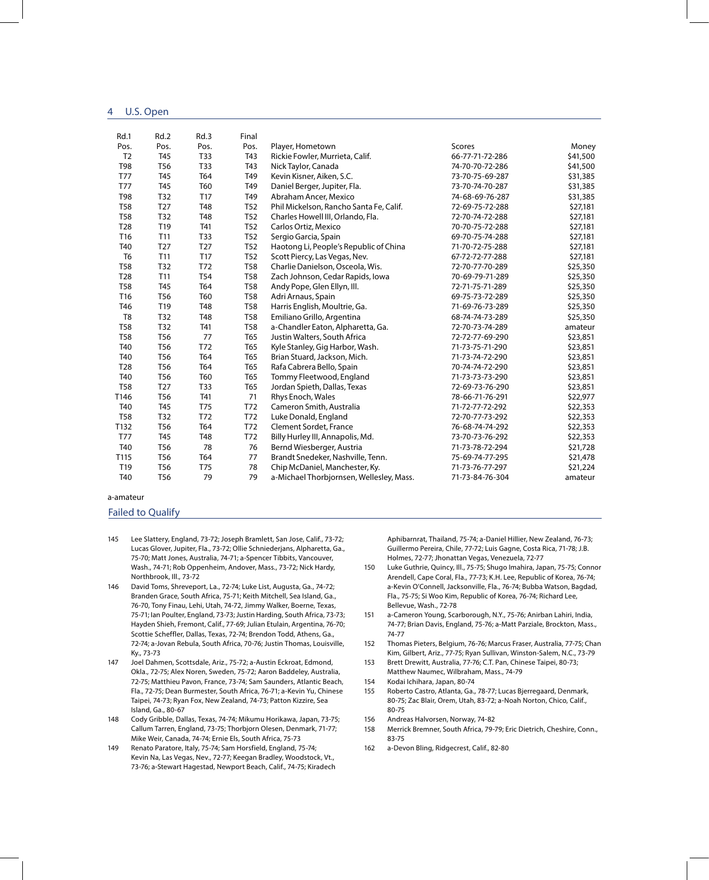| Rd.1 Pos. | Rd.2 Pos. | Rd.3 Pos. | Final Pos. | Player, Hometown | Scores | Money |
|---|---|---|---|---|---|---|
| T2 | T45 | T33 | T43 | Rickie Fowler, Murrieta, Calif. | 66-77-71-72-286 | $41,500 |
| T98 | T56 | T33 | T43 | Nick Taylor, Canada | 74-70-70-72-286 | $41,500 |
| T77 | T45 | T64 | T49 | Kevin Kisner, Aiken, S.C. | 73-70-75-69-287 | $31,385 |
| T77 | T45 | T60 | T49 | Daniel Berger, Jupiter, Fla. | 73-70-74-70-287 | $31,385 |
| T98 | T32 | T17 | T49 | Abraham Ancer, Mexico | 74-68-69-76-287 | $31,385 |
| T58 | T27 | T48 | T52 | Phil Mickelson, Rancho Santa Fe, Calif. | 72-69-75-72-288 | $27,181 |
| T58 | T32 | T48 | T52 | Charles Howell III, Orlando, Fla. | 72-70-74-72-288 | $27,181 |
| T28 | T19 | T41 | T52 | Carlos Ortiz, Mexico | 70-70-75-72-288 | $27,181 |
| T16 | T11 | T33 | T52 | Sergio Garcia, Spain | 69-70-75-74-288 | $27,181 |
| T40 | T27 | T27 | T52 | Haotong Li, People's Republic of China | 71-70-72-75-288 | $27,181 |
| T6 | T11 | T17 | T52 | Scott Piercy, Las Vegas, Nev. | 67-72-72-77-288 | $27,181 |
| T58 | T32 | T72 | T58 | Charlie Danielson, Osceola, Wis. | 72-70-77-70-289 | $25,350 |
| T28 | T11 | T54 | T58 | Zach Johnson, Cedar Rapids, Iowa | 70-69-79-71-289 | $25,350 |
| T58 | T45 | T64 | T58 | Andy Pope, Glen Ellyn, Ill. | 72-71-75-71-289 | $25,350 |
| T16 | T56 | T60 | T58 | Adri Arnaus, Spain | 69-75-73-72-289 | $25,350 |
| T46 | T19 | T48 | T58 | Harris English, Moultrie, Ga. | 71-69-76-73-289 | $25,350 |
| T8 | T32 | T48 | T58 | Emiliano Grillo, Argentina | 68-74-74-73-289 | $25,350 |
| T58 | T32 | T41 | T58 | a-Chandler Eaton, Alpharetta, Ga. | 72-70-73-74-289 | amateur |
| T58 | T56 | 77 | T65 | Justin Walters, South Africa | 72-72-77-69-290 | $23,851 |
| T40 | T56 | T72 | T65 | Kyle Stanley, Gig Harbor, Wash. | 71-73-75-71-290 | $23,851 |
| T40 | T56 | T64 | T65 | Brian Stuard, Jackson, Mich. | 71-73-74-72-290 | $23,851 |
| T28 | T56 | T64 | T65 | Rafa Cabrera Bello, Spain | 70-74-74-72-290 | $23,851 |
| T40 | T56 | T60 | T65 | Tommy Fleetwood, England | 71-73-73-73-290 | $23,851 |
| T58 | T27 | T33 | T65 | Jordan Spieth, Dallas, Texas | 72-69-73-76-290 | $23,851 |
| T146 | T56 | T41 | 71 | Rhys Enoch, Wales | 78-66-71-76-291 | $22,977 |
| T40 | T45 | T75 | T72 | Cameron Smith, Australia | 71-72-77-72-292 | $22,353 |
| T58 | T32 | T72 | T72 | Luke Donald, England | 72-70-77-73-292 | $22,353 |
| T132 | T56 | T64 | T72 | Clement Sordet, France | 76-68-74-74-292 | $22,353 |
| T77 | T45 | T48 | T72 | Billy Hurley III, Annapolis, Md. | 73-70-73-76-292 | $22,353 |
| T40 | T56 | 78 | 76 | Bernd Wiesberger, Austria | 71-73-78-72-294 | $21,728 |
| T115 | T56 | T64 | 77 | Brandt Snedeker, Nashville, Tenn. | 75-69-74-77-295 | $21,478 |
| T19 | T56 | T75 | 78 | Chip McDaniel, Manchester, Ky. | 71-73-76-77-297 | $21,224 |
| T40 | T56 | 79 | 79 | a-Michael Thorbjornsen, Wellesley, Mass. | 71-73-84-76-304 | amateur |

a-amateur

## Failed to Qualify

145 Lee Slattery, England, 73-72; Joseph Bramlett, San Jose, Calif., 73-72; Lucas Glover, Jupiter, Fla., 73-72; Ollie Schniederjans, Alpharetta, Ga., 75-70; Matt Jones, Australia, 74-71; a-Spencer Tibbits, Vancouver, Wash., 74-71; Rob Oppenheim, Andover, Mass., 73-72; Nick Hardy, Northbrook, Ill., 73-72

146 David Toms, Shreveport, La., 72-74; Luke List, Augusta, Ga., 74-72; Branden Grace, South Africa, 75-71; Keith Mitchell, Sea Island, Ga., 76-70, Tony Finau, Lehi, Utah, 74-72, Jimmy Walker, Boerne, Texas, 75-71; Ian Poulter, England, 73-73; Justin Harding, South Africa, 73-73; Hayden Shieh, Fremont, Calif., 77-69; Julian Etulain, Argentina, 76-70; Scottie Scheffler, Dallas, Texas, 72-74; Brendon Todd, Athens, Ga., 72-74; a-Jovan Rebula, South Africa, 70-76; Justin Thomas, Louisville, Ky., 73-73

147 Joel Dahmen, Scottsdale, Ariz., 75-72; a-Austin Eckroat, Edmond, Okla., 72-75; Alex Noren, Sweden, 75-72; Aaron Baddeley, Australia, 72-75; Matthieu Pavon, France, 73-74; Sam Saunders, Atlantic Beach, Fla., 72-75; Dean Burmester, South Africa, 76-71; a-Kevin Yu, Chinese Taipei, 74-73; Ryan Fox, New Zealand, 74-73; Patton Kizzire, Sea Island, Ga., 80-67

148 Cody Gribble, Dallas, Texas, 74-74; Mikumu Horikawa, Japan, 73-75; Callum Tarren, England, 73-75; Thorbjorn Olesen, Denmark, 71-77; Mike Weir, Canada, 74-74; Ernie Els, South Africa, 75-73

149 Renato Paratore, Italy, 75-74; Sam Horsfield, England, 75-74; Kevin Na, Las Vegas, Nev., 72-77; Keegan Bradley, Woodstock, Vt., 73-76; a-Stewart Hagestad, Newport Beach, Calif., 74-75; Kiradech Aphibarnrat, Thailand, 75-74; a-Daniel Hillier, New Zealand, 76-73; Guillermo Pereira, Chile, 77-72; Luis Gagne, Costa Rica, 71-78; J.B. Holmes, 72-77; Jhonattan Vegas, Venezuela, 72-77

150 Luke Guthrie, Quincy, Ill., 75-75; Shugo Imahira, Japan, 75-75; Connor Arendell, Cape Coral, Fla., 77-73; K.H. Lee, Republic of Korea, 76-74; a-Kevin O'Connell, Jacksonville, Fla., 76-74; Bubba Watson, Bagdad, Fla., 75-75; Si Woo Kim, Republic of Korea, 76-74; Richard Lee, Bellevue, Wash., 72-78

151 a-Cameron Young, Scarborough, N.Y., 75-76; Anirban Lahiri, India, 74-77; Brian Davis, England, 75-76; a-Matt Parziale, Brockton, Mass., 74-77

152 Thomas Pieters, Belgium, 76-76; Marcus Fraser, Australia, 77-75; Chan Kim, Gilbert, Ariz., 77-75; Ryan Sullivan, Winston-Salem, N.C., 73-79

153 Brett Drewitt, Australia, 77-76; C.T. Pan, Chinese Taipei, 80-73; Matthew Naumec, Wilbraham, Mass., 74-79

154 Kodai Ichihara, Japan, 80-74

155 Roberto Castro, Atlanta, Ga., 78-77; Lucas Bjerregaard, Denmark, 80-75; Zac Blair, Orem, Utah, 83-72; a-Noah Norton, Chico, Calif., 80-75

156 Andreas Halvorsen, Norway, 74-82

158 Merrick Bremner, South Africa, 79-79; Eric Dietrich, Cheshire, Conn., 83-75

162 a-Devon Bling, Ridgecrest, Calif., 82-80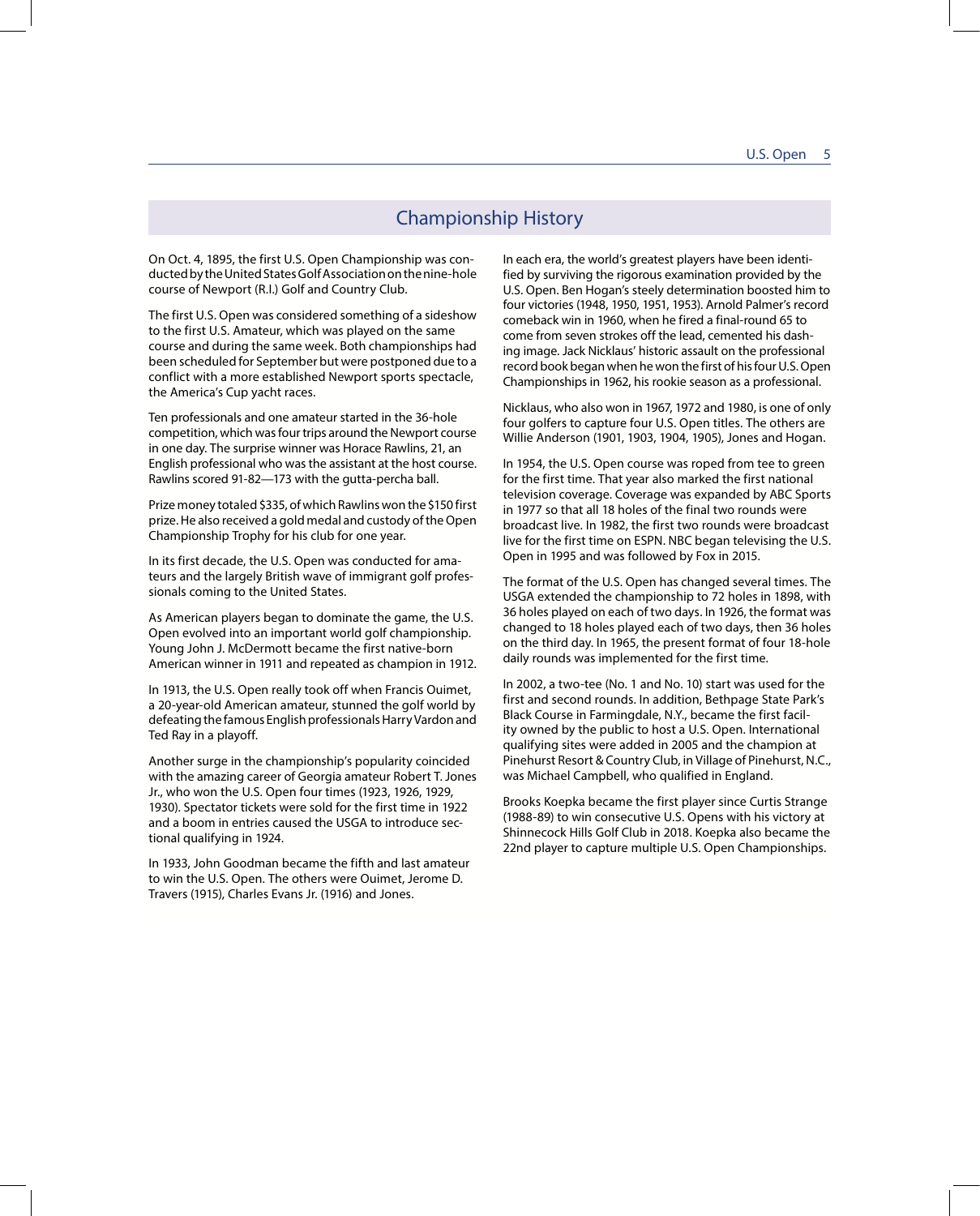## Championship History

On Oct. 4, 1895, the first U.S. Open Championship was conducted by the United States Golf Association on the nine-hole course of Newport (R.I.) Golf and Country Club.

The first U.S. Open was considered something of a sideshow to the first U.S. Amateur, which was played on the same course and during the same week. Both championships had been scheduled for September but were postponed due to a conflict with a more established Newport sports spectacle, the America's Cup yacht races.

Ten professionals and one amateur started in the 36-hole competition, which was four trips around the Newport course in one day. The surprise winner was Horace Rawlins, 21, an English professional who was the assistant at the host course. Rawlins scored 91-82—173 with the gutta-percha ball.

Prize money totaled $335, of which Rawlins won the $150 first prize. He also received a gold medal and custody of the Open Championship Trophy for his club for one year.

In its first decade, the U.S. Open was conducted for amateurs and the largely British wave of immigrant golf professionals coming to the United States.

As American players began to dominate the game, the U.S. Open evolved into an important world golf championship. Young John J. McDermott became the first native-born American winner in 1911 and repeated as champion in 1912.

In 1913, the U.S. Open really took off when Francis Ouimet, a 20-year-old American amateur, stunned the golf world by defeating the famous English professionals Harry Vardon and Ted Ray in a playoff.

Another surge in the championship's popularity coincided with the amazing career of Georgia amateur Robert T. Jones Jr., who won the U.S. Open four times (1923, 1926, 1929, 1930). Spectator tickets were sold for the first time in 1922 and a boom in entries caused the USGA to introduce sectional qualifying in 1924.

In 1933, John Goodman became the fifth and last amateur to win the U.S. Open. The others were Ouimet, Jerome D. Travers (1915), Charles Evans Jr. (1916) and Jones.

In each era, the world's greatest players have been identified by surviving the rigorous examination provided by the U.S. Open. Ben Hogan's steely determination boosted him to four victories (1948, 1950, 1951, 1953). Arnold Palmer's record comeback win in 1960, when he fired a final-round 65 to come from seven strokes off the lead, cemented his dashing image. Jack Nicklaus' historic assault on the professional record book began when he won the first of his four U.S. Open Championships in 1962, his rookie season as a professional.

Nicklaus, who also won in 1967, 1972 and 1980, is one of only four golfers to capture four U.S. Open titles. The others are Willie Anderson (1901, 1903, 1904, 1905), Jones and Hogan.

In 1954, the U.S. Open course was roped from tee to green for the first time. That year also marked the first national television coverage. Coverage was expanded by ABC Sports in 1977 so that all 18 holes of the final two rounds were broadcast live. In 1982, the first two rounds were broadcast live for the first time on ESPN. NBC began televising the U.S. Open in 1995 and was followed by Fox in 2015.

The format of the U.S. Open has changed several times. The USGA extended the championship to 72 holes in 1898, with 36 holes played on each of two days. In 1926, the format was changed to 18 holes played each of two days, then 36 holes on the third day. In 1965, the present format of four 18-hole daily rounds was implemented for the first time.

In 2002, a two-tee (No. 1 and No. 10) start was used for the first and second rounds. In addition, Bethpage State Park's Black Course in Farmingdale, N.Y., became the first facility owned by the public to host a U.S. Open. International qualifying sites were added in 2005 and the champion at Pinehurst Resort & Country Club, in Village of Pinehurst, N.C., was Michael Campbell, who qualified in England.

Brooks Koepka became the first player since Curtis Strange (1988-89) to win consecutive U.S. Opens with his victory at Shinnecock Hills Golf Club in 2018. Koepka also became the 22nd player to capture multiple U.S. Open Championships.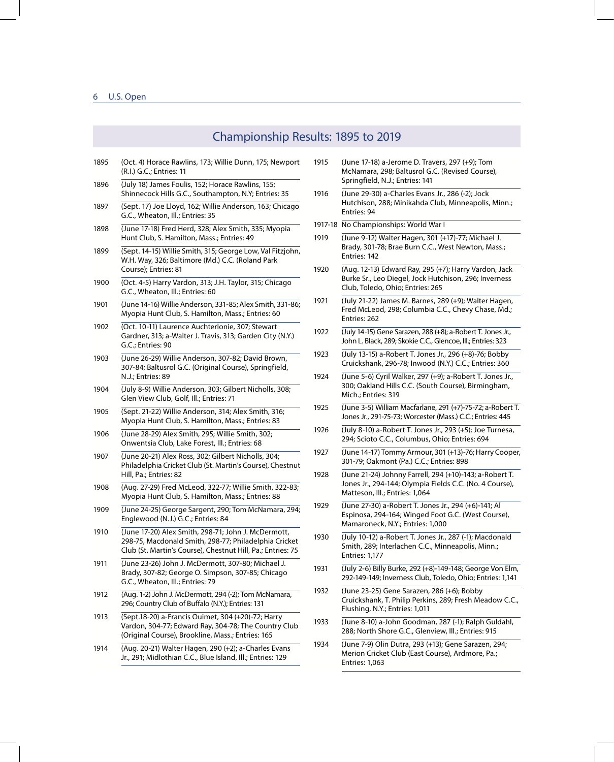## Championship Results: 1895 to 2019

1895 (Oct. 4) Horace Rawlins, 173; Willie Dunn, 175; Newport (R.I.) G.C.; Entries: 11

1896 (July 18) James Foulis, 152; Horace Rawlins, 155; Shinnecock Hills G.C., Southampton, N.Y; Entries: 35

1897 (Sept. 17) Joe Lloyd, 162; Willie Anderson, 163; Chicago G.C., Wheaton, Ill.; Entries: 35

1898 (June 17-18) Fred Herd, 328; Alex Smith, 335; Myopia Hunt Club, S. Hamilton, Mass.; Entries: 49

1899 (Sept. 14-15) Willie Smith, 315; George Low, Val Fitzjohn, W.H. Way, 326; Baltimore (Md.) C.C. (Roland Park Course); Entries: 81

1900 (Oct. 4-5) Harry Vardon, 313; J.H. Taylor, 315; Chicago G.C., Wheaton, Ill.; Entries: 60

1901 (June 14-16) Willie Anderson, 331-85; Alex Smith, 331-86; Myopia Hunt Club, S. Hamilton, Mass.; Entries: 60

1902 (Oct. 10-11) Laurence Auchterlonie, 307; Stewart Gardner, 313; a-Walter J. Travis, 313; Garden City (N.Y.) G.C.; Entries: 90

1903 (June 26-29) Willie Anderson, 307-82; David Brown, 307-84; Baltusrol G.C. (Original Course), Springfield, N.J.; Entries: 89

1904 (July 8-9) Willie Anderson, 303; Gilbert Nicholls, 308; Glen View Club, Golf, Ill.; Entries: 71

1905 (Sept. 21-22) Willie Anderson, 314; Alex Smith, 316; Myopia Hunt Club, S. Hamilton, Mass.; Entries: 83

1906 (June 28-29) Alex Smith, 295; Willie Smith, 302; Onwentsia Club, Lake Forest, Ill.; Entries: 68

1907 (June 20-21) Alex Ross, 302; Gilbert Nicholls, 304; Philadelphia Cricket Club (St. Martin's Course), Chestnut Hill, Pa.; Entries: 82

1908 (Aug. 27-29) Fred McLeod, 322-77; Willie Smith, 322-83; Myopia Hunt Club, S. Hamilton, Mass.; Entries: 88

1909 (June 24-25) George Sargent, 290; Tom McNamara, 294; Englewood (N.J.) G.C.; Entries: 84

1910 (June 17-20) Alex Smith, 298-71; John J. McDermott, 298-75, Macdonald Smith, 298-77; Philadelphia Cricket Club (St. Martin's Course), Chestnut Hill, Pa.; Entries: 75

1911 (June 23-26) John J. McDermott, 307-80; Michael J. Brady, 307-82; George O. Simpson, 307-85; Chicago G.C., Wheaton, Ill.; Entries: 79

1912 (Aug. 1-2) John J. McDermott, 294 (-2); Tom McNamara, 296; Country Club of Buffalo (N.Y.); Entries: 131

1913 (Sept.18-20) a-Francis Ouimet, 304 (+20)-72; Harry Vardon, 304-77; Edward Ray, 304-78; The Country Club (Original Course), Brookline, Mass.; Entries: 165

1914 (Aug. 20-21) Walter Hagen, 290 (+2); a-Charles Evans Jr., 291; Midlothian C.C., Blue Island, Ill.; Entries: 129

1915 (June 17-18) a-Jerome D. Travers, 297 (+9); Tom McNamara, 298; Baltusrol G.C. (Revised Course), Springfield, N.J.; Entries: 141

1916 (June 29-30) a-Charles Evans Jr., 286 (-2); Jock Hutchison, 288; Minikahda Club, Minneapolis, Minn.; Entries: 94

1917-18 No Championships: World War I

1919 (June 9-12) Walter Hagen, 301 (+17)-77; Michael J. Brady, 301-78; Brae Burn C.C., West Newton, Mass.; Entries: 142

1920 (Aug. 12-13) Edward Ray, 295 (+7); Harry Vardon, Jack Burke Sr., Leo Diegel, Jock Hutchison, 296; Inverness Club, Toledo, Ohio; Entries: 265

1921 (July 21-22) James M. Barnes, 289 (+9); Walter Hagen, Fred McLeod, 298; Columbia C.C., Chevy Chase, Md.; Entries: 262

1922 (July 14-15) Gene Sarazen, 288 (+8); a-Robert T. Jones Jr., John L. Black, 289; Skokie C.C., Glencoe, Ill.; Entries: 323

1923 (July 13-15) a-Robert T. Jones Jr., 296 (+8)-76; Bobby Cruickshank, 296-78; Inwood (N.Y.) C.C.; Entries: 360

1924 (June 5-6) Cyril Walker, 297 (+9); a-Robert T. Jones Jr., 300; Oakland Hills C.C. (South Course), Birmingham, Mich.; Entries: 319

1925 (June 3-5) William Macfarlane, 291 (+7)-75-72; a-Robert T. Jones Jr., 291-75-73; Worcester (Mass.) C.C.; Entries: 445

1926 (July 8-10) a-Robert T. Jones Jr., 293 (+5); Joe Turnesa, 294; Scioto C.C., Columbus, Ohio; Entries: 694

1927 (June 14-17) Tommy Armour, 301 (+13)-76; Harry Cooper, 301-79; Oakmont (Pa.) C.C.; Entries: 898

1928 (June 21-24) Johnny Farrell, 294 (+10)-143; a-Robert T. Jones Jr., 294-144; Olympia Fields C.C. (No. 4 Course), Matteson, Ill.; Entries: 1,064

1929 (June 27-30) a-Robert T. Jones Jr., 294 (+6)-141; Al Espinosa, 294-164; Winged Foot G.C. (West Course), Mamaroneck, N.Y.; Entries: 1,000

1930 (July 10-12) a-Robert T. Jones Jr., 287 (-1); Macdonald Smith, 289; Interlachen C.C., Minneapolis, Minn.; Entries: 1,177

1931 (July 2-6) Billy Burke, 292 (+8)-149-148; George Von Elm, 292-149-149; Inverness Club, Toledo, Ohio; Entries: 1,141

1932 (June 23-25) Gene Sarazen, 286 (+6); Bobby Cruickshank, T. Philip Perkins, 289; Fresh Meadow C.C., Flushing, N.Y.; Entries: 1,011

1933 (June 8-10) a-John Goodman, 287 (-1); Ralph Guldahl, 288; North Shore G.C., Glenview, Ill.; Entries: 915

1934 (June 7-9) Olin Dutra, 293 (+13); Gene Sarazen, 294; Merion Cricket Club (East Course), Ardmore, Pa.; Entries: 1,063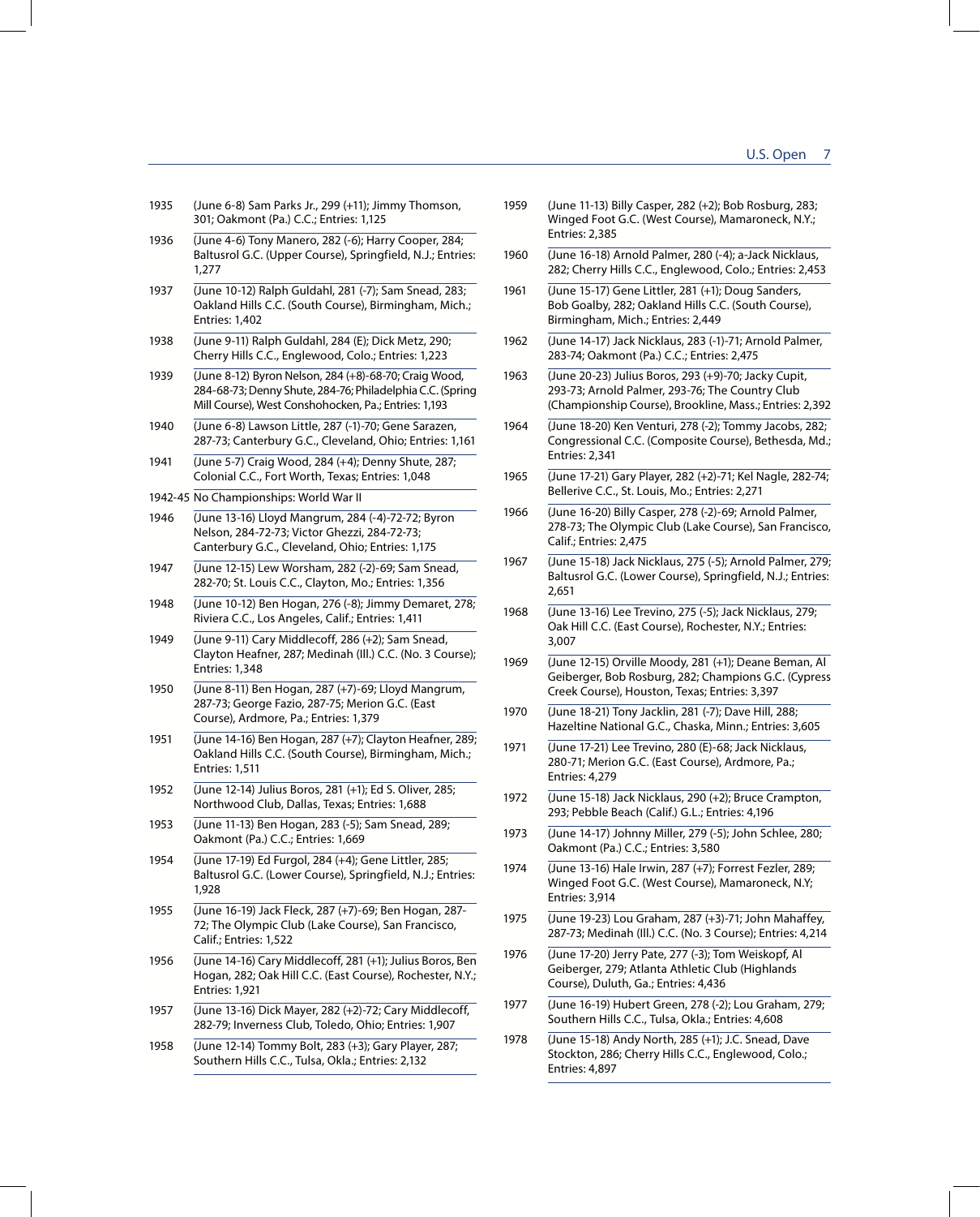1935 (June 6-8) Sam Parks Jr., 299 (+11); Jimmy Thomson, 301; Oakmont (Pa.) C.C.; Entries: 1,125

1936 (June 4-6) Tony Manero, 282 (-6); Harry Cooper, 284; Baltusrol G.C. (Upper Course), Springfield, N.J.; Entries: 1,277

1937 (June 10-12) Ralph Guldahl, 281 (-7); Sam Snead, 283; Oakland Hills C.C. (South Course), Birmingham, Mich.; Entries: 1,402

1938 (June 9-11) Ralph Guldahl, 284 (E); Dick Metz, 290; Cherry Hills C.C., Englewood, Colo.; Entries: 1,223

1939 (June 8-12) Byron Nelson, 284 (+8)-68-70; Craig Wood, 284-68-73; Denny Shute, 284-76; Philadelphia C.C. (Spring Mill Course), West Conshohocken, Pa.; Entries: 1,193

1940 (June 6-8) Lawson Little, 287 (-1)-70; Gene Sarazen, 287-73; Canterbury G.C., Cleveland, Ohio; Entries: 1,161

1941 (June 5-7) Craig Wood, 284 (+4); Denny Shute, 287; Colonial C.C., Fort Worth, Texas; Entries: 1,048

1942-45 No Championships: World War II

1946 (June 13-16) Lloyd Mangrum, 284 (-4)-72-72; Byron Nelson, 284-72-73; Victor Ghezzi, 284-72-73; Canterbury G.C., Cleveland, Ohio; Entries: 1,175

1947 (June 12-15) Lew Worsham, 282 (-2)-69; Sam Snead, 282-70; St. Louis C.C., Clayton, Mo.; Entries: 1,356

1948 (June 10-12) Ben Hogan, 276 (-8); Jimmy Demaret, 278; Riviera C.C., Los Angeles, Calif.; Entries: 1,411

1949 (June 9-11) Cary Middlecoff, 286 (+2); Sam Snead, Clayton Heafner, 287; Medinah (Ill.) C.C. (No. 3 Course); Entries: 1,348

1950 (June 8-11) Ben Hogan, 287 (+7)-69; Lloyd Mangrum, 287-73; George Fazio, 287-75; Merion G.C. (East Course), Ardmore, Pa.; Entries: 1,379

1951 (June 14-16) Ben Hogan, 287 (+7); Clayton Heafner, 289; Oakland Hills C.C. (South Course), Birmingham, Mich.; Entries: 1,511

1952 (June 12-14) Julius Boros, 281 (+1); Ed S. Oliver, 285; Northwood Club, Dallas, Texas; Entries: 1,688

1953 (June 11-13) Ben Hogan, 283 (-5); Sam Snead, 289; Oakmont (Pa.) C.C.; Entries: 1,669

1954 (June 17-19) Ed Furgol, 284 (+4); Gene Littler, 285; Baltusrol G.C. (Lower Course), Springfield, N.J.; Entries: 1,928

1955 (June 16-19) Jack Fleck, 287 (+7)-69; Ben Hogan, 287-72; The Olympic Club (Lake Course), San Francisco, Calif.; Entries: 1,522

1956 (June 14-16) Cary Middlecoff, 281 (+1); Julius Boros, Ben Hogan, 282; Oak Hill C.C. (East Course), Rochester, N.Y.; Entries: 1,921

1957 (June 13-16) Dick Mayer, 282 (+2)-72; Cary Middlecoff, 282-79; Inverness Club, Toledo, Ohio; Entries: 1,907

1958 (June 12-14) Tommy Bolt, 283 (+3); Gary Player, 287; Southern Hills C.C., Tulsa, Okla.; Entries: 2,132

1959 (June 11-13) Billy Casper, 282 (+2); Bob Rosburg, 283; Winged Foot G.C. (West Course), Mamaroneck, N.Y.; Entries: 2,385

1960 (June 16-18) Arnold Palmer, 280 (-4); a-Jack Nicklaus, 282; Cherry Hills C.C., Englewood, Colo.; Entries: 2,453

1961 (June 15-17) Gene Littler, 281 (+1); Doug Sanders, Bob Goalby, 282; Oakland Hills C.C. (South Course), Birmingham, Mich.; Entries: 2,449

1962 (June 14-17) Jack Nicklaus, 283 (-1)-71; Arnold Palmer, 283-74; Oakmont (Pa.) C.C.; Entries: 2,475

1963 (June 20-23) Julius Boros, 293 (+9)-70; Jacky Cupit, 293-73; Arnold Palmer, 293-76; The Country Club (Championship Course), Brookline, Mass.; Entries: 2,392

1964 (June 18-20) Ken Venturi, 278 (-2); Tommy Jacobs, 282; Congressional C.C. (Composite Course), Bethesda, Md.; Entries: 2,341

1965 (June 17-21) Gary Player, 282 (+2)-71; Kel Nagle, 282-74; Bellerive C.C., St. Louis, Mo.; Entries: 2,271

1966 (June 16-20) Billy Casper, 278 (-2)-69; Arnold Palmer, 278-73; The Olympic Club (Lake Course), San Francisco, Calif.; Entries: 2,475

1967 (June 15-18) Jack Nicklaus, 275 (-5); Arnold Palmer, 279; Baltusrol G.C. (Lower Course), Springfield, N.J.; Entries: 2,651

1968 (June 13-16) Lee Trevino, 275 (-5); Jack Nicklaus, 279; Oak Hill C.C. (East Course), Rochester, N.Y.; Entries: 3,007

1969 (June 12-15) Orville Moody, 281 (+1); Deane Beman, Al Geiberger, Bob Rosburg, 282; Champions G.C. (Cypress Creek Course), Houston, Texas; Entries: 3,397

1970 (June 18-21) Tony Jacklin, 281 (-7); Dave Hill, 288; Hazeltine National G.C., Chaska, Minn.; Entries: 3,605

1971 (June 17-21) Lee Trevino, 280 (E)-68; Jack Nicklaus, 280-71; Merion G.C. (East Course), Ardmore, Pa.; Entries: 4,279

1972 (June 15-18) Jack Nicklaus, 290 (+2); Bruce Crampton, 293; Pebble Beach (Calif.) G.L.; Entries: 4,196

1973 (June 14-17) Johnny Miller, 279 (-5); John Schlee, 280; Oakmont (Pa.) C.C.; Entries: 3,580

1974 (June 13-16) Hale Irwin, 287 (+7); Forrest Fezler, 289; Winged Foot G.C. (West Course), Mamaroneck, N.Y; Entries: 3,914

1975 (June 19-23) Lou Graham, 287 (+3)-71; John Mahaffey, 287-73; Medinah (Ill.) C.C. (No. 3 Course); Entries: 4,214

1976 (June 17-20) Jerry Pate, 277 (-3); Tom Weiskopf, Al Geiberger, 279; Atlanta Athletic Club (Highlands Course), Duluth, Ga.; Entries: 4,436

1977 (June 16-19) Hubert Green, 278 (-2); Lou Graham, 279; Southern Hills C.C., Tulsa, Okla.; Entries: 4,608

1978 (June 15-18) Andy North, 285 (+1); J.C. Snead, Dave Stockton, 286; Cherry Hills C.C., Englewood, Colo.; Entries: 4,897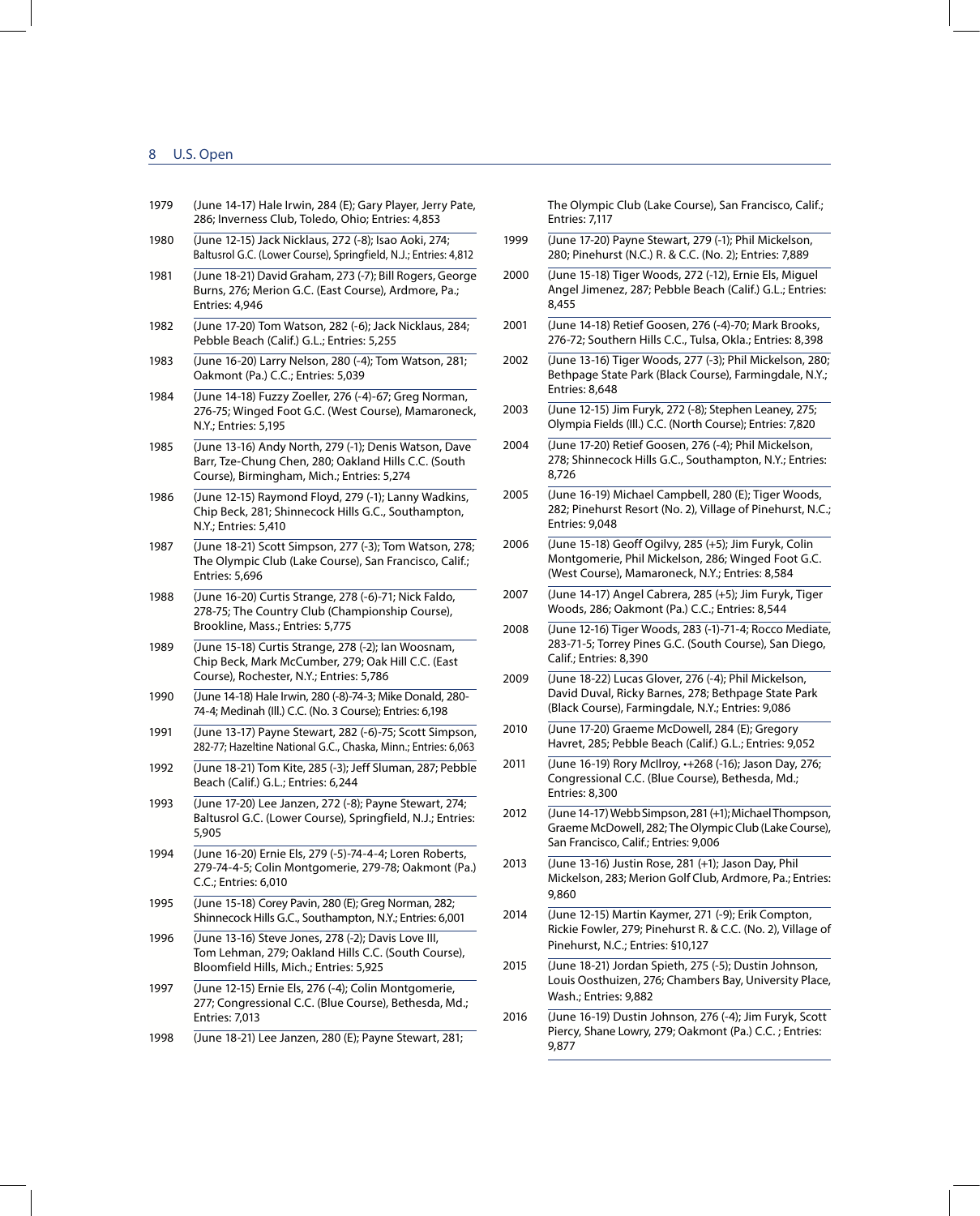1979 (June 14-17) Hale Irwin, 284 (E); Gary Player, Jerry Pate, 286; Inverness Club, Toledo, Ohio; Entries: 4,853

1980 (June 12-15) Jack Nicklaus, 272 (-8); Isao Aoki, 274; Baltusrol G.C. (Lower Course), Springfield, N.J.; Entries: 4,812

1981 (June 18-21) David Graham, 273 (-7); Bill Rogers, George Burns, 276; Merion G.C. (East Course), Ardmore, Pa.; Entries: 4,946

1982 (June 17-20) Tom Watson, 282 (-6); Jack Nicklaus, 284; Pebble Beach (Calif.) G.L.; Entries: 5,255

1983 (June 16-20) Larry Nelson, 280 (-4); Tom Watson, 281; Oakmont (Pa.) C.C.; Entries: 5,039

1984 (June 14-18) Fuzzy Zoeller, 276 (-4)-67; Greg Norman, 276-75; Winged Foot G.C. (West Course), Mamaroneck, N.Y.; Entries: 5,195

1985 (June 13-16) Andy North, 279 (-1); Denis Watson, Dave Barr, Tze-Chung Chen, 280; Oakland Hills C.C. (South Course), Birmingham, Mich.; Entries: 5,274

1986 (June 12-15) Raymond Floyd, 279 (-1); Lanny Wadkins, Chip Beck, 281; Shinnecock Hills G.C., Southampton, N.Y.; Entries: 5,410

1987 (June 18-21) Scott Simpson, 277 (-3); Tom Watson, 278; The Olympic Club (Lake Course), San Francisco, Calif.; Entries: 5,696

1988 (June 16-20) Curtis Strange, 278 (-6)-71; Nick Faldo, 278-75; The Country Club (Championship Course), Brookline, Mass.; Entries: 5,775

1989 (June 15-18) Curtis Strange, 278 (-2); Ian Woosnam, Chip Beck, Mark McCumber, 279; Oak Hill C.C. (East Course), Rochester, N.Y.; Entries: 5,786

1990 (June 14-18) Hale Irwin, 280 (-8)-74-3; Mike Donald, 280-74-4; Medinah (Ill.) C.C. (No. 3 Course); Entries: 6,198

1991 (June 13-17) Payne Stewart, 282 (-6)-75; Scott Simpson, 282-77; Hazeltine National G.C., Chaska, Minn.; Entries: 6,063

1992 (June 18-21) Tom Kite, 285 (-3); Jeff Sluman, 287; Pebble Beach (Calif.) G.L.; Entries: 6,244

1993 (June 17-20) Lee Janzen, 272 (-8); Payne Stewart, 274; Baltusrol G.C. (Lower Course), Springfield, N.J.; Entries: 5,905

1994 (June 16-20) Ernie Els, 279 (-5)-74-4-4; Loren Roberts, 279-74-4-5; Colin Montgomerie, 279-78; Oakmont (Pa.) C.C.; Entries: 6,010

1995 (June 15-18) Corey Pavin, 280 (E); Greg Norman, 282; Shinnecock Hills G.C., Southampton, N.Y.; Entries: 6,001

1996 (June 13-16) Steve Jones, 278 (-2); Davis Love III, Tom Lehman, 279; Oakland Hills C.C. (South Course), Bloomfield Hills, Mich.; Entries: 5,925

1997 (June 12-15) Ernie Els, 276 (-4); Colin Montgomerie, 277; Congressional C.C. (Blue Course), Bethesda, Md.; Entries: 7,013

1998 (June 18-21) Lee Janzen, 280 (E); Payne Stewart, 281; The Olympic Club (Lake Course), San Francisco, Calif.; Entries: 7,117

1999 (June 17-20) Payne Stewart, 279 (-1); Phil Mickelson, 280; Pinehurst (N.C.) R. & C.C. (No. 2); Entries: 7,889

2000 (June 15-18) Tiger Woods, 272 (-12), Ernie Els, Miguel Angel Jimenez, 287; Pebble Beach (Calif.) G.L.; Entries: 8,455

2001 (June 14-18) Retief Goosen, 276 (-4)-70; Mark Brooks, 276-72; Southern Hills C.C., Tulsa, Okla.; Entries: 8,398

2002 (June 13-16) Tiger Woods, 277 (-3); Phil Mickelson, 280; Bethpage State Park (Black Course), Farmingdale, N.Y.; Entries: 8,648

2003 (June 12-15) Jim Furyk, 272 (-8); Stephen Leaney, 275; Olympia Fields (Ill.) C.C. (North Course); Entries: 7,820

2004 (June 17-20) Retief Goosen, 276 (-4); Phil Mickelson, 278; Shinnecock Hills G.C., Southampton, N.Y.; Entries: 8,726

2005 (June 16-19) Michael Campbell, 280 (E); Tiger Woods, 282; Pinehurst Resort (No. 2), Village of Pinehurst, N.C.; Entries: 9,048

2006 (June 15-18) Geoff Ogilvy, 285 (+5); Jim Furyk, Colin Montgomerie, Phil Mickelson, 286; Winged Foot G.C. (West Course), Mamaroneck, N.Y.; Entries: 8,584

2007 (June 14-17) Angel Cabrera, 285 (+5); Jim Furyk, Tiger Woods, 286; Oakmont (Pa.) C.C.; Entries: 8,544

2008 (June 12-16) Tiger Woods, 283 (-1)-71-4; Rocco Mediate, 283-71-5; Torrey Pines G.C. (South Course), San Diego, Calif.; Entries: 8,390

2009 (June 18-22) Lucas Glover, 276 (-4); Phil Mickelson, David Duval, Ricky Barnes, 278; Bethpage State Park (Black Course), Farmingdale, N.Y.; Entries: 9,086

2010 (June 17-20) Graeme McDowell, 284 (E); Gregory Havret, 285; Pebble Beach (Calif.) G.L.; Entries: 9,052

2011 (June 16-19) Rory McIlroy, •+268 (-16); Jason Day, 276; Congressional C.C. (Blue Course), Bethesda, Md.; Entries: 8,300

2012 (June 14-17) Webb Simpson, 281 (+1); Michael Thompson, Graeme McDowell, 282; The Olympic Club (Lake Course), San Francisco, Calif.; Entries: 9,006

2013 (June 13-16) Justin Rose, 281 (+1); Jason Day, Phil Mickelson, 283; Merion Golf Club, Ardmore, Pa.; Entries: 9,860

2014 (June 12-15) Martin Kaymer, 271 (-9); Erik Compton, Rickie Fowler, 279; Pinehurst R. & C.C. (No. 2), Village of Pinehurst, N.C.; Entries: §10,127

2015 (June 18-21) Jordan Spieth, 275 (-5); Dustin Johnson, Louis Oosthuizen, 276; Chambers Bay, University Place, Wash.; Entries: 9,882

2016 (June 16-19) Dustin Johnson, 276 (-4); Jim Furyk, Scott Piercy, Shane Lowry, 279; Oakmont (Pa.) C.C. ; Entries: 9,877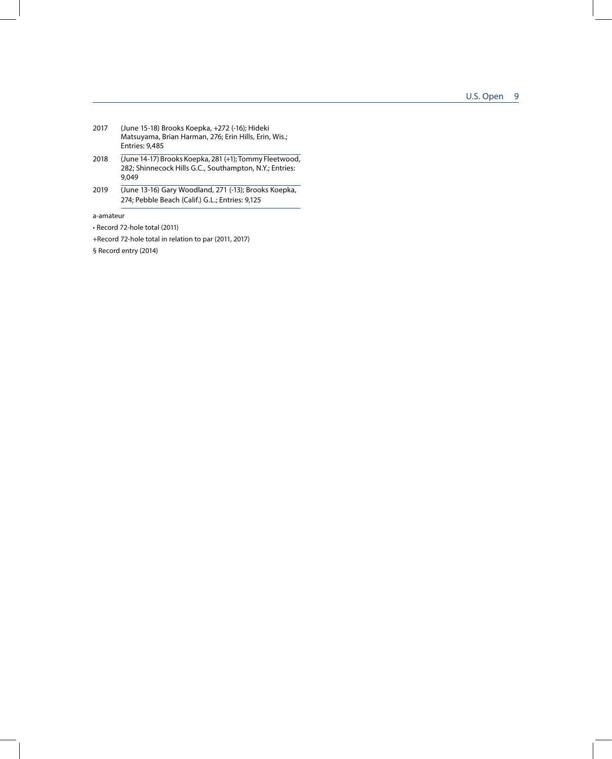2017 (June 15-18) Brooks Koepka, +272 (-16); Hideki Matsuyama, Brian Harman, 276; Erin Hills, Erin, Wis.; Entries: 9,485

2018 (June 14-17) Brooks Koepka, 281 (+1); Tommy Fleetwood, 282; Shinnecock Hills G.C., Southampton, N.Y.; Entries: 9,049

2019 (June 13-16) Gary Woodland, 271 (-13); Brooks Koepka, 274; Pebble Beach (Calif.) G.L.; Entries: 9,125

a-amateur

• Record 72-hole total (2011)

+Record 72-hole total in relation to par (2011, 2017)

§ Record entry (2014)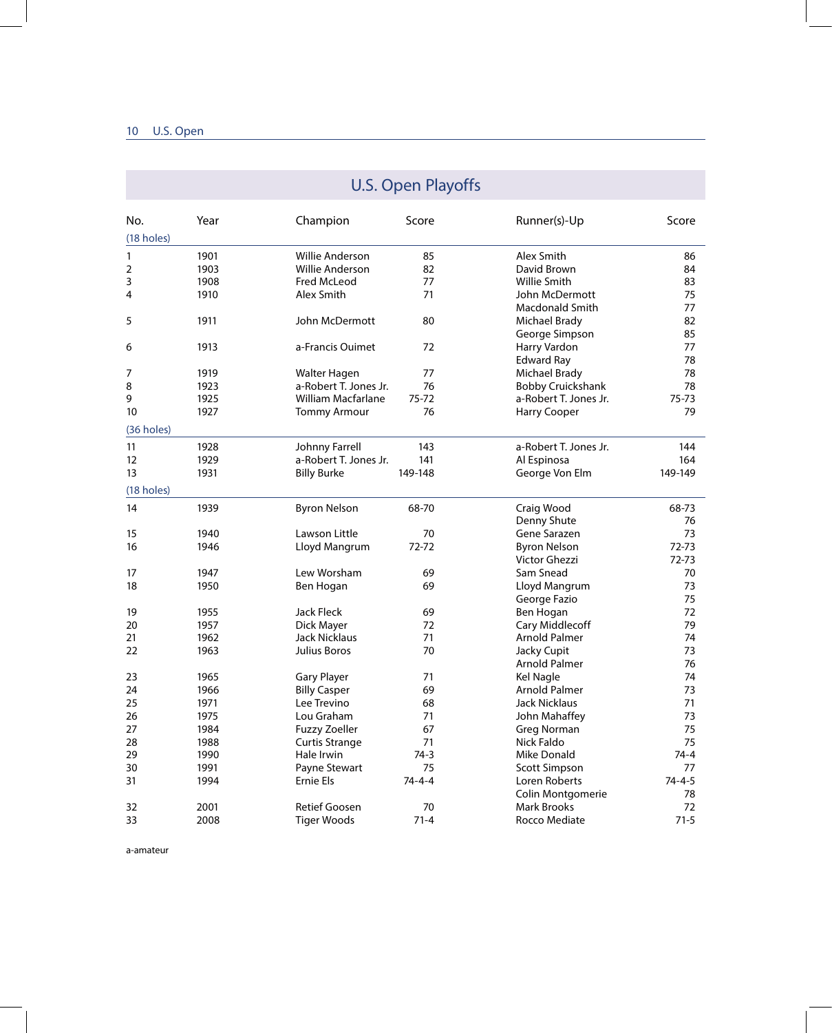## U.S. Open Playoffs

| No. | Year | Champion | Score | Runner(s)-Up | Score |
|---|---|---|---|---|---|
| (18 holes) | | | | | |
| 1 | 1901 | Willie Anderson | 85 | Alex Smith | 86 |
| 2 | 1903 | Willie Anderson | 82 | David Brown | 84 |
| 3 | 1908 | Fred McLeod | 77 | Willie Smith | 83 |
| 4 | 1910 | Alex Smith | 71 | John McDermott | 75 |
| | | | | Macdonald Smith | 77 |
| 5 | 1911 | John McDermott | 80 | Michael Brady | 82 |
| | | | | George Simpson | 85 |
| 6 | 1913 | a-Francis Ouimet | 72 | Harry Vardon | 77 |
| | | | | Edward Ray | 78 |
| 7 | 1919 | Walter Hagen | 77 | Michael Brady | 78 |
| 8 | 1923 | a-Robert T. Jones Jr. | 76 | Bobby Cruickshank | 78 |
| 9 | 1925 | William Macfarlane | 75-72 | a-Robert T. Jones Jr. | 75-73 |
| 10 | 1927 | Tommy Armour | 76 | Harry Cooper | 79 |
| (36 holes) | | | | | |
| 11 | 1928 | Johnny Farrell | 143 | a-Robert T. Jones Jr. | 144 |
| 12 | 1929 | a-Robert T. Jones Jr. | 141 | Al Espinosa | 164 |
| 13 | 1931 | Billy Burke | 149-148 | George Von Elm | 149-149 |
| (18 holes) | | | | | |
| 14 | 1939 | Byron Nelson | 68-70 | Craig Wood | 68-73 |
| | | | | Denny Shute | 76 |
| 15 | 1940 | Lawson Little | 70 | Gene Sarazen | 73 |
| 16 | 1946 | Lloyd Mangrum | 72-72 | Byron Nelson | 72-73 |
| | | | | Victor Ghezzi | 72-73 |
| 17 | 1947 | Lew Worsham | 69 | Sam Snead | 70 |
| 18 | 1950 | Ben Hogan | 69 | Lloyd Mangrum | 73 |
| | | | | George Fazio | 75 |
| 19 | 1955 | Jack Fleck | 69 | Ben Hogan | 72 |
| 20 | 1957 | Dick Mayer | 72 | Cary Middlecoff | 79 |
| 21 | 1962 | Jack Nicklaus | 71 | Arnold Palmer | 74 |
| 22 | 1963 | Julius Boros | 70 | Jacky Cupit | 73 |
| | | | | Arnold Palmer | 76 |
| 23 | 1965 | Gary Player | 71 | Kel Nagle | 74 |
| 24 | 1966 | Billy Casper | 69 | Arnold Palmer | 73 |
| 25 | 1971 | Lee Trevino | 68 | Jack Nicklaus | 71 |
| 26 | 1975 | Lou Graham | 71 | John Mahaffey | 73 |
| 27 | 1984 | Fuzzy Zoeller | 67 | Greg Norman | 75 |
| 28 | 1988 | Curtis Strange | 71 | Nick Faldo | 75 |
| 29 | 1990 | Hale Irwin | 74-3 | Mike Donald | 74-4 |
| 30 | 1991 | Payne Stewart | 75 | Scott Simpson | 77 |
| 31 | 1994 | Ernie Els | 74-4-4 | Loren Roberts | 74-4-5 |
| | | | | Colin Montgomerie | 78 |
| 32 | 2001 | Retief Goosen | 70 | Mark Brooks | 72 |
| 33 | 2008 | Tiger Woods | 71-4 | Rocco Mediate | 71-5 |

a-amateur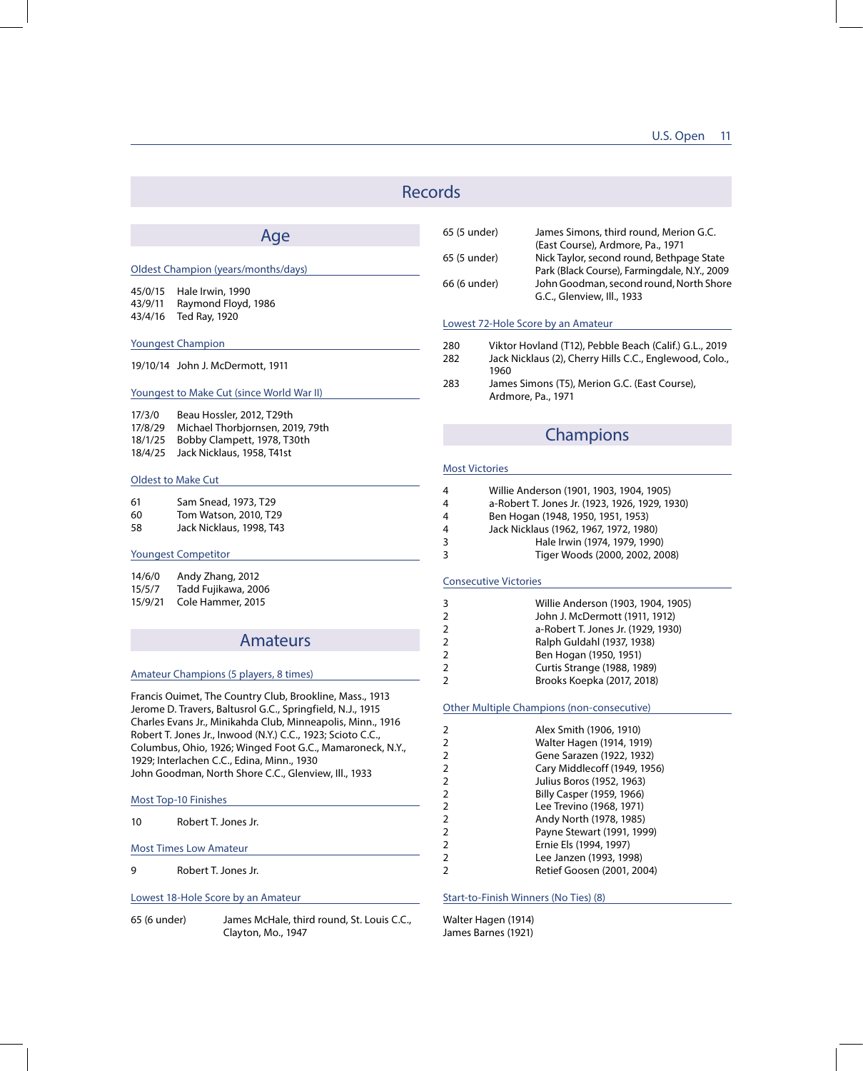# Records

## Age

### Oldest Champion (years/months/days)

45/0/15 Hale Irwin, 1990
43/9/11 Raymond Floyd, 1986
43/4/16 Ted Ray, 1920

### Youngest Champion

19/10/14 John J. McDermott, 1911

### Youngest to Make Cut (since World War II)

17/3/0 Beau Hossler, 2012, T29th
17/8/29 Michael Thorbjornsen, 2019, 79th
18/1/25 Bobby Clampett, 1978, T30th
18/4/25 Jack Nicklaus, 1958, T41st

### Oldest to Make Cut

61 Sam Snead, 1973, T29
60 Tom Watson, 2010, T29
58 Jack Nicklaus, 1998, T43

### Youngest Competitor

14/6/0 Andy Zhang, 2012
15/5/7 Tadd Fujikawa, 2006
15/9/21 Cole Hammer, 2015

## Amateurs

### Amateur Champions (5 players, 8 times)

Francis Ouimet, The Country Club, Brookline, Mass., 1913
Jerome D. Travers, Baltusrol G.C., Springfield, N.J., 1915
Charles Evans Jr., Minikahda Club, Minneapolis, Minn., 1916
Robert T. Jones Jr., Inwood (N.Y.) C.C., 1923; Scioto C.C., Columbus, Ohio, 1926; Winged Foot G.C., Mamaroneck, N.Y., 1929; Interlachen C.C., Edina, Minn., 1930
John Goodman, North Shore C.C., Glenview, Ill., 1933

### Most Top-10 Finishes

10 Robert T. Jones Jr.

### Most Times Low Amateur

9 Robert T. Jones Jr.

### Lowest 18-Hole Score by an Amateur

65 (6 under) James McHale, third round, St. Louis C.C., Clayton, Mo., 1947
65 (5 under) James Simons, third round, Merion G.C. (East Course), Ardmore, Pa., 1971
65 (5 under) Nick Taylor, second round, Bethpage State Park (Black Course), Farmingdale, N.Y., 2009
66 (6 under) John Goodman, second round, North Shore G.C., Glenview, Ill., 1933

### Lowest 72-Hole Score by an Amateur

280 Viktor Hovland (T12), Pebble Beach (Calif.) G.L., 2019
282 Jack Nicklaus (2), Cherry Hills C.C., Englewood, Colo., 1960
283 James Simons (T5), Merion G.C. (East Course), Ardmore, Pa., 1971

## Champions

### Most Victories

4 Willie Anderson (1901, 1903, 1904, 1905)
4 a-Robert T. Jones Jr. (1923, 1926, 1929, 1930)
4 Ben Hogan (1948, 1950, 1951, 1953)
4 Jack Nicklaus (1962, 1967, 1972, 1980)
3 Hale Irwin (1974, 1979, 1990)
3 Tiger Woods (2000, 2002, 2008)

### Consecutive Victories

3 Willie Anderson (1903, 1904, 1905)
2 John J. McDermott (1911, 1912)
2 a-Robert T. Jones Jr. (1929, 1930)
2 Ralph Guldahl (1937, 1938)
2 Ben Hogan (1950, 1951)
2 Curtis Strange (1988, 1989)
2 Brooks Koepka (2017, 2018)

### Other Multiple Champions (non-consecutive)

2 Alex Smith (1906, 1910)
2 Walter Hagen (1914, 1919)
2 Gene Sarazen (1922, 1932)
2 Cary Middlecoff (1949, 1956)
2 Julius Boros (1952, 1963)
2 Billy Casper (1959, 1966)
2 Lee Trevino (1968, 1971)
2 Andy North (1978, 1985)
2 Payne Stewart (1991, 1999)
2 Ernie Els (1994, 1997)
2 Lee Janzen (1993, 1998)
2 Retief Goosen (2001, 2004)

### Start-to-Finish Winners (No Ties) (8)

Walter Hagen (1914)
James Barnes (1921)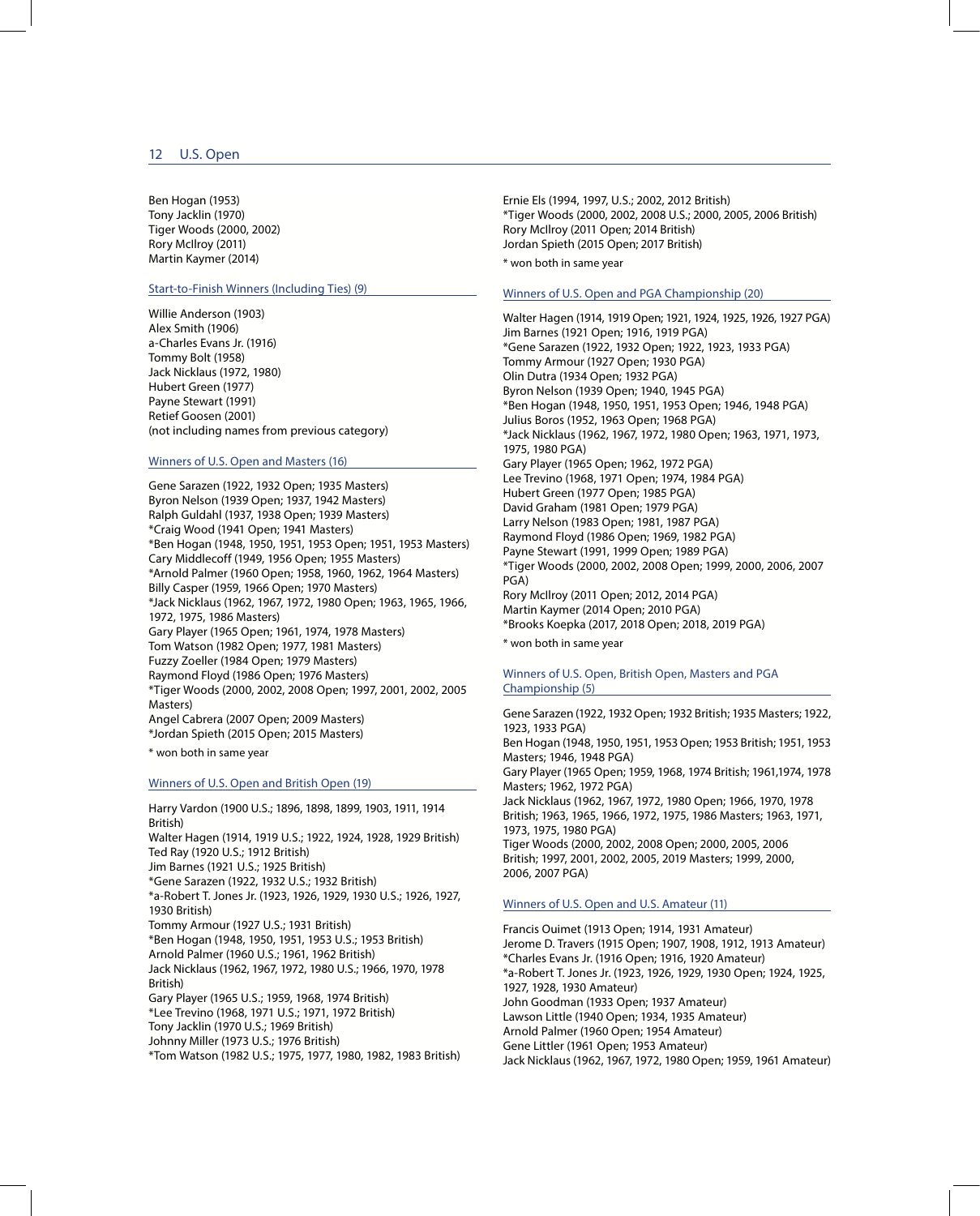Ben Hogan (1953)
Tony Jacklin (1970)
Tiger Woods (2000, 2002)
Rory McIlroy (2011)
Martin Kaymer (2014)

### Start-to-Finish Winners (Including Ties) (9)

Willie Anderson (1903)
Alex Smith (1906)
a-Charles Evans Jr. (1916)
Tommy Bolt (1958)
Jack Nicklaus (1972, 1980)
Hubert Green (1977)
Payne Stewart (1991)
Retief Goosen (2001)
(not including names from previous category)

### Winners of U.S. Open and Masters (16)

Gene Sarazen (1922, 1932 Open; 1935 Masters)
Byron Nelson (1939 Open; 1937, 1942 Masters)
Ralph Guldahl (1937, 1938 Open; 1939 Masters)
*Craig Wood (1941 Open; 1941 Masters)
*Ben Hogan (1948, 1950, 1951, 1953 Open; 1951, 1953 Masters)
Cary Middlecoff (1949, 1956 Open; 1955 Masters)
*Arnold Palmer (1960 Open; 1958, 1960, 1962, 1964 Masters)
Billy Casper (1959, 1966 Open; 1970 Masters)
*Jack Nicklaus (1962, 1967, 1972, 1980 Open; 1963, 1965, 1966, 1972, 1975, 1986 Masters)
Gary Player (1965 Open; 1961, 1974, 1978 Masters)
Tom Watson (1982 Open; 1977, 1981 Masters)
Fuzzy Zoeller (1984 Open; 1979 Masters)
Raymond Floyd (1986 Open; 1976 Masters)
*Tiger Woods (2000, 2002, 2008 Open; 1997, 2001, 2002, 2005 Masters)
Angel Cabrera (2007 Open; 2009 Masters)
*Jordan Spieth (2015 Open; 2015 Masters)

* won both in same year

### Winners of U.S. Open and British Open (19)

Harry Vardon (1900 U.S.; 1896, 1898, 1899, 1903, 1911, 1914 British)
Walter Hagen (1914, 1919 U.S.; 1922, 1924, 1928, 1929 British)
Ted Ray (1920 U.S.; 1912 British)
Jim Barnes (1921 U.S.; 1925 British)
*Gene Sarazen (1922, 1932 U.S.; 1932 British)
*a-Robert T. Jones Jr. (1923, 1926, 1929, 1930 U.S.; 1926, 1927, 1930 British)
Tommy Armour (1927 U.S.; 1931 British)
*Ben Hogan (1948, 1950, 1951, 1953 U.S.; 1953 British)
Arnold Palmer (1960 U.S.; 1961, 1962 British)
Jack Nicklaus (1962, 1967, 1972, 1980 U.S.; 1966, 1970, 1978 British)
Gary Player (1965 U.S.; 1959, 1968, 1974 British)
*Lee Trevino (1968, 1971 U.S.; 1971, 1972 British)
Tony Jacklin (1970 U.S.; 1969 British)
Johnny Miller (1973 U.S.; 1976 British)
*Tom Watson (1982 U.S.; 1975, 1977, 1980, 1982, 1983 British)
Ernie Els (1994, 1997, U.S.; 2002, 2012 British)
*Tiger Woods (2000, 2002, 2008 U.S.; 2000, 2005, 2006 British)
Rory McIlroy (2011 Open; 2014 British)
Jordan Spieth (2015 Open; 2017 British)

* won both in same year

### Winners of U.S. Open and PGA Championship (20)

Walter Hagen (1914, 1919 Open; 1921, 1924, 1925, 1926, 1927 PGA)
Jim Barnes (1921 Open; 1916, 1919 PGA)
*Gene Sarazen (1922, 1932 Open; 1922, 1923, 1933 PGA)
Tommy Armour (1927 Open; 1930 PGA)
Olin Dutra (1934 Open; 1932 PGA)
Byron Nelson (1939 Open; 1940, 1945 PGA)
*Ben Hogan (1948, 1950, 1951, 1953 Open; 1946, 1948 PGA)
Julius Boros (1952, 1963 Open; 1968 PGA)
*Jack Nicklaus (1962, 1967, 1972, 1980 Open; 1963, 1971, 1973, 1975, 1980 PGA)
Gary Player (1965 Open; 1962, 1972 PGA)
Lee Trevino (1968, 1971 Open; 1974, 1984 PGA)
Hubert Green (1977 Open; 1985 PGA)
David Graham (1981 Open; 1979 PGA)
Larry Nelson (1983 Open; 1981, 1987 PGA)
Raymond Floyd (1986 Open; 1969, 1982 PGA)
Payne Stewart (1991, 1999 Open; 1989 PGA)
*Tiger Woods (2000, 2002, 2008 Open; 1999, 2000, 2006, 2007 PGA)
Rory McIlroy (2011 Open; 2012, 2014 PGA)
Martin Kaymer (2014 Open; 2010 PGA)
*Brooks Koepka (2017, 2018 Open; 2018, 2019 PGA)

* won both in same year

### Winners of U.S. Open, British Open, Masters and PGA Championship (5)

Gene Sarazen (1922, 1932 Open; 1932 British; 1935 Masters; 1922, 1923, 1933 PGA)
Ben Hogan (1948, 1950, 1951, 1953 Open; 1953 British; 1951, 1953 Masters; 1946, 1948 PGA)
Gary Player (1965 Open; 1959, 1968, 1974 British; 1961,1974, 1978 Masters; 1962, 1972 PGA)
Jack Nicklaus (1962, 1967, 1972, 1980 Open; 1966, 1970, 1978 British; 1963, 1965, 1966, 1972, 1975, 1986 Masters; 1963, 1971, 1973, 1975, 1980 PGA)
Tiger Woods (2000, 2002, 2008 Open; 2000, 2005, 2006 British; 1997, 2001, 2002, 2005, 2019 Masters; 1999, 2000, 2006, 2007 PGA)

### Winners of U.S. Open and U.S. Amateur (11)

Francis Ouimet (1913 Open; 1914, 1931 Amateur)
Jerome D. Travers (1915 Open; 1907, 1908, 1912, 1913 Amateur)
*Charles Evans Jr. (1916 Open; 1916, 1920 Amateur)
*a-Robert T. Jones Jr. (1923, 1926, 1929, 1930 Open; 1924, 1925, 1927, 1928, 1930 Amateur)
John Goodman (1933 Open; 1937 Amateur)
Lawson Little (1940 Open; 1934, 1935 Amateur)
Arnold Palmer (1960 Open; 1954 Amateur)
Gene Littler (1961 Open; 1953 Amateur)
Jack Nicklaus (1962, 1967, 1972, 1980 Open; 1959, 1961 Amateur)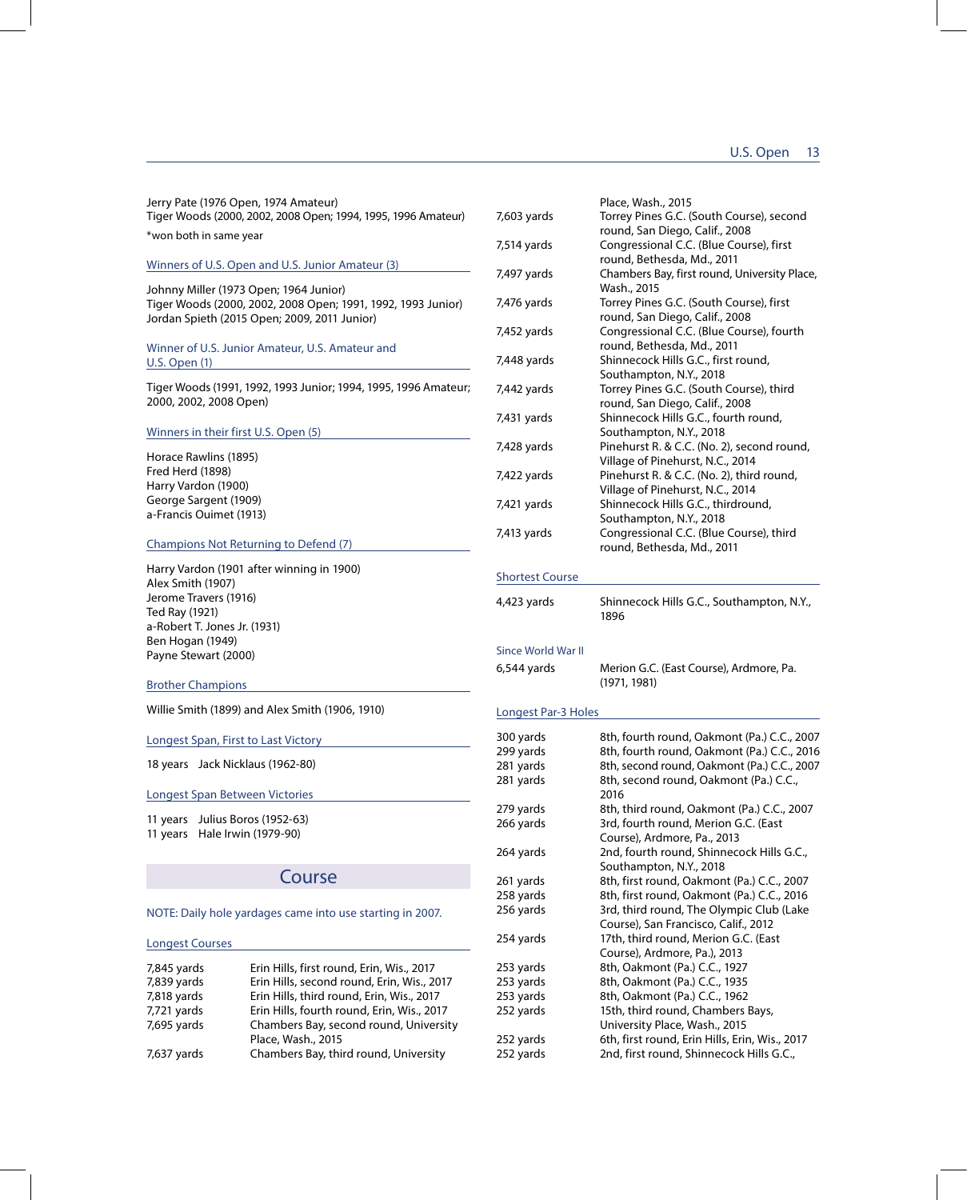Jerry Pate (1976 Open, 1974 Amateur)
Tiger Woods (2000, 2002, 2008 Open; 1994, 1995, 1996 Amateur)

*won both in same year

### Winners of U.S. Open and U.S. Junior Amateur (3)

Johnny Miller (1973 Open; 1964 Junior)
Tiger Woods (2000, 2002, 2008 Open; 1991, 1992, 1993 Junior)
Jordan Spieth (2015 Open; 2009, 2011 Junior)

### Winner of U.S. Junior Amateur, U.S. Amateur and U.S. Open (1)

Tiger Woods (1991, 1992, 1993 Junior; 1994, 1995, 1996 Amateur; 2000, 2002, 2008 Open)

### Winners in their first U.S. Open (5)

Horace Rawlins (1895)
Fred Herd (1898)
Harry Vardon (1900)
George Sargent (1909)
a-Francis Ouimet (1913)

### Champions Not Returning to Defend (7)

Harry Vardon (1901 after winning in 1900)
Alex Smith (1907)
Jerome Travers (1916)
Ted Ray (1921)
a-Robert T. Jones Jr. (1931)
Ben Hogan (1949)
Payne Stewart (2000)

### Brother Champions

Willie Smith (1899) and Alex Smith (1906, 1910)

### Longest Span, First to Last Victory

18 years Jack Nicklaus (1962-80)

### Longest Span Between Victories

11 years Julius Boros (1952-63)
11 years Hale Irwin (1979-90)

## Course

NOTE: Daily hole yardages came into use starting in 2007.

### Longest Courses

| | |
|---|---|
| 7,845 yards | Erin Hills, first round, Erin, Wis., 2017 |
| 7,839 yards | Erin Hills, second round, Erin, Wis., 2017 |
| 7,818 yards | Erin Hills, third round, Erin, Wis., 2017 |
| 7,721 yards | Erin Hills, fourth round, Erin, Wis., 2017 |
| 7,695 yards | Chambers Bay, second round, University Place, Wash., 2015 |
| 7,637 yards | Chambers Bay, third round, University Place, Wash., 2015 |
| 7,603 yards | Torrey Pines G.C. (South Course), second round, San Diego, Calif., 2008 |
| 7,514 yards | Congressional C.C. (Blue Course), first round, Bethesda, Md., 2011 |
| 7,497 yards | Chambers Bay, first round, University Place, Wash., 2015 |
| 7,476 yards | Torrey Pines G.C. (South Course), first round, San Diego, Calif., 2008 |
| 7,452 yards | Congressional C.C. (Blue Course), fourth round, Bethesda, Md., 2011 |
| 7,448 yards | Shinnecock Hills G.C., first round, Southampton, N.Y., 2018 |
| 7,442 yards | Torrey Pines G.C. (South Course), third round, San Diego, Calif., 2008 |
| 7,431 yards | Shinnecock Hills G.C., fourth round, Southampton, N.Y., 2018 |
| 7,428 yards | Pinehurst R. & C.C. (No. 2), second round, Village of Pinehurst, N.C., 2014 |
| 7,422 yards | Pinehurst R. & C.C. (No. 2), third round, Village of Pinehurst, N.C., 2014 |
| 7,421 yards | Shinnecock Hills G.C., thirdround, Southampton, N.Y., 2018 |
| 7,413 yards | Congressional C.C. (Blue Course), third round, Bethesda, Md., 2011 |

### Shortest Course

| | |
|---|---|
| 4,423 yards | Shinnecock Hills G.C., Southampton, N.Y., 1896 |

#### Since World War II

| | |
|---|---|
| 6,544 yards | Merion G.C. (East Course), Ardmore, Pa. (1971, 1981) |

### Longest Par-3 Holes

| | |
|---|---|
| 300 yards | 8th, fourth round, Oakmont (Pa.) C.C., 2007 |
| 299 yards | 8th, fourth round, Oakmont (Pa.) C.C., 2016 |
| 281 yards | 8th, second round, Oakmont (Pa.) C.C., 2007 |
| 281 yards | 8th, second round, Oakmont (Pa.) C.C., 2016 |
| 279 yards | 8th, third round, Oakmont (Pa.) C.C., 2007 |
| 266 yards | 3rd, fourth round, Merion G.C. (East Course), Ardmore, Pa., 2013 |
| 264 yards | 2nd, fourth round, Shinnecock Hills G.C., Southampton, N.Y., 2018 |
| 261 yards | 8th, first round, Oakmont (Pa.) C.C., 2007 |
| 258 yards | 8th, first round, Oakmont (Pa.) C.C., 2016 |
| 256 yards | 3rd, third round, The Olympic Club (Lake Course), San Francisco, Calif., 2012 |
| 254 yards | 17th, third round, Merion G.C. (East Course), Ardmore, Pa.), 2013 |
| 253 yards | 8th, Oakmont (Pa.) C.C., 1927 |
| 253 yards | 8th, Oakmont (Pa.) C.C., 1935 |
| 253 yards | 8th, Oakmont (Pa.) C.C., 1962 |
| 252 yards | 15th, third round, Chambers Bays, University Place, Wash., 2015 |
| 252 yards | 6th, first round, Erin Hills, Erin, Wis., 2017 |
| 252 yards | 2nd, first round, Shinnecock Hills G.C., |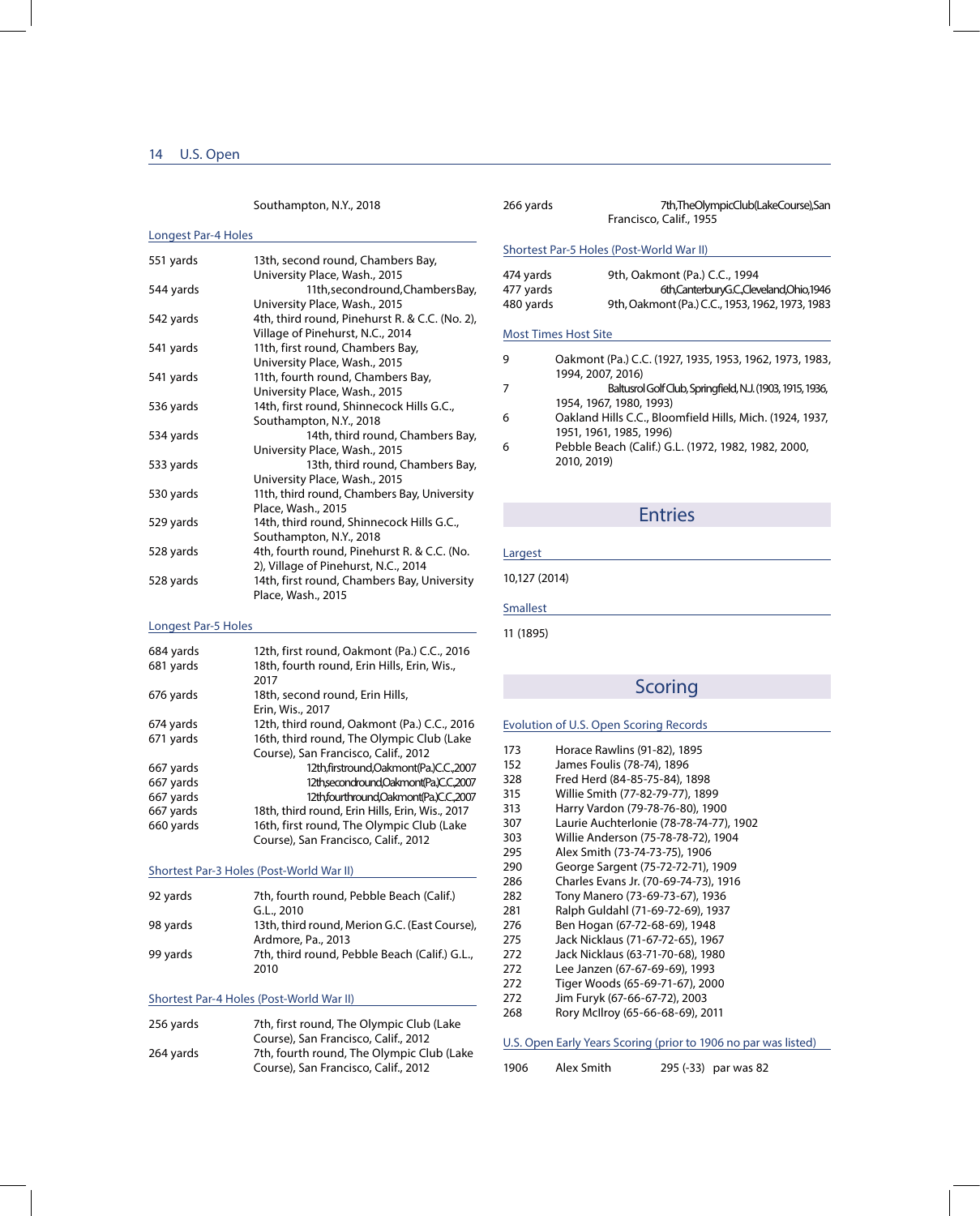Southampton, N.Y., 2018

### Longest Par-4 Holes

| | |
|---|---|
| 551 yards | 13th, second round, Chambers Bay, University Place, Wash., 2015 |
| 544 yards | 11th, second round, Chambers Bay, University Place, Wash., 2015 |
| 542 yards | 4th, third round, Pinehurst R. & C.C. (No. 2), Village of Pinehurst, N.C., 2014 |
| 541 yards | 11th, first round, Chambers Bay, University Place, Wash., 2015 |
| 541 yards | 11th, fourth round, Chambers Bay, University Place, Wash., 2015 |
| 536 yards | 14th, first round, Shinnecock Hills G.C., Southampton, N.Y., 2018 |
| 534 yards | 14th, third round, Chambers Bay, University Place, Wash., 2015 |
| 533 yards | 13th, third round, Chambers Bay, University Place, Wash., 2015 |
| 530 yards | 11th, third round, Chambers Bay, University Place, Wash., 2015 |
| 529 yards | 14th, third round, Shinnecock Hills G.C., Southampton, N.Y., 2018 |
| 528 yards | 4th, fourth round, Pinehurst R. & C.C. (No. 2), Village of Pinehurst, N.C., 2014 |
| 528 yards | 14th, first round, Chambers Bay, University Place, Wash., 2015 |

### Longest Par-5 Holes

| | |
|---|---|
| 684 yards | 12th, first round, Oakmont (Pa.) C.C., 2016 |
| 681 yards | 18th, fourth round, Erin Hills, Erin, Wis., 2017 |
| 676 yards | 18th, second round, Erin Hills, Erin, Wis., 2017 |
| 674 yards | 12th, third round, Oakmont (Pa.) C.C., 2016 |
| 671 yards | 16th, third round, The Olympic Club (Lake Course), San Francisco, Calif., 2012 |
| 667 yards | 12th, first round, Oakmont (Pa.) C.C., 2007 |
| 667 yards | 12th, second round, Oakmont (Pa.) C.C., 2007 |
| 667 yards | 12th, fourth round, Oakmont (Pa.) C.C., 2007 |
| 667 yards | 18th, third round, Erin Hills, Erin, Wis., 2017 |
| 660 yards | 16th, first round, The Olympic Club (Lake Course), San Francisco, Calif., 2012 |

### Shortest Par-3 Holes (Post-World War II)

| | |
|---|---|
| 92 yards | 7th, fourth round, Pebble Beach (Calif.) G.L., 2010 |
| 98 yards | 13th, third round, Merion G.C. (East Course), Ardmore, Pa., 2013 |
| 99 yards | 7th, third round, Pebble Beach (Calif.) G.L., 2010 |

### Shortest Par-4 Holes (Post-World War II)

| | |
|---|---|
| 256 yards | 7th, first round, The Olympic Club (Lake Course), San Francisco, Calif., 2012 |
| 264 yards | 7th, fourth round, The Olympic Club (Lake Course), San Francisco, Calif., 2012 |
| 266 yards | 7th, The Olympic Club (Lake Course), San Francisco, Calif., 1955 |

### Shortest Par-5 Holes (Post-World War II)

| | |
|---|---|
| 474 yards | 9th, Oakmont (Pa.) C.C., 1994 |
| 477 yards | 6th, Canterbury G.C., Cleveland, Ohio, 1946 |
| 480 yards | 9th, Oakmont (Pa.) C.C., 1953, 1962, 1973, 1983 |

### Most Times Host Site

| | |
|---|---|
| 9 | Oakmont (Pa.) C.C. (1927, 1935, 1953, 1962, 1973, 1983, 1994, 2007, 2016) |
| 7 | Baltusrol Golf Club, Springfield, N.J. (1903, 1915, 1936, 1954, 1967, 1980, 1993) |
| 6 | Oakland Hills C.C., Bloomfield Hills, Mich. (1924, 1937, 1951, 1961, 1985, 1996) |
| 6 | Pebble Beach (Calif.) G.L. (1972, 1982, 1982, 2000, 2010, 2019) |

## Entries

### Largest

10,127 (2014)

### Smallest

11 (1895)

## Scoring

### Evolution of U.S. Open Scoring Records

| | |
|---|---|
| 173 | Horace Rawlins (91-82), 1895 |
| 152 | James Foulis (78-74), 1896 |
| 328 | Fred Herd (84-85-75-84), 1898 |
| 315 | Willie Smith (77-82-79-77), 1899 |
| 313 | Harry Vardon (79-78-76-80), 1900 |
| 307 | Laurie Auchterlonie (78-78-74-77), 1902 |
| 303 | Willie Anderson (75-78-78-72), 1904 |
| 295 | Alex Smith (73-74-73-75), 1906 |
| 290 | George Sargent (75-72-72-71), 1909 |
| 286 | Charles Evans Jr. (70-69-74-73), 1916 |
| 282 | Tony Manero (73-69-73-67), 1936 |
| 281 | Ralph Guldahl (71-69-72-69), 1937 |
| 276 | Ben Hogan (67-72-68-69), 1948 |
| 275 | Jack Nicklaus (71-67-72-65), 1967 |
| 272 | Jack Nicklaus (63-71-70-68), 1980 |
| 272 | Lee Janzen (67-67-69-69), 1993 |
| 272 | Tiger Woods (65-69-71-67), 2000 |
| 272 | Jim Furyk (67-66-67-72), 2003 |
| 268 | Rory McIlroy (65-66-68-69), 2011 |

### U.S. Open Early Years Scoring (prior to 1906 no par was listed)

| | | | |
|---|---|---|---|
| 1906 | Alex Smith | 295 (-33) | par was 82 |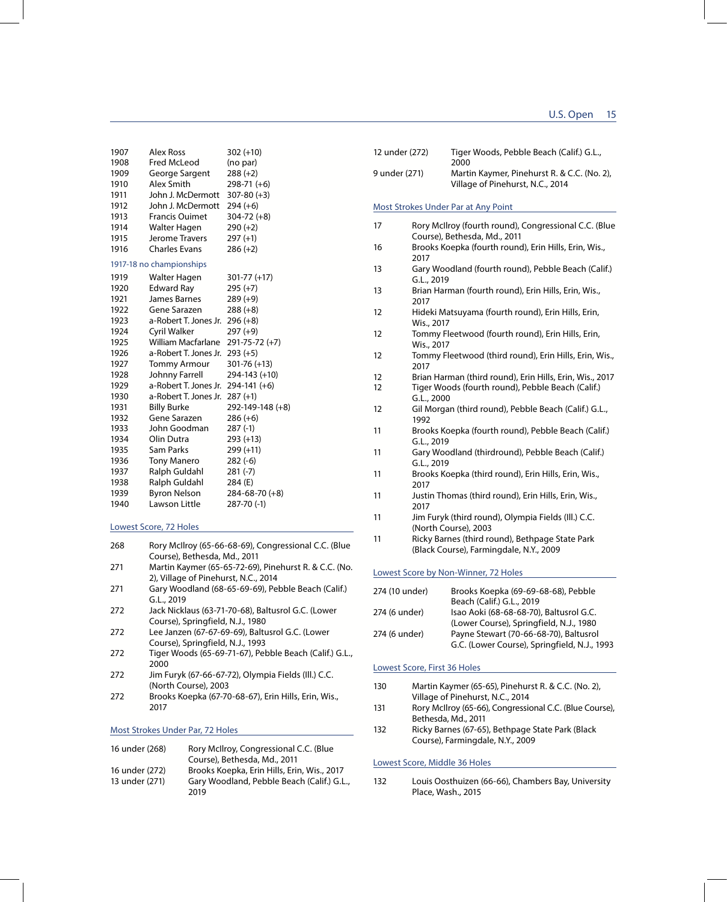| | | |
|---|---|---|
| 1907 | Alex Ross | 302 (+10) |
| 1908 | Fred McLeod | (no par) |
| 1909 | George Sargent | 288 (+2) |
| 1910 | Alex Smith | 298-71 (+6) |
| 1911 | John J. McDermott | 307-80 (+3) |
| 1912 | John J. McDermott | 294 (+6) |
| 1913 | Francis Ouimet | 304-72 (+8) |
| 1914 | Walter Hagen | 290 (+2) |
| 1915 | Jerome Travers | 297 (+1) |
| 1916 | Charles Evans | 286 (+2) |

1917-18 no championships

| | | |
|---|---|---|
| 1919 | Walter Hagen | 301-77 (+17) |
| 1920 | Edward Ray | 295 (+7) |
| 1921 | James Barnes | 289 (+9) |
| 1922 | Gene Sarazen | 288 (+8) |
| 1923 | a-Robert T. Jones Jr. | 296 (+8) |
| 1924 | Cyril Walker | 297 (+9) |
| 1925 | William Macfarlane | 291-75-72 (+7) |
| 1926 | a-Robert T. Jones Jr. | 293 (+5) |
| 1927 | Tommy Armour | 301-76 (+13) |
| 1928 | Johnny Farrell | 294-143 (+10) |
| 1929 | a-Robert T. Jones Jr. | 294-141 (+6) |
| 1930 | a-Robert T. Jones Jr. | 287 (+1) |
| 1931 | Billy Burke | 292-149-148 (+8) |
| 1932 | Gene Sarazen | 286 (+6) |
| 1933 | John Goodman | 287 (-1) |
| 1934 | Olin Dutra | 293 (+13) |
| 1935 | Sam Parks | 299 (+11) |
| 1936 | Tony Manero | 282 (-6) |
| 1937 | Ralph Guldahl | 281 (-7) |
| 1938 | Ralph Guldahl | 284 (E) |
| 1939 | Byron Nelson | 284-68-70 (+8) |
| 1940 | Lawson Little | 287-70 (-1) |

## Lowest Score, 72 Holes

| | |
|---|---|
| 268 | Rory McIlroy (65-66-68-69), Congressional C.C. (Blue Course), Bethesda, Md., 2011 |
| 271 | Martin Kaymer (65-65-72-69), Pinehurst R. & C.C. (No. 2), Village of Pinehurst, N.C., 2014 |
| 271 | Gary Woodland (68-65-69-69), Pebble Beach (Calif.) G.L., 2019 |
| 272 | Jack Nicklaus (63-71-70-68), Baltusrol G.C. (Lower Course), Springfield, N.J., 1980 |
| 272 | Lee Janzen (67-67-69-69), Baltusrol G.C. (Lower Course), Springfield, N.J., 1993 |
| 272 | Tiger Woods (65-69-71-67), Pebble Beach (Calif.) G.L., 2000 |
| 272 | Jim Furyk (67-66-67-72), Olympia Fields (Ill.) C.C. (North Course), 2003 |
| 272 | Brooks Koepka (67-70-68-67), Erin Hills, Erin, Wis., 2017 |

## Most Strokes Under Par, 72 Holes

| | |
|---|---|
| 16 under (268) | Rory McIlroy, Congressional C.C. (Blue Course), Bethesda, Md., 2011 |
| 16 under (272) | Brooks Koepka, Erin Hills, Erin, Wis., 2017 |
| 13 under (271) | Gary Woodland, Pebble Beach (Calif.) G.L., 2019 |
| 12 under (272) | Tiger Woods, Pebble Beach (Calif.) G.L., 2000 |
| 9 under (271) | Martin Kaymer, Pinehurst R. & C.C. (No. 2), Village of Pinehurst, N.C., 2014 |

## Most Strokes Under Par at Any Point

| | |
|---|---|
| 17 | Rory McIlroy (fourth round), Congressional C.C. (Blue Course), Bethesda, Md., 2011 |
| 16 | Brooks Koepka (fourth round), Erin Hills, Erin, Wis., 2017 |
| 13 | Gary Woodland (fourth round), Pebble Beach (Calif.) G.L., 2019 |
| 13 | Brian Harman (fourth round), Erin Hills, Erin, Wis., 2017 |
| 12 | Hideki Matsuyama (fourth round), Erin Hills, Erin, Wis., 2017 |
| 12 | Tommy Fleetwood (fourth round), Erin Hills, Erin, Wis., 2017 |
| 12 | Tommy Fleetwood (third round), Erin Hills, Erin, Wis., 2017 |
| 12 | Brian Harman (third round), Erin Hills, Erin, Wis., 2017 |
| 12 | Tiger Woods (fourth round), Pebble Beach (Calif.) G.L., 2000 |
| 12 | Gil Morgan (third round), Pebble Beach (Calif.) G.L., 1992 |
| 11 | Brooks Koepka (fourth round), Pebble Beach (Calif.) G.L., 2019 |
| 11 | Gary Woodland (thirdround), Pebble Beach (Calif.) G.L., 2019 |
| 11 | Brooks Koepka (third round), Erin Hills, Erin, Wis., 2017 |
| 11 | Justin Thomas (third round), Erin Hills, Erin, Wis., 2017 |
| 11 | Jim Furyk (third round), Olympia Fields (Ill.) C.C. (North Course), 2003 |
| 11 | Ricky Barnes (third round), Bethpage State Park (Black Course), Farmingdale, N.Y., 2009 |

## Lowest Score by Non-Winner, 72 Holes

| | |
|---|---|
| 274 (10 under) | Brooks Koepka (69-69-68-68), Pebble Beach (Calif.) G.L., 2019 |
| 274 (6 under) | Isao Aoki (68-68-68-70), Baltusrol G.C. (Lower Course), Springfield, N.J., 1980 |
| 274 (6 under) | Payne Stewart (70-66-68-70), Baltusrol G.C. (Lower Course), Springfield, N.J., 1993 |

## Lowest Score, First 36 Holes

| | |
|---|---|
| 130 | Martin Kaymer (65-65), Pinehurst R. & C.C. (No. 2), Village of Pinehurst, N.C., 2014 |
| 131 | Rory McIlroy (65-66), Congressional C.C. (Blue Course), Bethesda, Md., 2011 |
| 132 | Ricky Barnes (67-65), Bethpage State Park (Black Course), Farmingdale, N.Y., 2009 |

## Lowest Score, Middle 36 Holes

| | |
|---|---|
| 132 | Louis Oosthuizen (66-66), Chambers Bay, University Place, Wash., 2015 |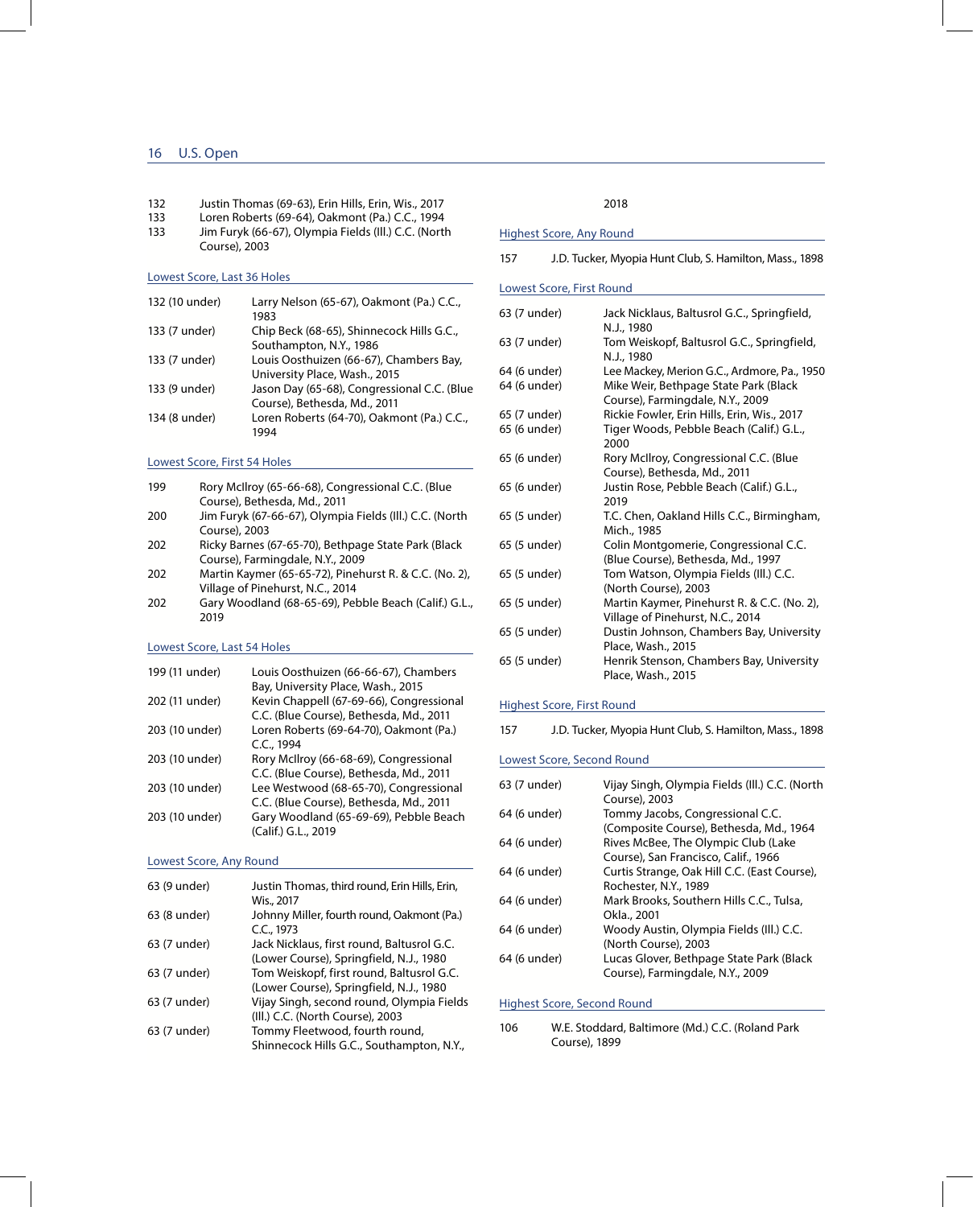132 Justin Thomas (69-63), Erin Hills, Erin, Wis., 2017
133 Loren Roberts (69-64), Oakmont (Pa.) C.C., 1994
133 Jim Furyk (66-67), Olympia Fields (Ill.) C.C. (North Course), 2003

### Lowest Score, Last 36 Holes

| | |
|---|---|
| 132 (10 under) | Larry Nelson (65-67), Oakmont (Pa.) C.C., 1983 |
| 133 (7 under) | Chip Beck (68-65), Shinnecock Hills G.C., Southampton, N.Y., 1986 |
| 133 (7 under) | Louis Oosthuizen (66-67), Chambers Bay, University Place, Wash., 2015 |
| 133 (9 under) | Jason Day (65-68), Congressional C.C. (Blue Course), Bethesda, Md., 2011 |
| 134 (8 under) | Loren Roberts (64-70), Oakmont (Pa.) C.C., 1994 |

### Lowest Score, First 54 Holes

| | |
|---|---|
| 199 | Rory McIlroy (65-66-68), Congressional C.C. (Blue Course), Bethesda, Md., 2011 |
| 200 | Jim Furyk (67-66-67), Olympia Fields (Ill.) C.C. (North Course), 2003 |
| 202 | Ricky Barnes (67-65-70), Bethpage State Park (Black Course), Farmingdale, N.Y., 2009 |
| 202 | Martin Kaymer (65-65-72), Pinehurst R. & C.C. (No. 2), Village of Pinehurst, N.C., 2014 |
| 202 | Gary Woodland (68-65-69), Pebble Beach (Calif.) G.L., 2019 |

### Lowest Score, Last 54 Holes

| | |
|---|---|
| 199 (11 under) | Louis Oosthuizen (66-66-67), Chambers Bay, University Place, Wash., 2015 |
| 202 (11 under) | Kevin Chappell (67-69-66), Congressional C.C. (Blue Course), Bethesda, Md., 2011 |
| 203 (10 under) | Loren Roberts (69-64-70), Oakmont (Pa.) C.C., 1994 |
| 203 (10 under) | Rory McIlroy (66-68-69), Congressional C.C. (Blue Course), Bethesda, Md., 2011 |
| 203 (10 under) | Lee Westwood (68-65-70), Congressional C.C. (Blue Course), Bethesda, Md., 2011 |
| 203 (10 under) | Gary Woodland (65-69-69), Pebble Beach (Calif.) G.L., 2019 |

### Lowest Score, Any Round

| | |
|---|---|
| 63 (9 under) | Justin Thomas, third round, Erin Hills, Erin, Wis., 2017 |
| 63 (8 under) | Johnny Miller, fourth round, Oakmont (Pa.) C.C., 1973 |
| 63 (7 under) | Jack Nicklaus, first round, Baltusrol G.C. (Lower Course), Springfield, N.J., 1980 |
| 63 (7 under) | Tom Weiskopf, first round, Baltusrol G.C. (Lower Course), Springfield, N.J., 1980 |
| 63 (7 under) | Vijay Singh, second round, Olympia Fields (Ill.) C.C. (North Course), 2003 |
| 63 (7 under) | Tommy Fleetwood, fourth round, Shinnecock Hills G.C., Southampton, N.Y., 2018 |

### Highest Score, Any Round

157 J.D. Tucker, Myopia Hunt Club, S. Hamilton, Mass., 1898

### Lowest Score, First Round

| | |
|---|---|
| 63 (7 under) | Jack Nicklaus, Baltusrol G.C., Springfield, N.J., 1980 |
| 63 (7 under) | Tom Weiskopf, Baltusrol G.C., Springfield, N.J., 1980 |
| 64 (6 under) | Lee Mackey, Merion G.C., Ardmore, Pa., 1950 |
| 64 (6 under) | Mike Weir, Bethpage State Park (Black Course), Farmingdale, N.Y., 2009 |
| 65 (7 under) | Rickie Fowler, Erin Hills, Erin, Wis., 2017 |
| 65 (6 under) | Tiger Woods, Pebble Beach (Calif.) G.L., 2000 |
| 65 (6 under) | Rory McIlroy, Congressional C.C. (Blue Course), Bethesda, Md., 2011 |
| 65 (6 under) | Justin Rose, Pebble Beach (Calif.) G.L., 2019 |
| 65 (5 under) | T.C. Chen, Oakland Hills C.C., Birmingham, Mich., 1985 |
| 65 (5 under) | Colin Montgomerie, Congressional C.C. (Blue Course), Bethesda, Md., 1997 |
| 65 (5 under) | Tom Watson, Olympia Fields (Ill.) C.C. (North Course), 2003 |
| 65 (5 under) | Martin Kaymer, Pinehurst R. & C.C. (No. 2), Village of Pinehurst, N.C., 2014 |
| 65 (5 under) | Dustin Johnson, Chambers Bay, University Place, Wash., 2015 |
| 65 (5 under) | Henrik Stenson, Chambers Bay, University Place, Wash., 2015 |

### Highest Score, First Round

157 J.D. Tucker, Myopia Hunt Club, S. Hamilton, Mass., 1898

### Lowest Score, Second Round

| | |
|---|---|
| 63 (7 under) | Vijay Singh, Olympia Fields (Ill.) C.C. (North Course), 2003 |
| 64 (6 under) | Tommy Jacobs, Congressional C.C. (Composite Course), Bethesda, Md., 1964 |
| 64 (6 under) | Rives McBee, The Olympic Club (Lake Course), San Francisco, Calif., 1966 |
| 64 (6 under) | Curtis Strange, Oak Hill C.C. (East Course), Rochester, N.Y., 1989 |
| 64 (6 under) | Mark Brooks, Southern Hills C.C., Tulsa, Okla., 2001 |
| 64 (6 under) | Woody Austin, Olympia Fields (Ill.) C.C. (North Course), 2003 |
| 64 (6 under) | Lucas Glover, Bethpage State Park (Black Course), Farmingdale, N.Y., 2009 |

### Highest Score, Second Round

106 W.E. Stoddard, Baltimore (Md.) C.C. (Roland Park Course), 1899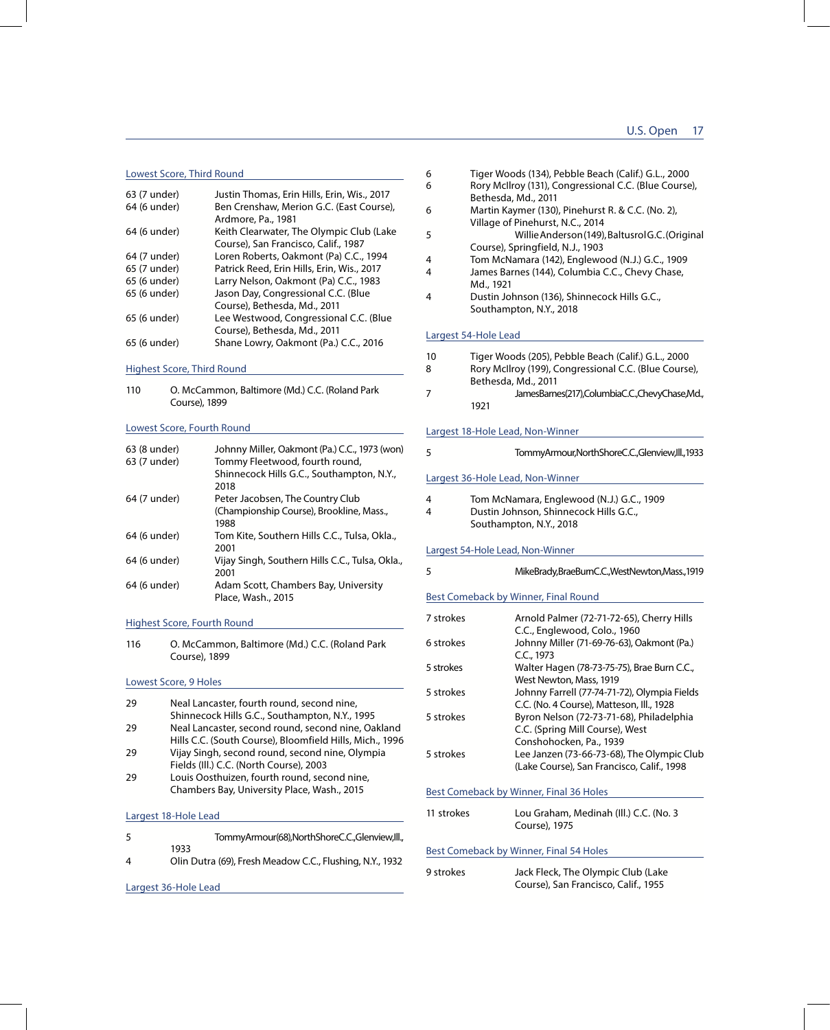## Lowest Score, Third Round

| | |
|---|---|
| 63 (7 under) | Justin Thomas, Erin Hills, Erin, Wis., 2017 |
| 64 (6 under) | Ben Crenshaw, Merion G.C. (East Course), Ardmore, Pa., 1981 |
| 64 (6 under) | Keith Clearwater, The Olympic Club (Lake Course), San Francisco, Calif., 1987 |
| 64 (7 under) | Loren Roberts, Oakmont (Pa) C.C., 1994 |
| 65 (7 under) | Patrick Reed, Erin Hills, Erin, Wis., 2017 |
| 65 (6 under) | Larry Nelson, Oakmont (Pa) C.C., 1983 |
| 65 (6 under) | Jason Day, Congressional C.C. (Blue Course), Bethesda, Md., 2011 |
| 65 (6 under) | Lee Westwood, Congressional C.C. (Blue Course), Bethesda, Md., 2011 |
| 65 (6 under) | Shane Lowry, Oakmont (Pa.) C.C., 2016 |

## Highest Score, Third Round

| | |
|---|---|
| 110 | O. McCammon, Baltimore (Md.) C.C. (Roland Park Course), 1899 |

## Lowest Score, Fourth Round

| | |
|---|---|
| 63 (8 under) | Johnny Miller, Oakmont (Pa.) C.C., 1973 (won) |
| 63 (7 under) | Tommy Fleetwood, fourth round, Shinnecock Hills G.C., Southampton, N.Y., 2018 |
| 64 (7 under) | Peter Jacobsen, The Country Club (Championship Course), Brookline, Mass., 1988 |
| 64 (6 under) | Tom Kite, Southern Hills C.C., Tulsa, Okla., 2001 |
| 64 (6 under) | Vijay Singh, Southern Hills C.C., Tulsa, Okla., 2001 |
| 64 (6 under) | Adam Scott, Chambers Bay, University Place, Wash., 2015 |

## Highest Score, Fourth Round

| | |
|---|---|
| 116 | O. McCammon, Baltimore (Md.) C.C. (Roland Park Course), 1899 |

## Lowest Score, 9 Holes

| | |
|---|---|
| 29 | Neal Lancaster, fourth round, second nine, Shinnecock Hills G.C., Southampton, N.Y., 1995 |
| 29 | Neal Lancaster, second round, second nine, Oakland Hills C.C. (South Course), Bloomfield Hills, Mich., 1996 |
| 29 | Vijay Singh, second round, second nine, Olympia Fields (Ill.) C.C. (North Course), 2003 |
| 29 | Louis Oosthuizen, fourth round, second nine, Chambers Bay, University Place, Wash., 2015 |

## Largest 18-Hole Lead

| | |
|---|---|
| 5 | Tommy Armour (68), North Shore C.C., Glenview, Ill., 1933 |
| 4 | Olin Dutra (69), Fresh Meadow C.C., Flushing, N.Y., 1932 |

## Largest 36-Hole Lead

| | |
|---|---|
| 6 | Tiger Woods (134), Pebble Beach (Calif.) G.L., 2000 |
| 6 | Rory McIlroy (131), Congressional C.C. (Blue Course), Bethesda, Md., 2011 |
| 6 | Martin Kaymer (130), Pinehurst R. & C.C. (No. 2), Village of Pinehurst, N.C., 2014 |
| 5 | Willie Anderson (149), Baltusrol G.C. (Original Course), Springfield, N.J., 1903 |
| 4 | Tom McNamara (142), Englewood (N.J.) G.C., 1909 |
| 4 | James Barnes (144), Columbia C.C., Chevy Chase, Md., 1921 |
| 4 | Dustin Johnson (136), Shinnecock Hills G.C., Southampton, N.Y., 2018 |

## Largest 54-Hole Lead

| | |
|---|---|
| 10 | Tiger Woods (205), Pebble Beach (Calif.) G.L., 2000 |
| 8 | Rory McIlroy (199), Congressional C.C. (Blue Course), Bethesda, Md., 2011 |
| 7 | James Barnes (217), Columbia C.C., Chevy Chase, Md., 1921 |

## Largest 18-Hole Lead, Non-Winner

| | |
|---|---|
| 5 | Tommy Armour, North Shore C.C., Glenview, Ill., 1933 |

## Largest 36-Hole Lead, Non-Winner

| | |
|---|---|
| 4 | Tom McNamara, Englewood (N.J.) G.C., 1909 |
| 4 | Dustin Johnson, Shinnecock Hills G.C., Southampton, N.Y., 2018 |

## Largest 54-Hole Lead, Non-Winner

| | |
|---|---|
| 5 | Mike Brady, Brae Burn C.C., West Newton, Mass., 1919 |

## Best Comeback by Winner, Final Round

| | |
|---|---|
| 7 strokes | Arnold Palmer (72-71-72-65), Cherry Hills C.C., Englewood, Colo., 1960 |
| 6 strokes | Johnny Miller (71-69-76-63), Oakmont (Pa.) C.C., 1973 |
| 5 strokes | Walter Hagen (78-73-75-75), Brae Burn C.C., West Newton, Mass, 1919 |
| 5 strokes | Johnny Farrell (77-74-71-72), Olympia Fields C.C. (No. 4 Course), Matteson, Ill., 1928 |
| 5 strokes | Byron Nelson (72-73-71-68), Philadelphia C.C. (Spring Mill Course), West Conshohocken, Pa., 1939 |
| 5 strokes | Lee Janzen (73-66-73-68), The Olympic Club (Lake Course), San Francisco, Calif., 1998 |

## Best Comeback by Winner, Final 36 Holes

| | |
|---|---|
| 11 strokes | Lou Graham, Medinah (Ill.) C.C. (No. 3 Course), 1975 |

## Best Comeback by Winner, Final 54 Holes

| | |
|---|---|
| 9 strokes | Jack Fleck, The Olympic Club (Lake Course), San Francisco, Calif., 1955 |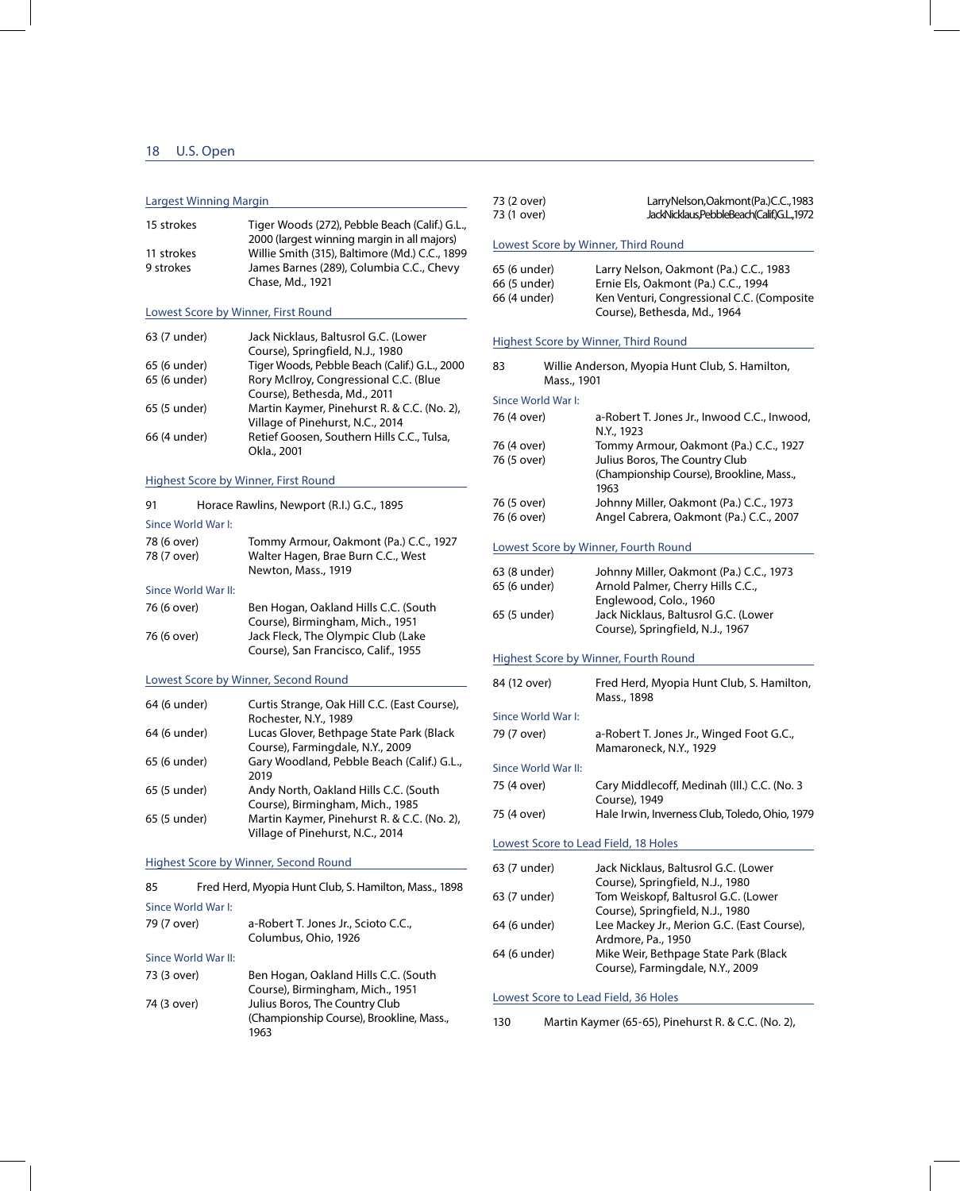### Largest Winning Margin

| | |
|---|---|
| 15 strokes | Tiger Woods (272), Pebble Beach (Calif.) G.L., 2000 (largest winning margin in all majors) |
| 11 strokes | Willie Smith (315), Baltimore (Md.) C.C., 1899 |
| 9 strokes | James Barnes (289), Columbia C.C., Chevy Chase, Md., 1921 |

### Lowest Score by Winner, First Round

| | |
|---|---|
| 63 (7 under) | Jack Nicklaus, Baltusrol G.C. (Lower Course), Springfield, N.J., 1980 |
| 65 (6 under) | Tiger Woods, Pebble Beach (Calif.) G.L., 2000 |
| 65 (6 under) | Rory McIlroy, Congressional C.C. (Blue Course), Bethesda, Md., 2011 |
| 65 (5 under) | Martin Kaymer, Pinehurst R. & C.C. (No. 2), Village of Pinehurst, N.C., 2014 |
| 66 (4 under) | Retief Goosen, Southern Hills C.C., Tulsa, Okla., 2001 |

### Highest Score by Winner, First Round

91 Horace Rawlins, Newport (R.I.) G.C., 1895

Since World War I:

| | |
|---|---|
| 78 (6 over) | Tommy Armour, Oakmont (Pa.) C.C., 1927 |
| 78 (7 over) | Walter Hagen, Brae Burn C.C., West Newton, Mass., 1919 |

Since World War II:

| | |
|---|---|
| 76 (6 over) | Ben Hogan, Oakland Hills C.C. (South Course), Birmingham, Mich., 1951 |
| 76 (6 over) | Jack Fleck, The Olympic Club (Lake Course), San Francisco, Calif., 1955 |

### Lowest Score by Winner, Second Round

| | |
|---|---|
| 64 (6 under) | Curtis Strange, Oak Hill C.C. (East Course), Rochester, N.Y., 1989 |
| 64 (6 under) | Lucas Glover, Bethpage State Park (Black Course), Farmingdale, N.Y., 2009 |
| 65 (6 under) | Gary Woodland, Pebble Beach (Calif.) G.L., 2019 |
| 65 (5 under) | Andy North, Oakland Hills C.C. (South Course), Birmingham, Mich., 1985 |
| 65 (5 under) | Martin Kaymer, Pinehurst R. & C.C. (No. 2), Village of Pinehurst, N.C., 2014 |

### Highest Score by Winner, Second Round

85 Fred Herd, Myopia Hunt Club, S. Hamilton, Mass., 1898

Since World War I:

| | |
|---|---|
| 79 (7 over) | a-Robert T. Jones Jr., Scioto C.C., Columbus, Ohio, 1926 |

Since World War II:

| | |
|---|---|
| 73 (3 over) | Ben Hogan, Oakland Hills C.C. (South Course), Birmingham, Mich., 1951 |
| 74 (3 over) | Julius Boros, The Country Club (Championship Course), Brookline, Mass., 1963 |
| 73 (2 over) | Larry Nelson, Oakmont (Pa.) C.C., 1983 |
| 73 (1 over) | Jack Nicklaus, Pebble Beach (Calif.) G.L., 1972 |

### Lowest Score by Winner, Third Round

| | |
|---|---|
| 65 (6 under) | Larry Nelson, Oakmont (Pa.) C.C., 1983 |
| 66 (5 under) | Ernie Els, Oakmont (Pa.) C.C., 1994 |
| 66 (4 under) | Ken Venturi, Congressional C.C. (Composite Course), Bethesda, Md., 1964 |

### Highest Score by Winner, Third Round

83 Willie Anderson, Myopia Hunt Club, S. Hamilton, Mass., 1901

Since World War I:

| | |
|---|---|
| 76 (4 over) | a-Robert T. Jones Jr., Inwood C.C., Inwood, N.Y., 1923 |
| 76 (4 over) | Tommy Armour, Oakmont (Pa.) C.C., 1927 |
| 76 (5 over) | Julius Boros, The Country Club (Championship Course), Brookline, Mass., 1963 |
| 76 (5 over) | Johnny Miller, Oakmont (Pa.) C.C., 1973 |
| 76 (6 over) | Angel Cabrera, Oakmont (Pa.) C.C., 2007 |

### Lowest Score by Winner, Fourth Round

| | |
|---|---|
| 63 (8 under) | Johnny Miller, Oakmont (Pa.) C.C., 1973 |
| 65 (6 under) | Arnold Palmer, Cherry Hills C.C., Englewood, Colo., 1960 |
| 65 (5 under) | Jack Nicklaus, Baltusrol G.C. (Lower Course), Springfield, N.J., 1967 |

### Highest Score by Winner, Fourth Round

| | |
|---|---|
| 84 (12 over) | Fred Herd, Myopia Hunt Club, S. Hamilton, Mass., 1898 |

Since World War I:

| | |
|---|---|
| 79 (7 over) | a-Robert T. Jones Jr., Winged Foot G.C., Mamaroneck, N.Y., 1929 |

Since World War II:

| | |
|---|---|
| 75 (4 over) | Cary Middlecoff, Medinah (Ill.) C.C. (No. 3 Course), 1949 |
| 75 (4 over) | Hale Irwin, Inverness Club, Toledo, Ohio, 1979 |

### Lowest Score to Lead Field, 18 Holes

| | |
|---|---|
| 63 (7 under) | Jack Nicklaus, Baltusrol G.C. (Lower Course), Springfield, N.J., 1980 |
| 63 (7 under) | Tom Weiskopf, Baltusrol G.C. (Lower Course), Springfield, N.J., 1980 |
| 64 (6 under) | Lee Mackey Jr., Merion G.C. (East Course), Ardmore, Pa., 1950 |
| 64 (6 under) | Mike Weir, Bethpage State Park (Black Course), Farmingdale, N.Y., 2009 |

### Lowest Score to Lead Field, 36 Holes

130 Martin Kaymer (65-65), Pinehurst R. & C.C. (No. 2),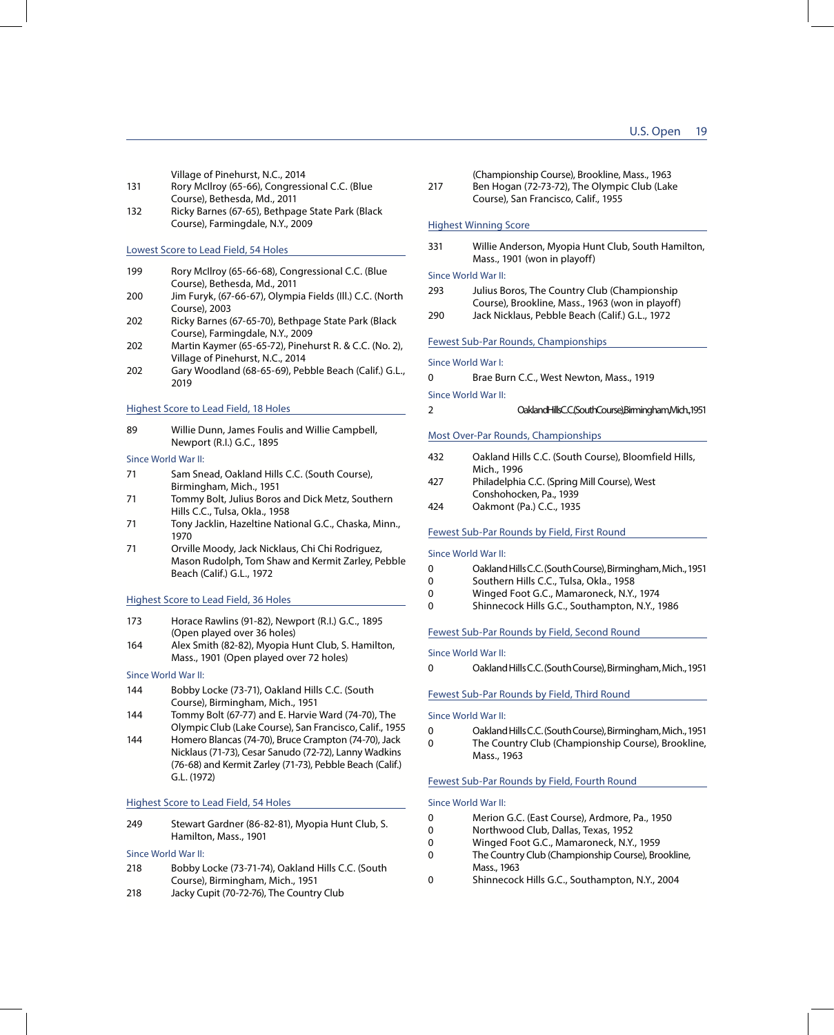Village of Pinehurst, N.C., 2014

| | |
|---|---|
| 131 | Rory McIlroy (65-66), Congressional C.C. (Blue Course), Bethesda, Md., 2011 |
| 132 | Ricky Barnes (67-65), Bethpage State Park (Black Course), Farmingdale, N.Y., 2009 |

### Lowest Score to Lead Field, 54 Holes

| | |
|---|---|
| 199 | Rory McIlroy (65-66-68), Congressional C.C. (Blue Course), Bethesda, Md., 2011 |
| 200 | Jim Furyk, (67-66-67), Olympia Fields (Ill.) C.C. (North Course), 2003 |
| 202 | Ricky Barnes (67-65-70), Bethpage State Park (Black Course), Farmingdale, N.Y., 2009 |
| 202 | Martin Kaymer (65-65-72), Pinehurst R. & C.C. (No. 2), Village of Pinehurst, N.C., 2014 |
| 202 | Gary Woodland (68-65-69), Pebble Beach (Calif.) G.L., 2019 |

### Highest Score to Lead Field, 18 Holes

| | |
|---|---|
| 89 | Willie Dunn, James Foulis and Willie Campbell, Newport (R.I.) G.C., 1895 |

Since World War II:

| | |
|---|---|
| 71 | Sam Snead, Oakland Hills C.C. (South Course), Birmingham, Mich., 1951 |
| 71 | Tommy Bolt, Julius Boros and Dick Metz, Southern Hills C.C., Tulsa, Okla., 1958 |
| 71 | Tony Jacklin, Hazeltine National G.C., Chaska, Minn., 1970 |
| 71 | Orville Moody, Jack Nicklaus, Chi Chi Rodriguez, Mason Rudolph, Tom Shaw and Kermit Zarley, Pebble Beach (Calif.) G.L., 1972 |

### Highest Score to Lead Field, 36 Holes

| | |
|---|---|
| 173 | Horace Rawlins (91-82), Newport (R.I.) G.C., 1895 (Open played over 36 holes) |
| 164 | Alex Smith (82-82), Myopia Hunt Club, S. Hamilton, Mass., 1901 (Open played over 72 holes) |

Since World War II:

| | |
|---|---|
| 144 | Bobby Locke (73-71), Oakland Hills C.C. (South Course), Birmingham, Mich., 1951 |
| 144 | Tommy Bolt (67-77) and E. Harvie Ward (74-70), The Olympic Club (Lake Course), San Francisco, Calif., 1955 |
| 144 | Homero Blancas (74-70), Bruce Crampton (74-70), Jack Nicklaus (71-73), Cesar Sanudo (72-72), Lanny Wadkins (76-68) and Kermit Zarley (71-73), Pebble Beach (Calif.) G.L. (1972) |

### Highest Score to Lead Field, 54 Holes

| | |
|---|---|
| 249 | Stewart Gardner (86-82-81), Myopia Hunt Club, S. Hamilton, Mass., 1901 |

Since World War II:

| | |
|---|---|
| 218 | Bobby Locke (73-71-74), Oakland Hills C.C. (South Course), Birmingham, Mich., 1951 |
| 218 | Jacky Cupit (70-72-76), The Country Club (Championship Course), Brookline, Mass., 1963 |
| 217 | Ben Hogan (72-73-72), The Olympic Club (Lake Course), San Francisco, Calif., 1955 |

### Highest Winning Score

| | |
|---|---|
| 331 | Willie Anderson, Myopia Hunt Club, South Hamilton, Mass., 1901 (won in playoff) |

Since World War II:

| | |
|---|---|
| 293 | Julius Boros, The Country Club (Championship Course), Brookline, Mass., 1963 (won in playoff) |
| 290 | Jack Nicklaus, Pebble Beach (Calif.) G.L., 1972 |

### Fewest Sub-Par Rounds, Championships

Since World War I:

| | |
|---|---|
| 0 | Brae Burn C.C., West Newton, Mass., 1919 |

Since World War II:

| | |
|---|---|
| 2 | Oakland Hills C.C. (South Course), Birmingham, Mich., 1951 |

### Most Over-Par Rounds, Championships

| | |
|---|---|
| 432 | Oakland Hills C.C. (South Course), Bloomfield Hills, Mich., 1996 |
| 427 | Philadelphia C.C. (Spring Mill Course), West Conshohocken, Pa., 1939 |
| 424 | Oakmont (Pa.) C.C., 1935 |

### Fewest Sub-Par Rounds by Field, First Round

Since World War II:

| | |
|---|---|
| 0 | Oakland Hills C.C. (South Course), Birmingham, Mich., 1951 |
| 0 | Southern Hills C.C., Tulsa, Okla., 1958 |
| 0 | Winged Foot G.C., Mamaroneck, N.Y., 1974 |
| 0 | Shinnecock Hills G.C., Southampton, N.Y., 1986 |

### Fewest Sub-Par Rounds by Field, Second Round

Since World War II:

| | |
|---|---|
| 0 | Oakland Hills C.C. (South Course), Birmingham, Mich., 1951 |

### Fewest Sub-Par Rounds by Field, Third Round

Since World War II:

| | |
|---|---|
| 0 | Oakland Hills C.C. (South Course), Birmingham, Mich., 1951 |
| 0 | The Country Club (Championship Course), Brookline, Mass., 1963 |

### Fewest Sub-Par Rounds by Field, Fourth Round

Since World War II:

| | |
|---|---|
| 0 | Merion G.C. (East Course), Ardmore, Pa., 1950 |
| 0 | Northwood Club, Dallas, Texas, 1952 |
| 0 | Winged Foot G.C., Mamaroneck, N.Y., 1959 |
| 0 | The Country Club (Championship Course), Brookline, Mass., 1963 |
| 0 | Shinnecock Hills G.C., Southampton, N.Y., 2004 |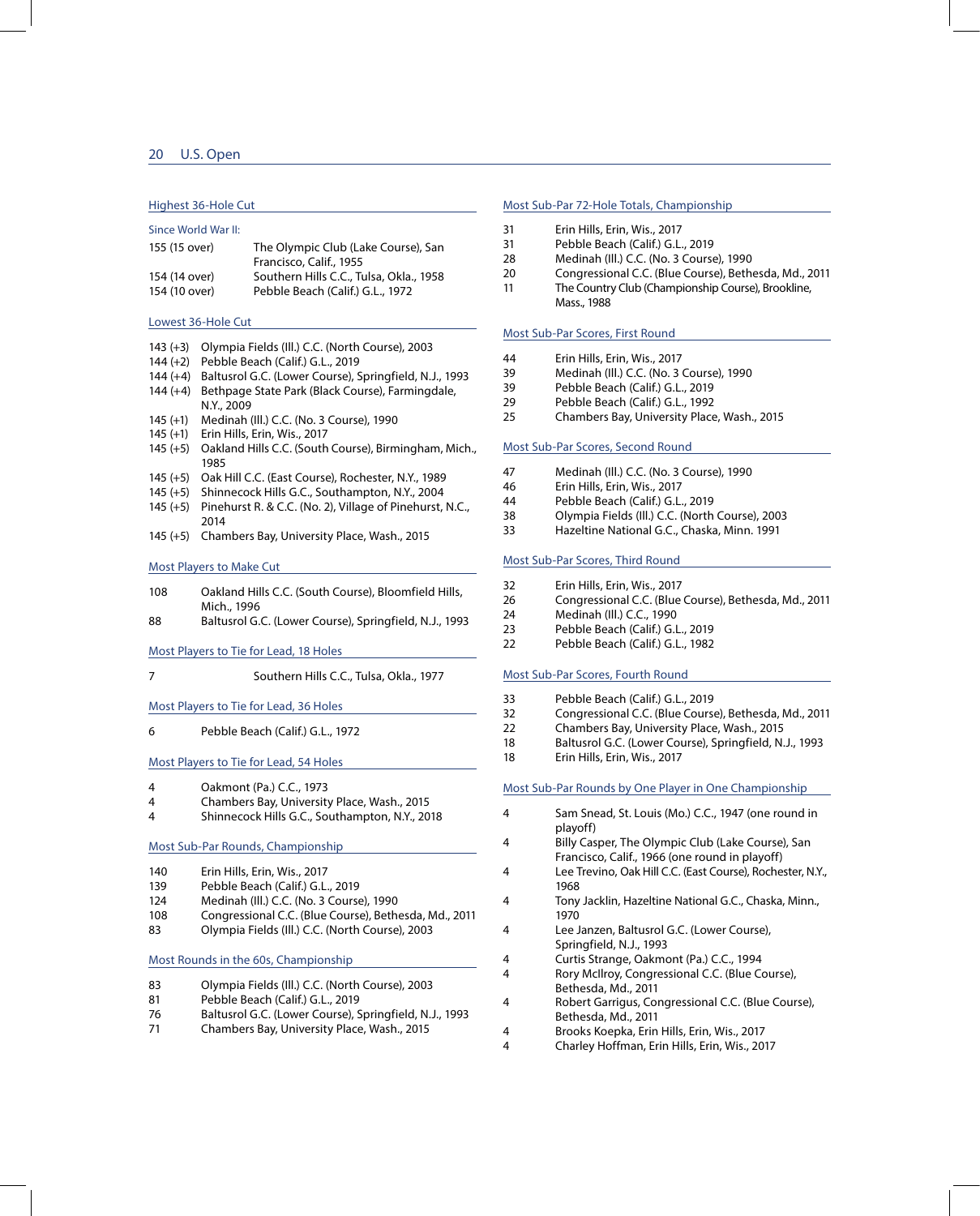### Highest 36-Hole Cut

Since World War II:

| | |
|---|---|
| 155 (15 over) | The Olympic Club (Lake Course), San Francisco, Calif., 1955 |
| 154 (14 over) | Southern Hills C.C., Tulsa, Okla., 1958 |
| 154 (10 over) | Pebble Beach (Calif.) G.L., 1972 |

### Lowest 36-Hole Cut

| | |
|---|---|
| 143 (+3) | Olympia Fields (Ill.) C.C. (North Course), 2003 |
| 144 (+2) | Pebble Beach (Calif.) G.L., 2019 |
| 144 (+4) | Baltusrol G.C. (Lower Course), Springfield, N.J., 1993 |
| 144 (+4) | Bethpage State Park (Black Course), Farmingdale, N.Y., 2009 |
| 145 (+1) | Medinah (Ill.) C.C. (No. 3 Course), 1990 |
| 145 (+1) | Erin Hills, Erin, Wis., 2017 |
| 145 (+5) | Oakland Hills C.C. (South Course), Birmingham, Mich., 1985 |
| 145 (+5) | Oak Hill C.C. (East Course), Rochester, N.Y., 1989 |
| 145 (+5) | Shinnecock Hills G.C., Southampton, N.Y., 2004 |
| 145 (+5) | Pinehurst R. & C.C. (No. 2), Village of Pinehurst, N.C., 2014 |
| 145 (+5) | Chambers Bay, University Place, Wash., 2015 |

### Most Players to Make Cut

| | |
|---|---|
| 108 | Oakland Hills C.C. (South Course), Bloomfield Hills, Mich., 1996 |
| 88 | Baltusrol G.C. (Lower Course), Springfield, N.J., 1993 |

### Most Players to Tie for Lead, 18 Holes

| | |
|---|---|
| 7 | Southern Hills C.C., Tulsa, Okla., 1977 |

### Most Players to Tie for Lead, 36 Holes

| | |
|---|---|
| 6 | Pebble Beach (Calif.) G.L., 1972 |

### Most Players to Tie for Lead, 54 Holes

| | |
|---|---|
| 4 | Oakmont (Pa.) C.C., 1973 |
| 4 | Chambers Bay, University Place, Wash., 2015 |
| 4 | Shinnecock Hills G.C., Southampton, N.Y., 2018 |

### Most Sub-Par Rounds, Championship

| | |
|---|---|
| 140 | Erin Hills, Erin, Wis., 2017 |
| 139 | Pebble Beach (Calif.) G.L., 2019 |
| 124 | Medinah (Ill.) C.C. (No. 3 Course), 1990 |
| 108 | Congressional C.C. (Blue Course), Bethesda, Md., 2011 |
| 83 | Olympia Fields (Ill.) C.C. (North Course), 2003 |

### Most Rounds in the 60s, Championship

| | |
|---|---|
| 83 | Olympia Fields (Ill.) C.C. (North Course), 2003 |
| 81 | Pebble Beach (Calif.) G.L., 2019 |
| 76 | Baltusrol G.C. (Lower Course), Springfield, N.J., 1993 |
| 71 | Chambers Bay, University Place, Wash., 2015 |

### Most Sub-Par 72-Hole Totals, Championship

| | |
|---|---|
| 31 | Erin Hills, Erin, Wis., 2017 |
| 31 | Pebble Beach (Calif.) G.L., 2019 |
| 28 | Medinah (Ill.) C.C. (No. 3 Course), 1990 |
| 20 | Congressional C.C. (Blue Course), Bethesda, Md., 2011 |
| 11 | The Country Club (Championship Course), Brookline, Mass., 1988 |

### Most Sub-Par Scores, First Round

| | |
|---|---|
| 44 | Erin Hills, Erin, Wis., 2017 |
| 39 | Medinah (Ill.) C.C. (No. 3 Course), 1990 |
| 39 | Pebble Beach (Calif.) G.L., 2019 |
| 29 | Pebble Beach (Calif.) G.L., 1992 |
| 25 | Chambers Bay, University Place, Wash., 2015 |

### Most Sub-Par Scores, Second Round

| | |
|---|---|
| 47 | Medinah (Ill.) C.C. (No. 3 Course), 1990 |
| 46 | Erin Hills, Erin, Wis., 2017 |
| 44 | Pebble Beach (Calif.) G.L., 2019 |
| 38 | Olympia Fields (Ill.) C.C. (North Course), 2003 |
| 33 | Hazeltine National G.C., Chaska, Minn. 1991 |

### Most Sub-Par Scores, Third Round

| | |
|---|---|
| 32 | Erin Hills, Erin, Wis., 2017 |
| 26 | Congressional C.C. (Blue Course), Bethesda, Md., 2011 |
| 24 | Medinah (Ill.) C.C., 1990 |
| 23 | Pebble Beach (Calif.) G.L., 2019 |
| 22 | Pebble Beach (Calif.) G.L., 1982 |

### Most Sub-Par Scores, Fourth Round

| | |
|---|---|
| 33 | Pebble Beach (Calif.) G.L., 2019 |
| 32 | Congressional C.C. (Blue Course), Bethesda, Md., 2011 |
| 22 | Chambers Bay, University Place, Wash., 2015 |
| 18 | Baltusrol G.C. (Lower Course), Springfield, N.J., 1993 |
| 18 | Erin Hills, Erin, Wis., 2017 |

### Most Sub-Par Rounds by One Player in One Championship

| | |
|---|---|
| 4 | Sam Snead, St. Louis (Mo.) C.C., 1947 (one round in playoff) |
| 4 | Billy Casper, The Olympic Club (Lake Course), San Francisco, Calif., 1966 (one round in playoff) |
| 4 | Lee Trevino, Oak Hill C.C. (East Course), Rochester, N.Y., 1968 |
| 4 | Tony Jacklin, Hazeltine National G.C., Chaska, Minn., 1970 |
| 4 | Lee Janzen, Baltusrol G.C. (Lower Course), Springfield, N.J., 1993 |
| 4 | Curtis Strange, Oakmont (Pa.) C.C., 1994 |
| 4 | Rory McIlroy, Congressional C.C. (Blue Course), Bethesda, Md., 2011 |
| 4 | Robert Garrigus, Congressional C.C. (Blue Course), Bethesda, Md., 2011 |
| 4 | Brooks Koepka, Erin Hills, Erin, Wis., 2017 |
| 4 | Charley Hoffman, Erin Hills, Erin, Wis., 2017 |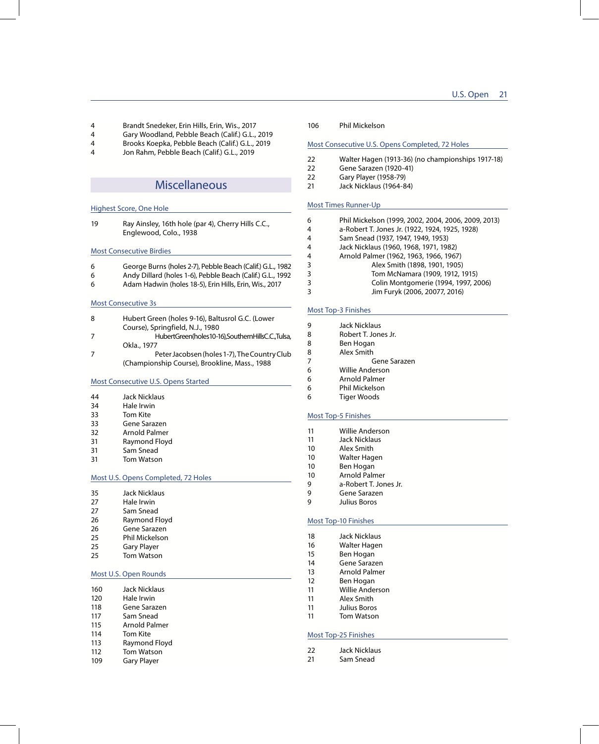4 Brandt Snedeker, Erin Hills, Erin, Wis., 2017
4 Gary Woodland, Pebble Beach (Calif.) G.L., 2019
4 Brooks Koepka, Pebble Beach (Calif.) G.L., 2019
4 Jon Rahm, Pebble Beach (Calif.) G.L., 2019

## Miscellaneous

### Highest Score, One Hole

19 Ray Ainsley, 16th hole (par 4), Cherry Hills C.C., Englewood, Colo., 1938

### Most Consecutive Birdies

6 George Burns (holes 2-7), Pebble Beach (Calif.) G.L., 1982
6 Andy Dillard (holes 1-6), Pebble Beach (Calif.) G.L., 1992
6 Adam Hadwin (holes 18-5), Erin Hills, Erin, Wis., 2017

### Most Consecutive 3s

8 Hubert Green (holes 9-16), Baltusrol G.C. (Lower Course), Springfield, N.J., 1980
7 Hubert Green (holes 10-16), Southern Hills C.C., Tulsa, Okla., 1977
7 Peter Jacobsen (holes 1-7), The Country Club (Championship Course), Brookline, Mass., 1988

### Most Consecutive U.S. Opens Started

44 Jack Nicklaus
34 Hale Irwin
33 Tom Kite
33 Gene Sarazen
32 Arnold Palmer
31 Raymond Floyd
31 Sam Snead
31 Tom Watson

### Most U.S. Opens Completed, 72 Holes

35 Jack Nicklaus
27 Hale Irwin
27 Sam Snead
26 Raymond Floyd
26 Gene Sarazen
25 Phil Mickelson
25 Gary Player
25 Tom Watson

### Most U.S. Open Rounds

160 Jack Nicklaus
120 Hale Irwin
118 Gene Sarazen
117 Sam Snead
115 Arnold Palmer
114 Tom Kite
113 Raymond Floyd
112 Tom Watson
109 Gary Player
106 Phil Mickelson

### Most Consecutive U.S. Opens Completed, 72 Holes

22 Walter Hagen (1913-36) (no championships 1917-18)
22 Gene Sarazen (1920-41)
22 Gary Player (1958-79)
21 Jack Nicklaus (1964-84)

### Most Times Runner-Up

6 Phil Mickelson (1999, 2002, 2004, 2006, 2009, 2013)
4 a-Robert T. Jones Jr. (1922, 1924, 1925, 1928)
4 Sam Snead (1937, 1947, 1949, 1953)
4 Jack Nicklaus (1960, 1968, 1971, 1982)
4 Arnold Palmer (1962, 1963, 1966, 1967)
3 Alex Smith (1898, 1901, 1905)
3 Tom McNamara (1909, 1912, 1915)
3 Colin Montgomerie (1994, 1997, 2006)
3 Jim Furyk (2006, 20077, 2016)

### Most Top-3 Finishes

9 Jack Nicklaus
8 Robert T. Jones Jr.
8 Ben Hogan
8 Alex Smith
7 Gene Sarazen
6 Willie Anderson
6 Arnold Palmer
6 Phil Mickelson
6 Tiger Woods

### Most Top-5 Finishes

11 Willie Anderson
11 Jack Nicklaus
10 Alex Smith
10 Walter Hagen
10 Ben Hogan
10 Arnold Palmer
9 a-Robert T. Jones Jr.
9 Gene Sarazen
9 Julius Boros

### Most Top-10 Finishes

18 Jack Nicklaus
16 Walter Hagen
15 Ben Hogan
14 Gene Sarazen
13 Arnold Palmer
12 Ben Hogan
11 Willie Anderson
11 Alex Smith
11 Julius Boros
11 Tom Watson

### Most Top-25 Finishes

22 Jack Nicklaus
21 Sam Snead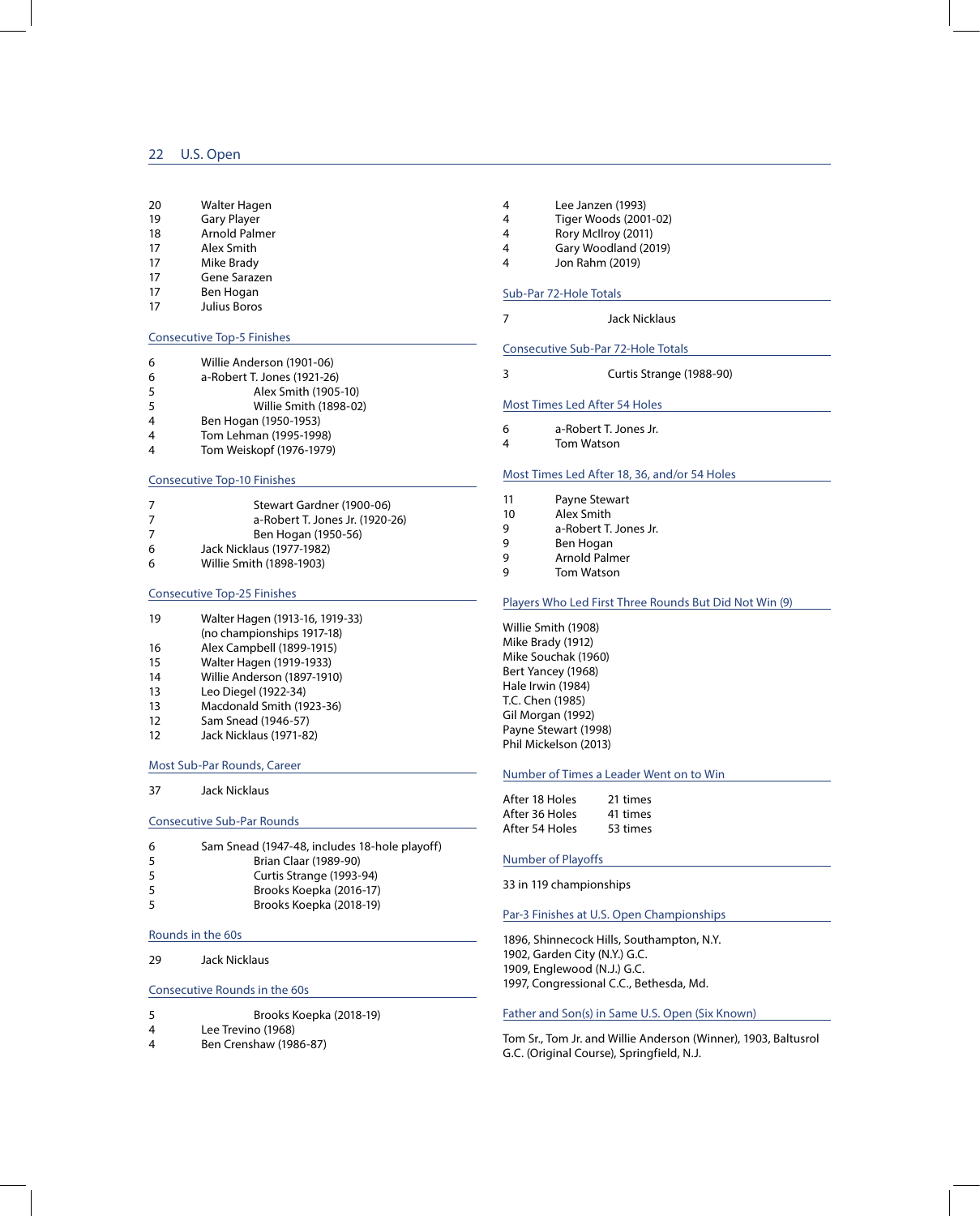| | |
|---|---|
| 20 | Walter Hagen |
| 19 | Gary Player |
| 18 | Arnold Palmer |
| 17 | Alex Smith |
| 17 | Mike Brady |
| 17 | Gene Sarazen |
| 17 | Ben Hogan |
| 17 | Julius Boros |

### Consecutive Top-5 Finishes

| | |
|---|---|
| 6 | Willie Anderson (1901-06) |
| 6 | a-Robert T. Jones (1921-26) |
| 5 | Alex Smith (1905-10) |
| 5 | Willie Smith (1898-02) |
| 4 | Ben Hogan (1950-1953) |
| 4 | Tom Lehman (1995-1998) |
| 4 | Tom Weiskopf (1976-1979) |

### Consecutive Top-10 Finishes

| | |
|---|---|
| 7 | Stewart Gardner (1900-06) |
| 7 | a-Robert T. Jones Jr. (1920-26) |
| 7 | Ben Hogan (1950-56) |
| 6 | Jack Nicklaus (1977-1982) |
| 6 | Willie Smith (1898-1903) |

### Consecutive Top-25 Finishes

| | |
|---|---|
| 19 | Walter Hagen (1913-16, 1919-33) (no championships 1917-18) |
| 16 | Alex Campbell (1899-1915) |
| 15 | Walter Hagen (1919-1933) |
| 14 | Willie Anderson (1897-1910) |
| 13 | Leo Diegel (1922-34) |
| 13 | Macdonald Smith (1923-36) |
| 12 | Sam Snead (1946-57) |
| 12 | Jack Nicklaus (1971-82) |

### Most Sub-Par Rounds, Career

| | |
|---|---|
| 37 | Jack Nicklaus |

### Consecutive Sub-Par Rounds

| | |
|---|---|
| 6 | Sam Snead (1947-48, includes 18-hole playoff) |
| 5 | Brian Claar (1989-90) |
| 5 | Curtis Strange (1993-94) |
| 5 | Brooks Koepka (2016-17) |
| 5 | Brooks Koepka (2018-19) |

### Rounds in the 60s

| | |
|---|---|
| 29 | Jack Nicklaus |

### Consecutive Rounds in the 60s

| | |
|---|---|
| 5 | Brooks Koepka (2018-19) |
| 4 | Lee Trevino (1968) |
| 4 | Ben Crenshaw (1986-87) |
| 4 | Lee Janzen (1993) |
| 4 | Tiger Woods (2001-02) |
| 4 | Rory McIlroy (2011) |
| 4 | Gary Woodland (2019) |
| 4 | Jon Rahm (2019) |

### Sub-Par 72-Hole Totals

| | |
|---|---|
| 7 | Jack Nicklaus |

### Consecutive Sub-Par 72-Hole Totals

| | |
|---|---|
| 3 | Curtis Strange (1988-90) |

### Most Times Led After 54 Holes

| | |
|---|---|
| 6 | a-Robert T. Jones Jr. |
| 4 | Tom Watson |

### Most Times Led After 18, 36, and/or 54 Holes

| | |
|---|---|
| 11 | Payne Stewart |
| 10 | Alex Smith |
| 9 | a-Robert T. Jones Jr. |
| 9 | Ben Hogan |
| 9 | Arnold Palmer |
| 9 | Tom Watson |

### Players Who Led First Three Rounds But Did Not Win (9)

Willie Smith (1908)
Mike Brady (1912)
Mike Souchak (1960)
Bert Yancey (1968)
Hale Irwin (1984)
T.C. Chen (1985)
Gil Morgan (1992)
Payne Stewart (1998)
Phil Mickelson (2013)

### Number of Times a Leader Went on to Win

| | |
|---|---|
| After 18 Holes | 21 times |
| After 36 Holes | 41 times |
| After 54 Holes | 53 times |

### Number of Playoffs

33 in 119 championships

### Par-3 Finishes at U.S. Open Championships

1896, Shinnecock Hills, Southampton, N.Y.
1902, Garden City (N.Y.) G.C.
1909, Englewood (N.J.) G.C.
1997, Congressional C.C., Bethesda, Md.

### Father and Son(s) in Same U.S. Open (Six Known)

Tom Sr., Tom Jr. and Willie Anderson (Winner), 1903, Baltusrol G.C. (Original Course), Springfield, N.J.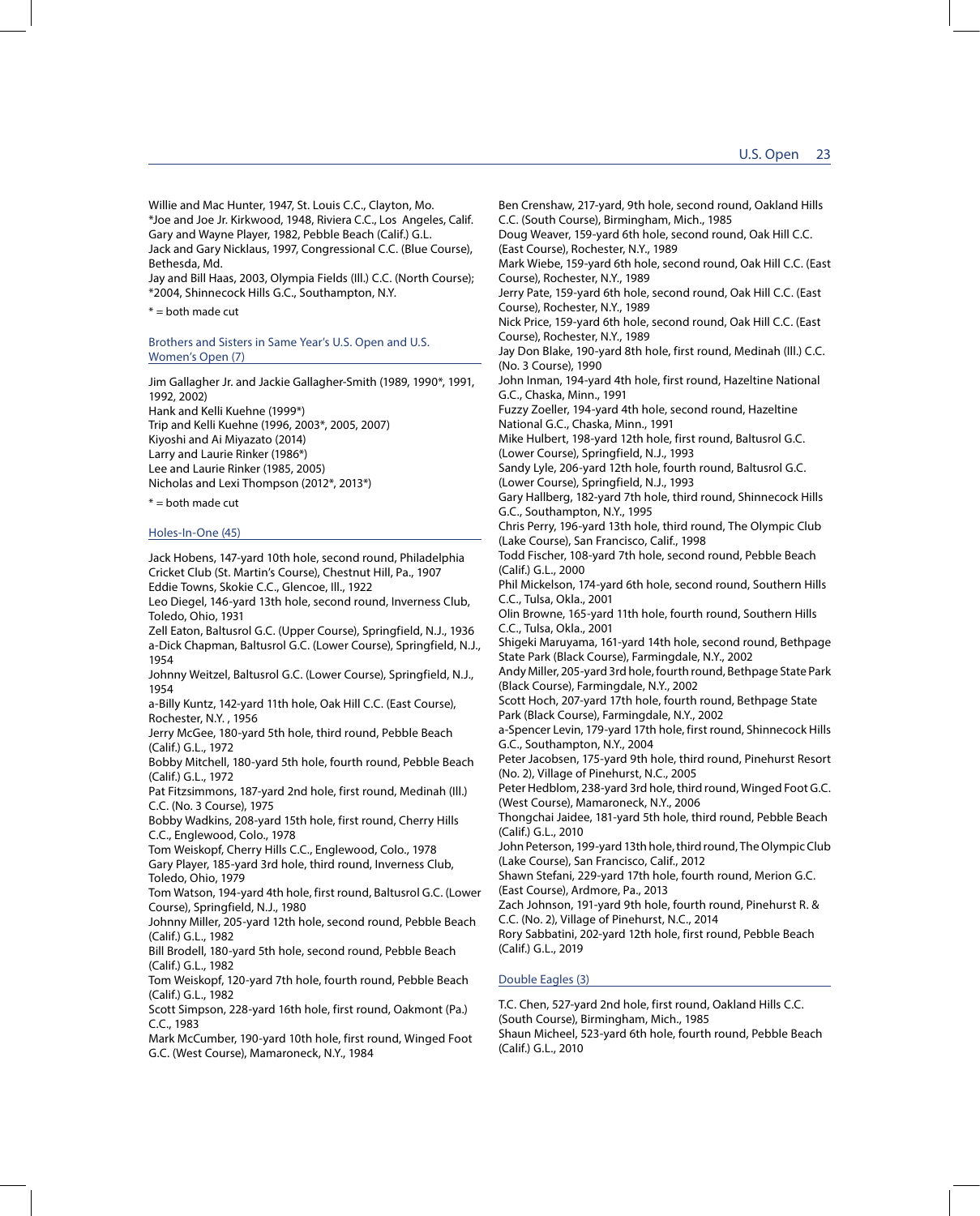Willie and Mac Hunter, 1947, St. Louis C.C., Clayton, Mo.
*Joe and Joe Jr. Kirkwood, 1948, Riviera C.C., Los Angeles, Calif.
Gary and Wayne Player, 1982, Pebble Beach (Calif.) G.L.
Jack and Gary Nicklaus, 1997, Congressional C.C. (Blue Course), Bethesda, Md.
Jay and Bill Haas, 2003, Olympia Fields (Ill.) C.C. (North Course); *2004, Shinnecock Hills G.C., Southampton, N.Y.

* = both made cut

### Brothers and Sisters in Same Year's U.S. Open and U.S. Women's Open (7)

Jim Gallagher Jr. and Jackie Gallagher-Smith (1989, 1990*, 1991, 1992, 2002)
Hank and Kelli Kuehne (1999*)
Trip and Kelli Kuehne (1996, 2003*, 2005, 2007)
Kiyoshi and Ai Miyazato (2014)
Larry and Laurie Rinker (1986*)
Lee and Laurie Rinker (1985, 2005)
Nicholas and Lexi Thompson (2012*, 2013*)

* = both made cut

### Holes-In-One (45)

Jack Hobens, 147-yard 10th hole, second round, Philadelphia Cricket Club (St. Martin's Course), Chestnut Hill, Pa., 1907
Eddie Towns, Skokie C.C., Glencoe, Ill., 1922
Leo Diegel, 146-yard 13th hole, second round, Inverness Club, Toledo, Ohio, 1931
Zell Eaton, Baltusrol G.C. (Upper Course), Springfield, N.J., 1936
a-Dick Chapman, Baltusrol G.C. (Lower Course), Springfield, N.J., 1954
Johnny Weitzel, Baltusrol G.C. (Lower Course), Springfield, N.J., 1954
a-Billy Kuntz, 142-yard 11th hole, Oak Hill C.C. (East Course), Rochester, N.Y. , 1956
Jerry McGee, 180-yard 5th hole, third round, Pebble Beach (Calif.) G.L., 1972
Bobby Mitchell, 180-yard 5th hole, fourth round, Pebble Beach (Calif.) G.L., 1972
Pat Fitzsimmons, 187-yard 2nd hole, first round, Medinah (Ill.) C.C. (No. 3 Course), 1975
Bobby Wadkins, 208-yard 15th hole, first round, Cherry Hills C.C., Englewood, Colo., 1978
Tom Weiskopf, Cherry Hills C.C., Englewood, Colo., 1978
Gary Player, 185-yard 3rd hole, third round, Inverness Club, Toledo, Ohio, 1979
Tom Watson, 194-yard 4th hole, first round, Baltusrol G.C. (Lower Course), Springfield, N.J., 1980
Johnny Miller, 205-yard 12th hole, second round, Pebble Beach (Calif.) G.L., 1982
Bill Brodell, 180-yard 5th hole, second round, Pebble Beach (Calif.) G.L., 1982
Tom Weiskopf, 120-yard 7th hole, fourth round, Pebble Beach (Calif.) G.L., 1982
Scott Simpson, 228-yard 16th hole, first round, Oakmont (Pa.) C.C., 1983
Mark McCumber, 190-yard 10th hole, first round, Winged Foot G.C. (West Course), Mamaroneck, N.Y., 1984
Ben Crenshaw, 217-yard, 9th hole, second round, Oakland Hills C.C. (South Course), Birmingham, Mich., 1985
Doug Weaver, 159-yard 6th hole, second round, Oak Hill C.C. (East Course), Rochester, N.Y., 1989
Mark Wiebe, 159-yard 6th hole, second round, Oak Hill C.C. (East Course), Rochester, N.Y., 1989
Jerry Pate, 159-yard 6th hole, second round, Oak Hill C.C. (East Course), Rochester, N.Y., 1989
Nick Price, 159-yard 6th hole, second round, Oak Hill C.C. (East Course), Rochester, N.Y., 1989
Jay Don Blake, 190-yard 8th hole, first round, Medinah (Ill.) C.C. (No. 3 Course), 1990
John Inman, 194-yard 4th hole, first round, Hazeltine National G.C., Chaska, Minn., 1991
Fuzzy Zoeller, 194-yard 4th hole, second round, Hazeltine National G.C., Chaska, Minn., 1991
Mike Hulbert, 198-yard 12th hole, first round, Baltusrol G.C. (Lower Course), Springfield, N.J., 1993
Sandy Lyle, 206-yard 12th hole, fourth round, Baltusrol G.C. (Lower Course), Springfield, N.J., 1993
Gary Hallberg, 182-yard 7th hole, third round, Shinnecock Hills G.C., Southampton, N.Y., 1995
Chris Perry, 196-yard 13th hole, third round, The Olympic Club (Lake Course), San Francisco, Calif., 1998
Todd Fischer, 108-yard 7th hole, second round, Pebble Beach (Calif.) G.L., 2000
Phil Mickelson, 174-yard 6th hole, second round, Southern Hills C.C., Tulsa, Okla., 2001
Olin Browne, 165-yard 11th hole, fourth round, Southern Hills C.C., Tulsa, Okla., 2001
Shigeki Maruyama, 161-yard 14th hole, second round, Bethpage State Park (Black Course), Farmingdale, N.Y., 2002
Andy Miller, 205-yard 3rd hole, fourth round, Bethpage State Park (Black Course), Farmingdale, N.Y., 2002
Scott Hoch, 207-yard 17th hole, fourth round, Bethpage State Park (Black Course), Farmingdale, N.Y., 2002
a-Spencer Levin, 179-yard 17th hole, first round, Shinnecock Hills G.C., Southampton, N.Y., 2004
Peter Jacobsen, 175-yard 9th hole, third round, Pinehurst Resort (No. 2), Village of Pinehurst, N.C., 2005
Peter Hedblom, 238-yard 3rd hole, third round, Winged Foot G.C. (West Course), Mamaroneck, N.Y., 2006
Thongchai Jaidee, 181-yard 5th hole, third round, Pebble Beach (Calif.) G.L., 2010
John Peterson, 199-yard 13th hole, third round, The Olympic Club (Lake Course), San Francisco, Calif., 2012
Shawn Stefani, 229-yard 17th hole, fourth round, Merion G.C. (East Course), Ardmore, Pa., 2013
Zach Johnson, 191-yard 9th hole, fourth round, Pinehurst R. & C.C. (No. 2), Village of Pinehurst, N.C., 2014
Rory Sabbatini, 202-yard 12th hole, first round, Pebble Beach (Calif.) G.L., 2019

### Double Eagles (3)

T.C. Chen, 527-yard 2nd hole, first round, Oakland Hills C.C. (South Course), Birmingham, Mich., 1985
Shaun Micheel, 523-yard 6th hole, fourth round, Pebble Beach (Calif.) G.L., 2010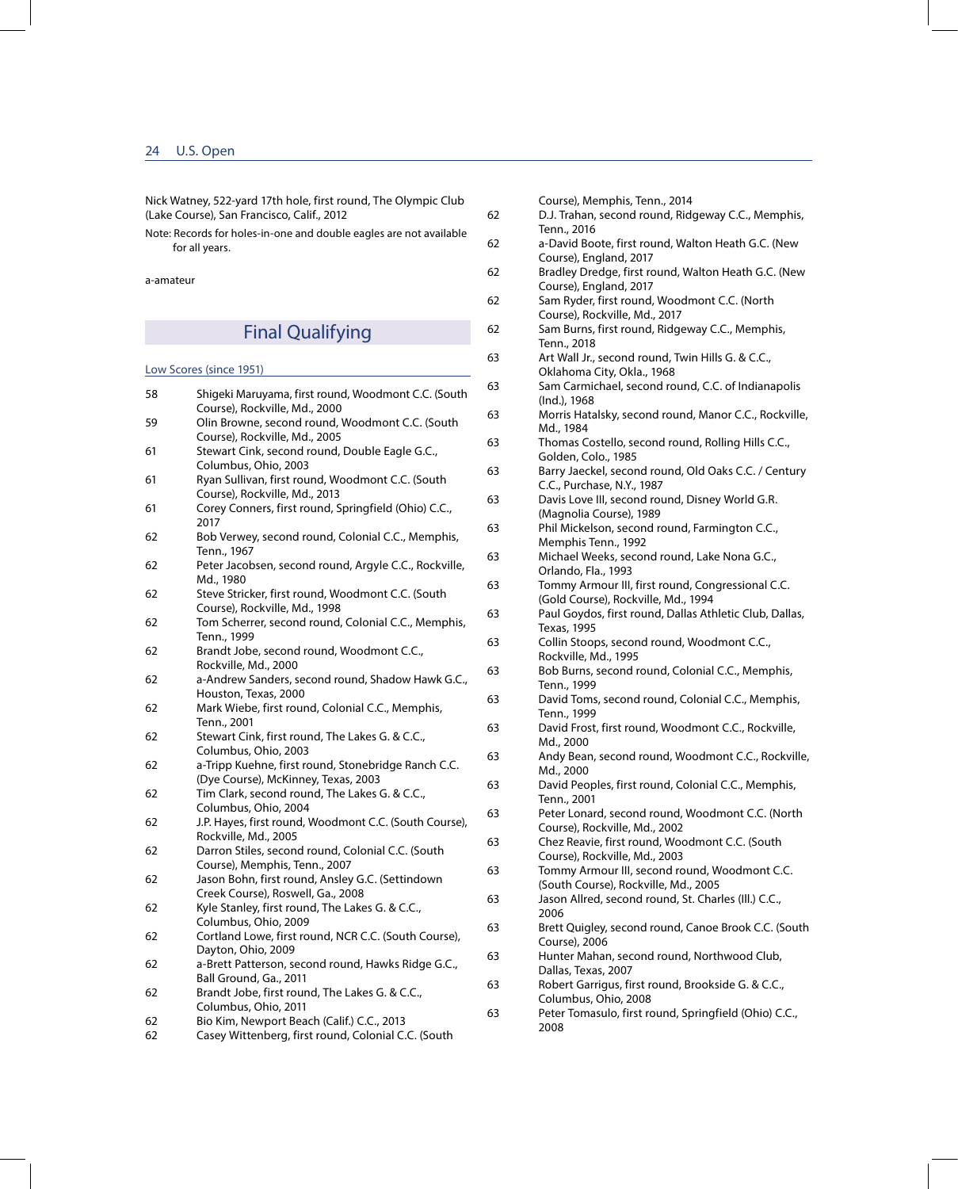Nick Watney, 522-yard 17th hole, first round, The Olympic Club (Lake Course), San Francisco, Calif., 2012

Note: Records for holes-in-one and double eagles are not available for all years.

a-amateur

## Final Qualifying

### Low Scores (since 1951)

| | |
|---|---|
| 58 | Shigeki Maruyama, first round, Woodmont C.C. (South Course), Rockville, Md., 2000 |
| 59 | Olin Browne, second round, Woodmont C.C. (South Course), Rockville, Md., 2005 |
| 61 | Stewart Cink, second round, Double Eagle G.C., Columbus, Ohio, 2003 |
| 61 | Ryan Sullivan, first round, Woodmont C.C. (South Course), Rockville, Md., 2013 |
| 61 | Corey Conners, first round, Springfield (Ohio) C.C., 2017 |
| 62 | Bob Verwey, second round, Colonial C.C., Memphis, Tenn., 1967 |
| 62 | Peter Jacobsen, second round, Argyle C.C., Rockville, Md., 1980 |
| 62 | Steve Stricker, first round, Woodmont C.C. (South Course), Rockville, Md., 1998 |
| 62 | Tom Scherrer, second round, Colonial C.C., Memphis, Tenn., 1999 |
| 62 | Brandt Jobe, second round, Woodmont C.C., Rockville, Md., 2000 |
| 62 | a-Andrew Sanders, second round, Shadow Hawk G.C., Houston, Texas, 2000 |
| 62 | Mark Wiebe, first round, Colonial C.C., Memphis, Tenn., 2001 |
| 62 | Stewart Cink, first round, The Lakes G. & C.C., Columbus, Ohio, 2003 |
| 62 | a-Tripp Kuehne, first round, Stonebridge Ranch C.C. (Dye Course), McKinney, Texas, 2003 |
| 62 | Tim Clark, second round, The Lakes G. & C.C., Columbus, Ohio, 2004 |
| 62 | J.P. Hayes, first round, Woodmont C.C. (South Course), Rockville, Md., 2005 |
| 62 | Darron Stiles, second round, Colonial C.C. (South Course), Memphis, Tenn., 2007 |
| 62 | Jason Bohn, first round, Ansley G.C. (Settindown Creek Course), Roswell, Ga., 2008 |
| 62 | Kyle Stanley, first round, The Lakes G. & C.C., Columbus, Ohio, 2009 |
| 62 | Cortland Lowe, first round, NCR C.C. (South Course), Dayton, Ohio, 2009 |
| 62 | a-Brett Patterson, second round, Hawks Ridge G.C., Ball Ground, Ga., 2011 |
| 62 | Brandt Jobe, first round, The Lakes G. & C.C., Columbus, Ohio, 2011 |
| 62 | Bio Kim, Newport Beach (Calif.) C.C., 2013 |
| 62 | Casey Wittenberg, first round, Colonial C.C. (South Course), Memphis, Tenn., 2014 |
| 62 | D.J. Trahan, second round, Ridgeway C.C., Memphis, Tenn., 2016 |
| 62 | a-David Boote, first round, Walton Heath G.C. (New Course), England, 2017 |
| 62 | Bradley Dredge, first round, Walton Heath G.C. (New Course), England, 2017 |
| 62 | Sam Ryder, first round, Woodmont C.C. (North Course), Rockville, Md., 2017 |
| 62 | Sam Burns, first round, Ridgeway C.C., Memphis, Tenn., 2018 |
| 63 | Art Wall Jr., second round, Twin Hills G. & C.C., Oklahoma City, Okla., 1968 |
| 63 | Sam Carmichael, second round, C.C. of Indianapolis (Ind.), 1968 |
| 63 | Morris Hatalsky, second round, Manor C.C., Rockville, Md., 1984 |
| 63 | Thomas Costello, second round, Rolling Hills C.C., Golden, Colo., 1985 |
| 63 | Barry Jaeckel, second round, Old Oaks C.C. / Century C.C., Purchase, N.Y., 1987 |
| 63 | Davis Love III, second round, Disney World G.R. (Magnolia Course), 1989 |
| 63 | Phil Mickelson, second round, Farmington C.C., Memphis Tenn., 1992 |
| 63 | Michael Weeks, second round, Lake Nona G.C., Orlando, Fla., 1993 |
| 63 | Tommy Armour III, first round, Congressional C.C. (Gold Course), Rockville, Md., 1994 |
| 63 | Paul Goydos, first round, Dallas Athletic Club, Dallas, Texas, 1995 |
| 63 | Collin Stoops, second round, Woodmont C.C., Rockville, Md., 1995 |
| 63 | Bob Burns, second round, Colonial C.C., Memphis, Tenn., 1999 |
| 63 | David Toms, second round, Colonial C.C., Memphis, Tenn., 1999 |
| 63 | David Frost, first round, Woodmont C.C., Rockville, Md., 2000 |
| 63 | Andy Bean, second round, Woodmont C.C., Rockville, Md., 2000 |
| 63 | David Peoples, first round, Colonial C.C., Memphis, Tenn., 2001 |
| 63 | Peter Lonard, second round, Woodmont C.C. (North Course), Rockville, Md., 2002 |
| 63 | Chez Reavie, first round, Woodmont C.C. (South Course), Rockville, Md., 2003 |
| 63 | Tommy Armour III, second round, Woodmont C.C. (South Course), Rockville, Md., 2005 |
| 63 | Jason Allred, second round, St. Charles (Ill.) C.C., 2006 |
| 63 | Brett Quigley, second round, Canoe Brook C.C. (South Course), 2006 |
| 63 | Hunter Mahan, second round, Northwood Club, Dallas, Texas, 2007 |
| 63 | Robert Garrigus, first round, Brookside G. & C.C., Columbus, Ohio, 2008 |
| 63 | Peter Tomasulo, first round, Springfield (Ohio) C.C., 2008 |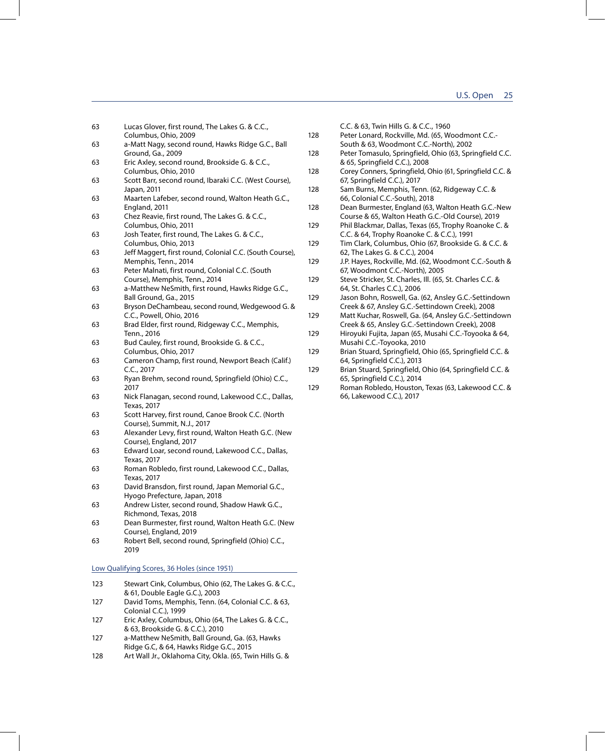63 Lucas Glover, first round, The Lakes G. & C.C., Columbus, Ohio, 2009

63 a-Matt Nagy, second round, Hawks Ridge G.C., Ball Ground, Ga., 2009

63 Eric Axley, second round, Brookside G. & C.C., Columbus, Ohio, 2010

63 Scott Barr, second round, Ibaraki C.C. (West Course), Japan, 2011

63 Maarten Lafeber, second round, Walton Heath G.C., England, 2011

63 Chez Reavie, first round, The Lakes G. & C.C., Columbus, Ohio, 2011

63 Josh Teater, first round, The Lakes G. & C.C., Columbus, Ohio, 2013

63 Jeff Maggert, first round, Colonial C.C. (South Course), Memphis, Tenn., 2014

63 Peter Malnati, first round, Colonial C.C. (South Course), Memphis, Tenn., 2014

63 a-Matthew NeSmith, first round, Hawks Ridge G.C., Ball Ground, Ga., 2015

63 Bryson DeChambeau, second round, Wedgewood G. & C.C., Powell, Ohio, 2016

63 Brad Elder, first round, Ridgeway C.C., Memphis, Tenn., 2016

63 Bud Cauley, first round, Brookside G. & C.C., Columbus, Ohio, 2017

63 Cameron Champ, first round, Newport Beach (Calif.) C.C., 2017

63 Ryan Brehm, second round, Springfield (Ohio) C.C., 2017

63 Nick Flanagan, second round, Lakewood C.C., Dallas, Texas, 2017

63 Scott Harvey, first round, Canoe Brook C.C. (North Course), Summit, N.J., 2017

63 Alexander Levy, first round, Walton Heath G.C. (New Course), England, 2017

63 Edward Loar, second round, Lakewood C.C., Dallas, Texas, 2017

63 Roman Robledo, first round, Lakewood C.C., Dallas, Texas, 2017

63 David Bransdon, first round, Japan Memorial G.C., Hyogo Prefecture, Japan, 2018

63 Andrew Lister, second round, Shadow Hawk G.C., Richmond, Texas, 2018

63 Dean Burmester, first round, Walton Heath G.C. (New Course), England, 2019

63 Robert Bell, second round, Springfield (Ohio) C.C., 2019

## Low Qualifying Scores, 36 Holes (since 1951)

123 Stewart Cink, Columbus, Ohio (62, The Lakes G. & C.C., & 61, Double Eagle G.C.), 2003

127 David Toms, Memphis, Tenn. (64, Colonial C.C. & 63, Colonial C.C.), 1999

127 Eric Axley, Columbus, Ohio (64, The Lakes G. & C.C., & 63, Brookside G. & C.C.), 2010

127 a-Matthew NeSmith, Ball Ground, Ga. (63, Hawks Ridge G.C, & 64, Hawks Ridge G.C., 2015

128 Art Wall Jr., Oklahoma City, Okla. (65, Twin Hills G. & C.C. & 63, Twin Hills G. & C.C., 1960

128 Peter Lonard, Rockville, Md. (65, Woodmont C.C.-South & 63, Woodmont C.C.-North), 2002

128 Peter Tomasulo, Springfield, Ohio (63, Springfield C.C. & 65, Springfield C.C.), 2008

128 Corey Conners, Springfield, Ohio (61, Springfield C.C. & 67, Springfield C.C.), 2017

128 Sam Burns, Memphis, Tenn. (62, Ridgeway C.C. & 66, Colonial C.C.-South), 2018

128 Dean Burmester, England (63, Walton Heath G.C.-New Course & 65, Walton Heath G.C.-Old Course), 2019

129 Phil Blackmar, Dallas, Texas (65, Trophy Roanoke C. & C.C. & 64, Trophy Roanoke C. & C.C.), 1991

129 Tim Clark, Columbus, Ohio (67, Brookside G. & C.C. & 62, The Lakes G. & C.C.), 2004

129 J.P. Hayes, Rockville, Md. (62, Woodmont C.C.-South & 67, Woodmont C.C.-North), 2005

129 Steve Stricker, St. Charles, Ill. (65, St. Charles C.C. & 64, St. Charles C.C.), 2006

129 Jason Bohn, Roswell, Ga. (62, Ansley G.C.-Settindown Creek & 67, Ansley G.C.-Settindown Creek), 2008

129 Matt Kuchar, Roswell, Ga. (64, Ansley G.C.-Settindown Creek & 65, Ansley G.C.-Settindown Creek), 2008

129 Hiroyuki Fujita, Japan (65, Musahi C.C.-Toyooka & 64, Musahi C.C.-Toyooka, 2010

129 Brian Stuard, Springfield, Ohio (65, Springfield C.C. & 64, Springfield C.C.), 2013

129 Brian Stuard, Springfield, Ohio (64, Springfield C.C. & 65, Springfield C.C.), 2014

129 Roman Robledo, Houston, Texas (63, Lakewood C.C. & 66, Lakewood C.C.), 2017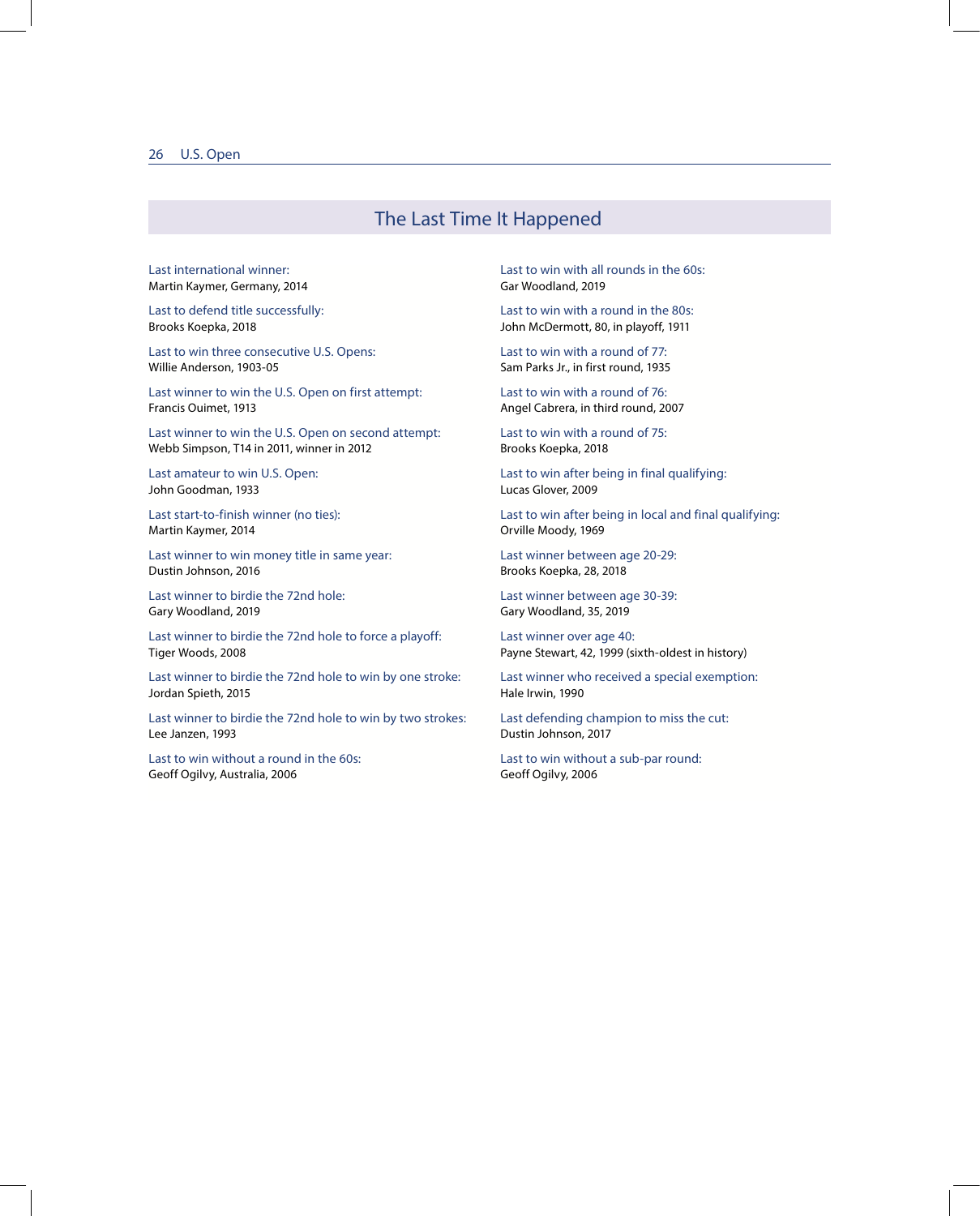## The Last Time It Happened

Last international winner:
Martin Kaymer, Germany, 2014

Last to defend title successfully:
Brooks Koepka, 2018

Last to win three consecutive U.S. Opens:
Willie Anderson, 1903-05

Last winner to win the U.S. Open on first attempt:
Francis Ouimet, 1913

Last winner to win the U.S. Open on second attempt:
Webb Simpson, T14 in 2011, winner in 2012

Last amateur to win U.S. Open:
John Goodman, 1933

Last start-to-finish winner (no ties):
Martin Kaymer, 2014

Last winner to win money title in same year:
Dustin Johnson, 2016

Last winner to birdie the 72nd hole:
Gary Woodland, 2019

Last winner to birdie the 72nd hole to force a playoff:
Tiger Woods, 2008

Last winner to birdie the 72nd hole to win by one stroke:
Jordan Spieth, 2015

Last winner to birdie the 72nd hole to win by two strokes:
Lee Janzen, 1993

Last to win without a round in the 60s:
Geoff Ogilvy, Australia, 2006

Last to win with all rounds in the 60s:
Gar Woodland, 2019

Last to win with a round in the 80s:
John McDermott, 80, in playoff, 1911

Last to win with a round of 77:
Sam Parks Jr., in first round, 1935

Last to win with a round of 76:
Angel Cabrera, in third round, 2007

Last to win with a round of 75:
Brooks Koepka, 2018

Last to win after being in final qualifying:
Lucas Glover, 2009

Last to win after being in local and final qualifying:
Orville Moody, 1969

Last winner between age 20-29:
Brooks Koepka, 28, 2018

Last winner between age 30-39:
Gary Woodland, 35, 2019

Last winner over age 40:
Payne Stewart, 42, 1999 (sixth-oldest in history)

Last winner who received a special exemption:
Hale Irwin, 1990

Last defending champion to miss the cut:
Dustin Johnson, 2017

Last to win without a sub-par round:
Geoff Ogilvy, 2006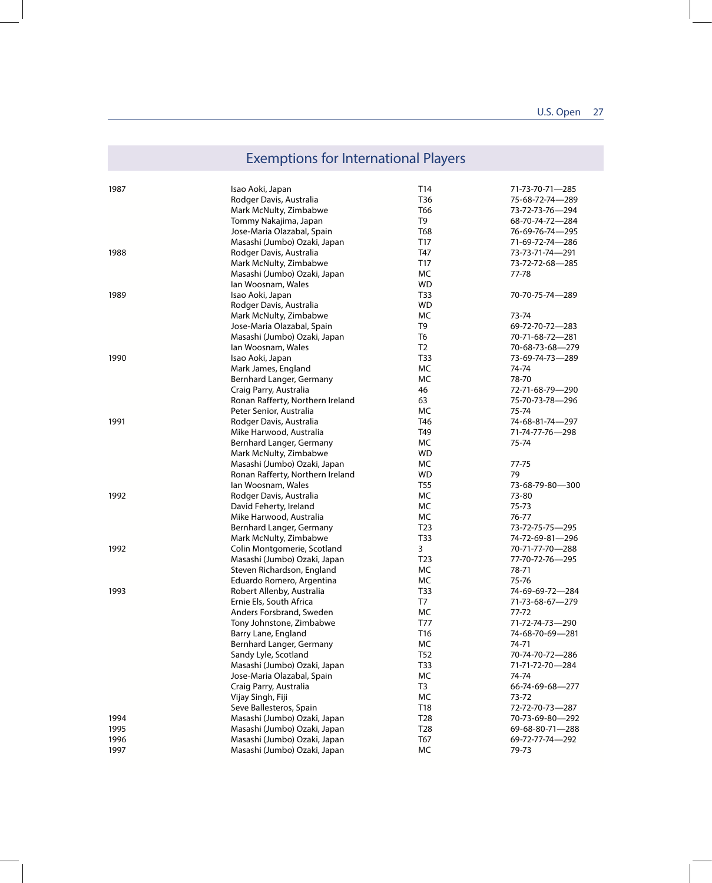# Exemptions for International Players

| Year | Player | Finish | Scores |
|---|---|---|---|
| 1987 | Isao Aoki, Japan | T14 | 71-73-70-71—285 |
| | Rodger Davis, Australia | T36 | 75-68-72-74—289 |
| | Mark McNulty, Zimbabwe | T66 | 73-72-73-76—294 |
| | Tommy Nakajima, Japan | T9 | 68-70-74-72—284 |
| | Jose-Maria Olazabal, Spain | T68 | 76-69-76-74—295 |
| | Masashi (Jumbo) Ozaki, Japan | T17 | 71-69-72-74—286 |
| 1988 | Rodger Davis, Australia | T47 | 73-73-71-74—291 |
| | Mark McNulty, Zimbabwe | T17 | 73-72-72-68—285 |
| | Masashi (Jumbo) Ozaki, Japan | MC | 77-78 |
| | Ian Woosnam, Wales | WD | |
| 1989 | Isao Aoki, Japan | T33 | 70-70-75-74—289 |
| | Rodger Davis, Australia | WD | |
| | Mark McNulty, Zimbabwe | MC | 73-74 |
| | Jose-Maria Olazabal, Spain | T9 | 69-72-70-72—283 |
| | Masashi (Jumbo) Ozaki, Japan | T6 | 70-71-68-72—281 |
| | Ian Woosnam, Wales | T2 | 70-68-73-68—279 |
| 1990 | Isao Aoki, Japan | T33 | 73-69-74-73—289 |
| | Mark James, England | MC | 74-74 |
| | Bernhard Langer, Germany | MC | 78-70 |
| | Craig Parry, Australia | 46 | 72-71-68-79—290 |
| | Ronan Rafferty, Northern Ireland | 63 | 75-70-73-78—296 |
| | Peter Senior, Australia | MC | 75-74 |
| 1991 | Rodger Davis, Australia | T46 | 74-68-81-74—297 |
| | Mike Harwood, Australia | T49 | 71-74-77-76—298 |
| | Bernhard Langer, Germany | MC | 75-74 |
| | Mark McNulty, Zimbabwe | WD | |
| | Masashi (Jumbo) Ozaki, Japan | MC | 77-75 |
| | Ronan Rafferty, Northern Ireland | WD | 79 |
| | Ian Woosnam, Wales | T55 | 73-68-79-80—300 |
| 1992 | Rodger Davis, Australia | MC | 73-80 |
| | David Feherty, Ireland | MC | 75-73 |
| | Mike Harwood, Australia | MC | 76-77 |
| | Bernhard Langer, Germany | T23 | 73-72-75-75—295 |
| | Mark McNulty, Zimbabwe | T33 | 74-72-69-81—296 |
| 1992 | Colin Montgomerie, Scotland | 3 | 70-71-77-70—288 |
| | Masashi (Jumbo) Ozaki, Japan | T23 | 77-70-72-76—295 |
| | Steven Richardson, England | MC | 78-71 |
| | Eduardo Romero, Argentina | MC | 75-76 |
| 1993 | Robert Allenby, Australia | T33 | 74-69-69-72—284 |
| | Ernie Els, South Africa | T7 | 71-73-68-67—279 |
| | Anders Forsbrand, Sweden | MC | 77-72 |
| | Tony Johnstone, Zimbabwe | T77 | 71-72-74-73—290 |
| | Barry Lane, England | T16 | 74-68-70-69—281 |
| | Bernhard Langer, Germany | MC | 74-71 |
| | Sandy Lyle, Scotland | T52 | 70-74-70-72—286 |
| | Masashi (Jumbo) Ozaki, Japan | T33 | 71-71-72-70—284 |
| | Jose-Maria Olazabal, Spain | MC | 74-74 |
| | Craig Parry, Australia | T3 | 66-74-69-68—277 |
| | Vijay Singh, Fiji | MC | 73-72 |
| | Seve Ballesteros, Spain | T18 | 72-72-70-73—287 |
| 1994 | Masashi (Jumbo) Ozaki, Japan | T28 | 70-73-69-80—292 |
| 1995 | Masashi (Jumbo) Ozaki, Japan | T28 | 69-68-80-71—288 |
| 1996 | Masashi (Jumbo) Ozaki, Japan | T67 | 69-72-77-74—292 |
| 1997 | Masashi (Jumbo) Ozaki, Japan | MC | 79-73 |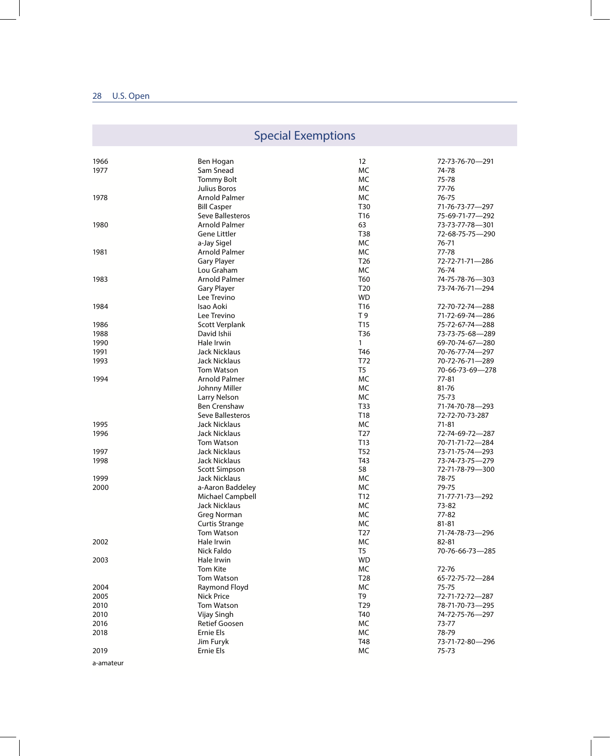## Special Exemptions

| | | | |
|---|---|---|---|
| 1966 | Ben Hogan | 12 | 72-73-76-70—291 |
| 1977 | Sam Snead | MC | 74-78 |
| | Tommy Bolt | MC | 75-78 |
| | Julius Boros | MC | 77-76 |
| 1978 | Arnold Palmer | MC | 76-75 |
| | Bill Casper | T30 | 71-76-73-77—297 |
| | Seve Ballesteros | T16 | 75-69-71-77—292 |
| 1980 | Arnold Palmer | 63 | 73-73-77-78—301 |
| | Gene Littler | T38 | 72-68-75-75—290 |
| | a-Jay Sigel | MC | 76-71 |
| 1981 | Arnold Palmer | MC | 77-78 |
| | Gary Player | T26 | 72-72-71-71—286 |
| | Lou Graham | MC | 76-74 |
| 1983 | Arnold Palmer | T60 | 74-75-78-76—303 |
| | Gary Player | T20 | 73-74-76-71—294 |
| | Lee Trevino | WD | |
| 1984 | Isao Aoki | T16 | 72-70-72-74—288 |
| | Lee Trevino | T 9 | 71-72-69-74—286 |
| 1986 | Scott Verplank | T15 | 75-72-67-74—288 |
| 1988 | David Ishii | T36 | 73-73-75-68—289 |
| 1990 | Hale Irwin | 1 | 69-70-74-67—280 |
| 1991 | Jack Nicklaus | T46 | 70-76-77-74—297 |
| 1993 | Jack Nicklaus | T72 | 70-72-76-71—289 |
| | Tom Watson | T5 | 70-66-73-69—278 |
| 1994 | Arnold Palmer | MC | 77-81 |
| | Johnny Miller | MC | 81-76 |
| | Larry Nelson | MC | 75-73 |
| | Ben Crenshaw | T33 | 71-74-70-78—293 |
| | Seve Ballesteros | T18 | 72-72-70-73-287 |
| 1995 | Jack Nicklaus | MC | 71-81 |
| 1996 | Jack Nicklaus | T27 | 72-74-69-72—287 |
| | Tom Watson | T13 | 70-71-71-72—284 |
| 1997 | Jack Nicklaus | T52 | 73-71-75-74—293 |
| 1998 | Jack Nicklaus | T43 | 73-74-73-75—279 |
| | Scott Simpson | 58 | 72-71-78-79—300 |
| 1999 | Jack Nicklaus | MC | 78-75 |
| 2000 | a-Aaron Baddeley | MC | 79-75 |
| | Michael Campbell | T12 | 71-77-71-73—292 |
| | Jack Nicklaus | MC | 73-82 |
| | Greg Norman | MC | 77-82 |
| | Curtis Strange | MC | 81-81 |
| | Tom Watson | T27 | 71-74-78-73—296 |
| 2002 | Hale Irwin | MC | 82-81 |
| | Nick Faldo | T5 | 70-76-66-73—285 |
| 2003 | Hale Irwin | WD | |
| | Tom Kite | MC | 72-76 |
| | Tom Watson | T28 | 65-72-75-72—284 |
| 2004 | Raymond Floyd | MC | 75-75 |
| 2005 | Nick Price | T9 | 72-71-72-72—287 |
| 2010 | Tom Watson | T29 | 78-71-70-73—295 |
| 2010 | Vijay Singh | T40 | 74-72-75-76—297 |
| 2016 | Retief Goosen | MC | 73-77 |
| 2018 | Ernie Els | MC | 78-79 |
| | Jim Furyk | T48 | 73-71-72-80—296 |
| 2019 | Ernie Els | MC | 75-73 |

a-amateur